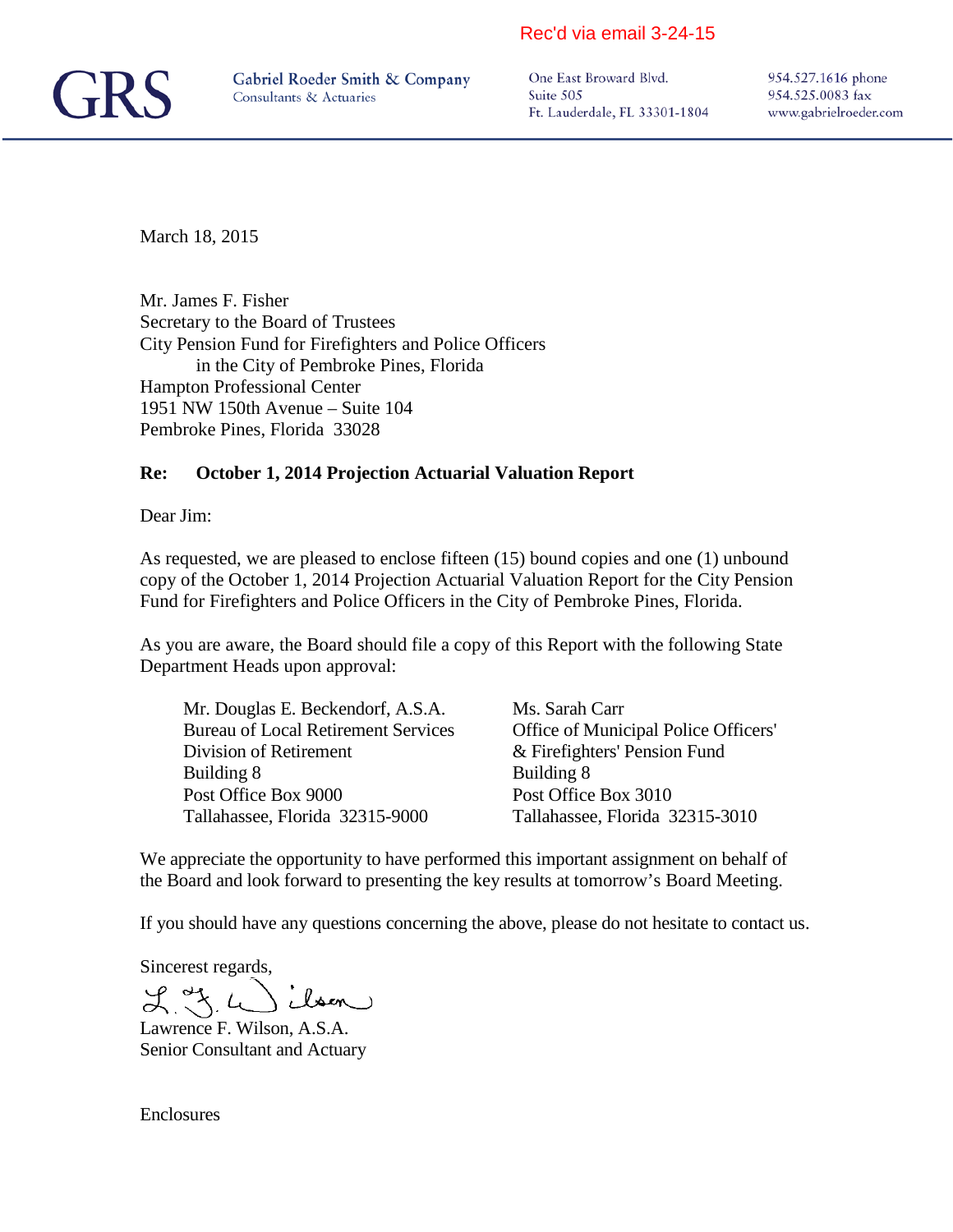Rec'd via email 3-24-15

**GRS** Gabriel Roeder Smith & Company
Consultants & Actuaries

One East Broward Blvd.
Suite 505
Ft. Lauderdale, FL 33301-1804

954.527.1616 phone
954.525.0083 fax
www.gabrielroeder.com

March 18, 2015

Mr. James F. Fisher
Secretary to the Board of Trustees
City Pension Fund for Firefighters and Police Officers
in the City of Pembroke Pines, Florida
Hampton Professional Center
1951 NW 150th Avenue – Suite 104
Pembroke Pines, Florida 33028

**Re: October 1, 2014 Projection Actuarial Valuation Report**

Dear Jim:

As requested, we are pleased to enclose fifteen (15) bound copies and one (1) unbound copy of the October 1, 2014 Projection Actuarial Valuation Report for the City Pension Fund for Firefighters and Police Officers in the City of Pembroke Pines, Florida.

As you are aware, the Board should file a copy of this Report with the following State Department Heads upon approval:

Mr. Douglas E. Beckendorf, A.S.A.
Bureau of Local Retirement Services
Division of Retirement
Building 8
Post Office Box 9000
Tallahassee, Florida 32315-9000

Ms. Sarah Carr
Office of Municipal Police Officers'
& Firefighters' Pension Fund
Building 8
Post Office Box 3010
Tallahassee, Florida 32315-3010

We appreciate the opportunity to have performed this important assignment on behalf of the Board and look forward to presenting the key results at tomorrow's Board Meeting.

If you should have any questions concerning the above, please do not hesitate to contact us.

Sincerest regards,

Lawrence F. Wilson, A.S.A.
Senior Consultant and Actuary

Enclosures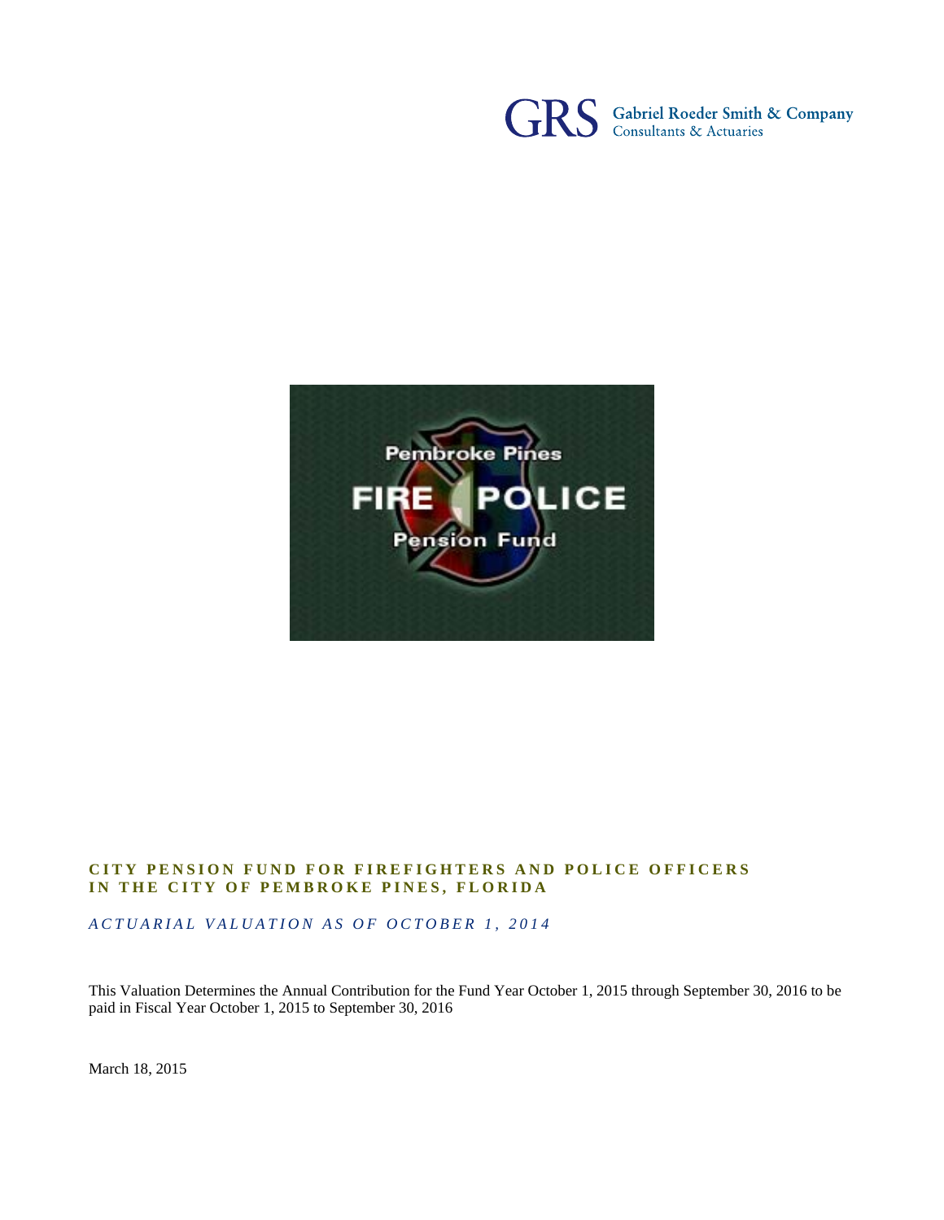GRS Gabriel Roeder Smith & Company
Consultants & Actuaries

Pembroke Pines
FIRE POLICE
Pension Fund

# CITY PENSION FUND FOR FIREFIGHTERS AND POLICE OFFICERS IN THE CITY OF PEMBROKE PINES, FLORIDA

*ACTUARIAL VALUATION AS OF OCTOBER 1, 2014*

This Valuation Determines the Annual Contribution for the Fund Year October 1, 2015 through September 30, 2016 to be paid in Fiscal Year October 1, 2015 to September 30, 2016

March 18, 2015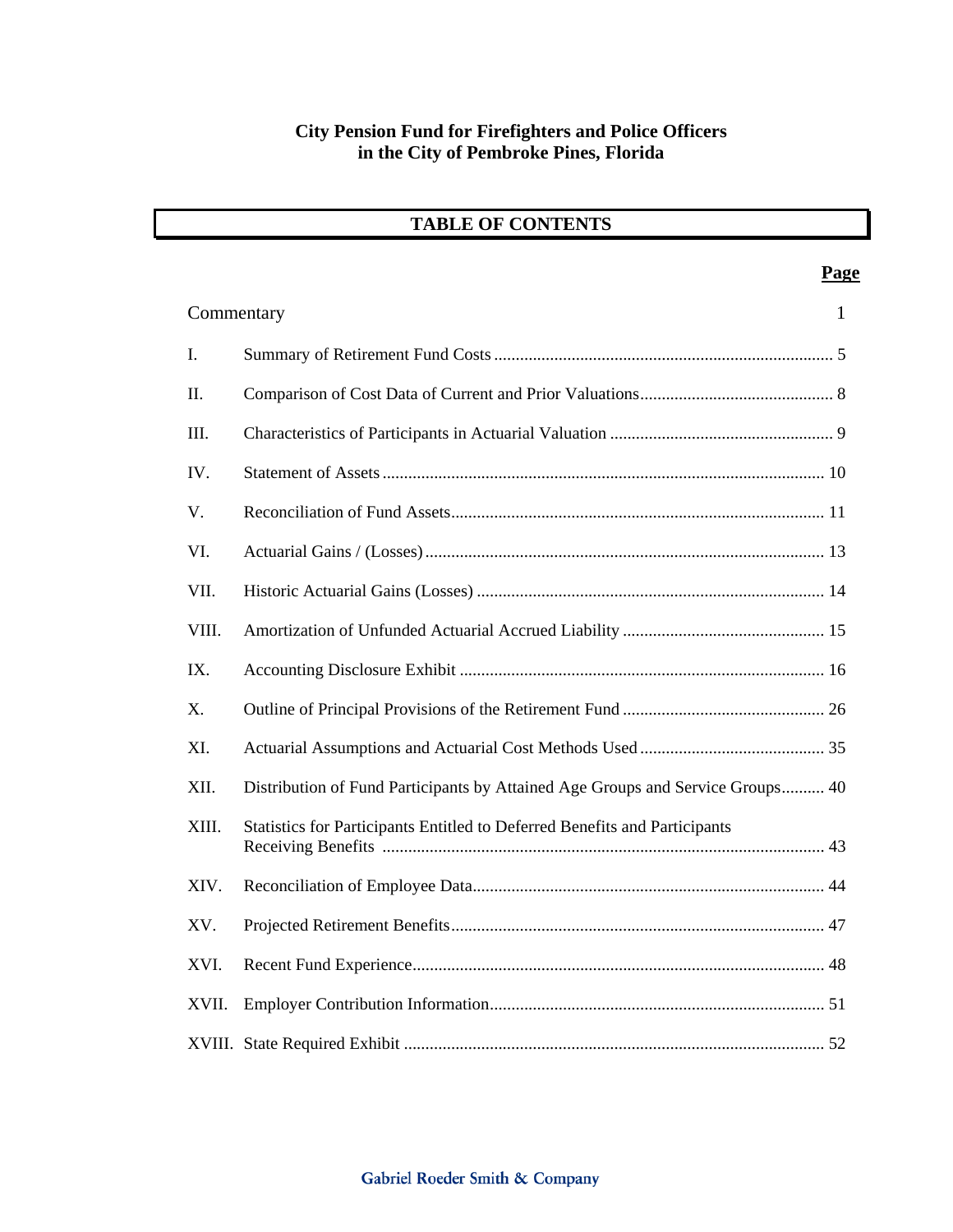**City Pension Fund for Firefighters and Police Officers in the City of Pembroke Pines, Florida**

## TABLE OF CONTENTS

| | | Page |
|---|---|---|
| Commentary | | 1 |
| I. | Summary of Retirement Fund Costs | 5 |
| II. | Comparison of Cost Data of Current and Prior Valuations | 8 |
| III. | Characteristics of Participants in Actuarial Valuation | 9 |
| IV. | Statement of Assets | 10 |
| V. | Reconciliation of Fund Assets | 11 |
| VI. | Actuarial Gains / (Losses) | 13 |
| VII. | Historic Actuarial Gains (Losses) | 14 |
| VIII. | Amortization of Unfunded Actuarial Accrued Liability | 15 |
| IX. | Accounting Disclosure Exhibit | 16 |
| X. | Outline of Principal Provisions of the Retirement Fund | 26 |
| XI. | Actuarial Assumptions and Actuarial Cost Methods Used | 35 |
| XII. | Distribution of Fund Participants by Attained Age Groups and Service Groups | 40 |
| XIII. | Statistics for Participants Entitled to Deferred Benefits and Participants Receiving Benefits | 43 |
| XIV. | Reconciliation of Employee Data | 44 |
| XV. | Projected Retirement Benefits | 47 |
| XVI. | Recent Fund Experience | 48 |
| XVII. | Employer Contribution Information | 51 |
| XVIII. | State Required Exhibit | 52 |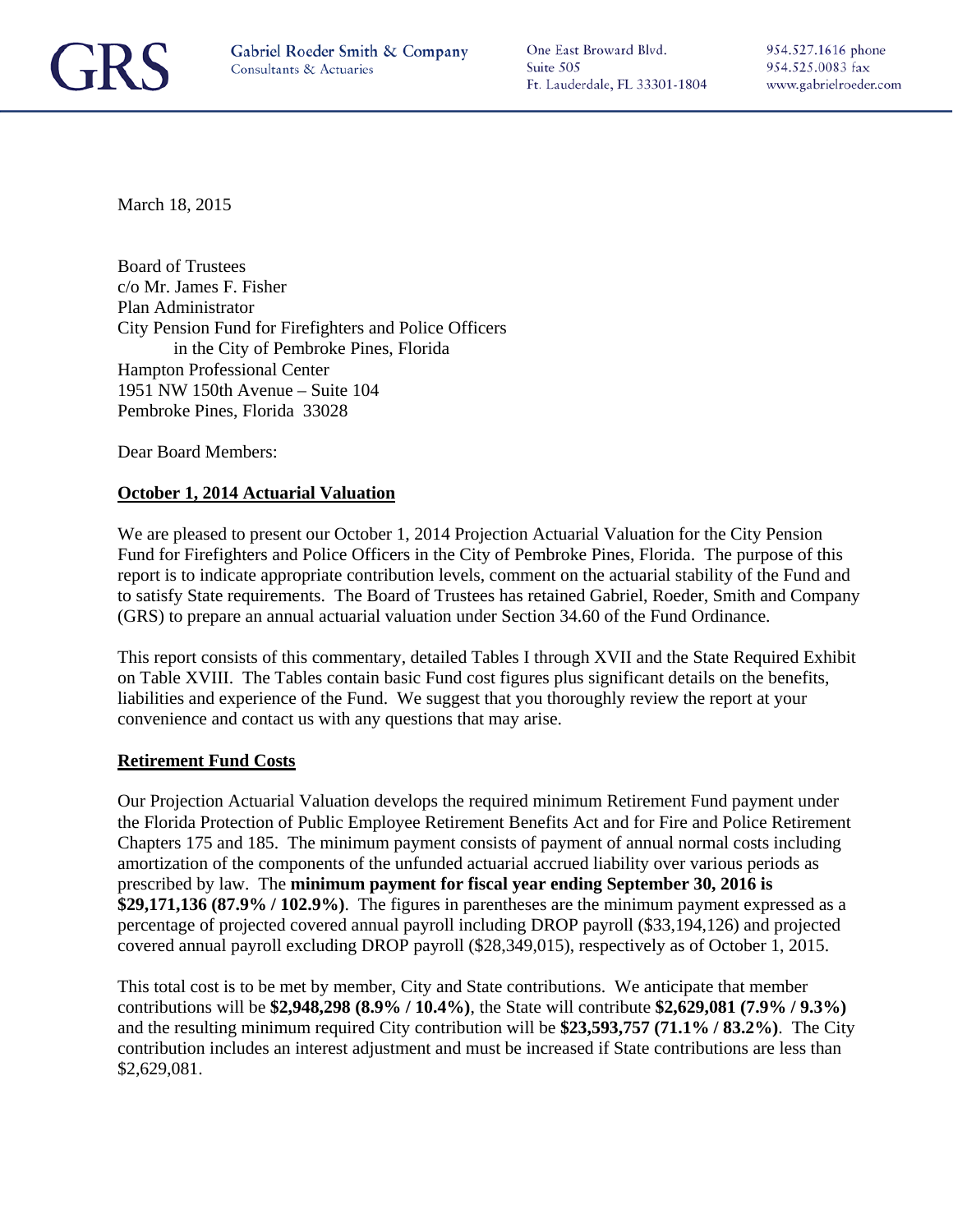March 18, 2015

Board of Trustees
c/o Mr. James F. Fisher
Plan Administrator
City Pension Fund for Firefighters and Police Officers
in the City of Pembroke Pines, Florida
Hampton Professional Center
1951 NW 150th Avenue – Suite 104
Pembroke Pines, Florida 33028

Dear Board Members:

**October 1, 2014 Actuarial Valuation**

We are pleased to present our October 1, 2014 Projection Actuarial Valuation for the City Pension Fund for Firefighters and Police Officers in the City of Pembroke Pines, Florida. The purpose of this report is to indicate appropriate contribution levels, comment on the actuarial stability of the Fund and to satisfy State requirements. The Board of Trustees has retained Gabriel, Roeder, Smith and Company (GRS) to prepare an annual actuarial valuation under Section 34.60 of the Fund Ordinance.

This report consists of this commentary, detailed Tables I through XVII and the State Required Exhibit on Table XVIII. The Tables contain basic Fund cost figures plus significant details on the benefits, liabilities and experience of the Fund. We suggest that you thoroughly review the report at your convenience and contact us with any questions that may arise.

**Retirement Fund Costs**

Our Projection Actuarial Valuation develops the required minimum Retirement Fund payment under the Florida Protection of Public Employee Retirement Benefits Act and for Fire and Police Retirement Chapters 175 and 185. The minimum payment consists of payment of annual normal costs including amortization of the components of the unfunded actuarial accrued liability over various periods as prescribed by law. The **minimum payment for fiscal year ending September 30, 2016 is $29,171,136 (87.9% / 102.9%)**. The figures in parentheses are the minimum payment expressed as a percentage of projected covered annual payroll including DROP payroll ($33,194,126) and projected covered annual payroll excluding DROP payroll ($28,349,015), respectively as of October 1, 2015.

This total cost is to be met by member, City and State contributions. We anticipate that member contributions will be **$2,948,298 (8.9% / 10.4%)**, the State will contribute **$2,629,081 (7.9% / 9.3%)** and the resulting minimum required City contribution will be **$23,593,757 (71.1% / 83.2%)**. The City contribution includes an interest adjustment and must be increased if State contributions are less than $2,629,081.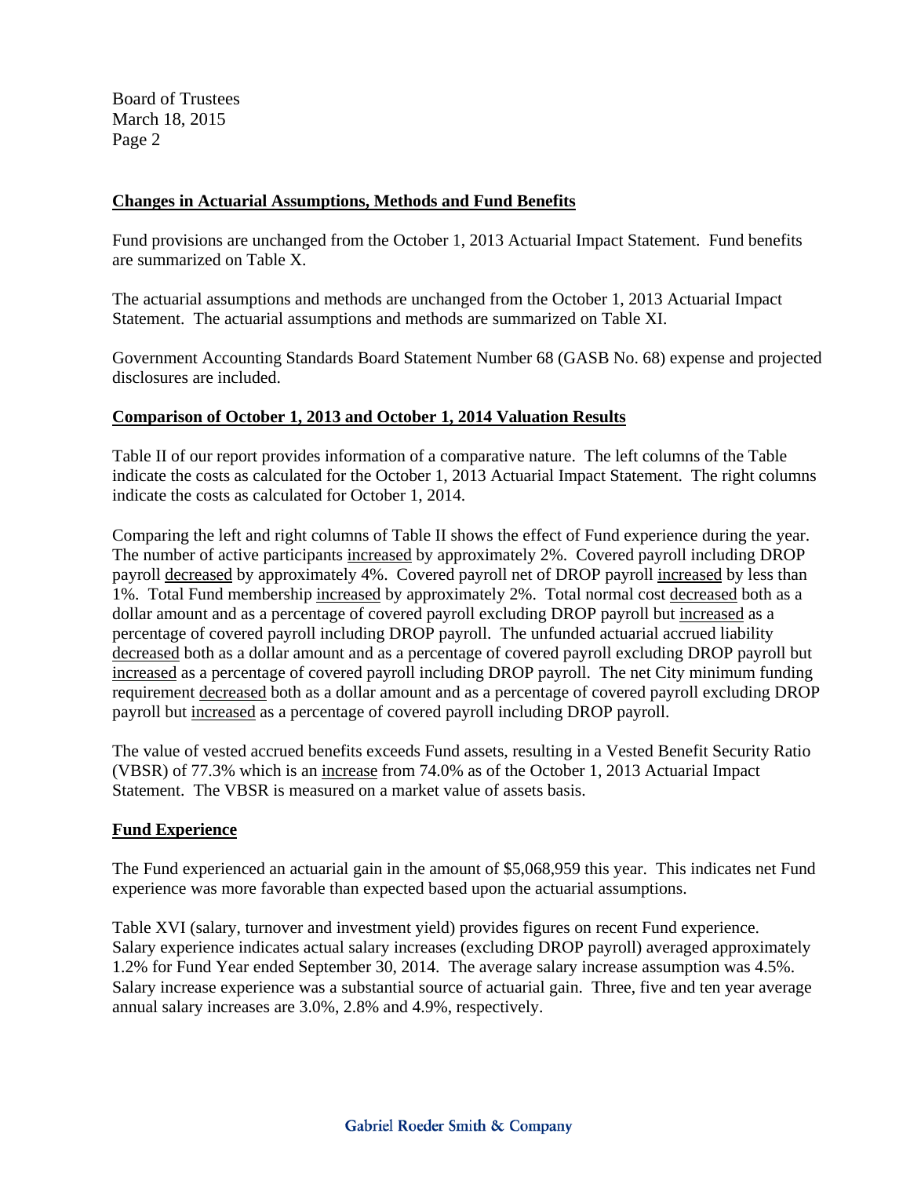Board of Trustees
March 18, 2015

## Changes in Actuarial Assumptions, Methods and Fund Benefits

Fund provisions are unchanged from the October 1, 2013 Actuarial Impact Statement. Fund benefits are summarized on Table X.

The actuarial assumptions and methods are unchanged from the October 1, 2013 Actuarial Impact Statement. The actuarial assumptions and methods are summarized on Table XI.

Government Accounting Standards Board Statement Number 68 (GASB No. 68) expense and projected disclosures are included.

## Comparison of October 1, 2013 and October 1, 2014 Valuation Results

Table II of our report provides information of a comparative nature. The left columns of the Table indicate the costs as calculated for the October 1, 2013 Actuarial Impact Statement. The right columns indicate the costs as calculated for October 1, 2014.

Comparing the left and right columns of Table II shows the effect of Fund experience during the year. The number of active participants increased by approximately 2%. Covered payroll including DROP payroll decreased by approximately 4%. Covered payroll net of DROP payroll increased by less than 1%. Total Fund membership increased by approximately 2%. Total normal cost decreased both as a dollar amount and as a percentage of covered payroll excluding DROP payroll but increased as a percentage of covered payroll including DROP payroll. The unfunded actuarial accrued liability decreased both as a dollar amount and as a percentage of covered payroll excluding DROP payroll but increased as a percentage of covered payroll including DROP payroll. The net City minimum funding requirement decreased both as a dollar amount and as a percentage of covered payroll excluding DROP payroll but increased as a percentage of covered payroll including DROP payroll.

The value of vested accrued benefits exceeds Fund assets, resulting in a Vested Benefit Security Ratio (VBSR) of 77.3% which is an increase from 74.0% as of the October 1, 2013 Actuarial Impact Statement. The VBSR is measured on a market value of assets basis.

## Fund Experience

The Fund experienced an actuarial gain in the amount of $5,068,959 this year. This indicates net Fund experience was more favorable than expected based upon the actuarial assumptions.

Table XVI (salary, turnover and investment yield) provides figures on recent Fund experience. Salary experience indicates actual salary increases (excluding DROP payroll) averaged approximately 1.2% for Fund Year ended September 30, 2014. The average salary increase assumption was 4.5%. Salary increase experience was a substantial source of actuarial gain. Three, five and ten year average annual salary increases are 3.0%, 2.8% and 4.9%, respectively.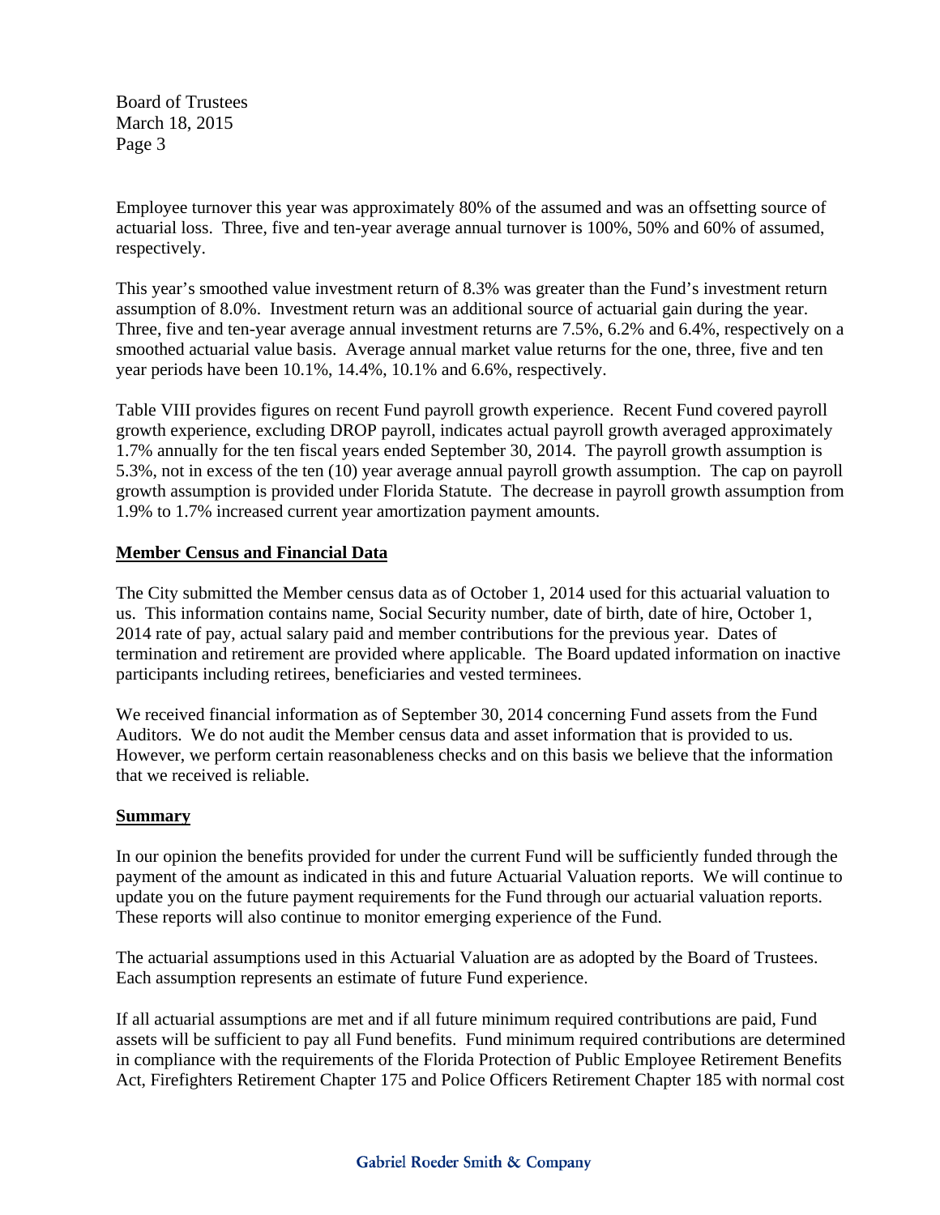Employee turnover this year was approximately 80% of the assumed and was an offsetting source of actuarial loss. Three, five and ten-year average annual turnover is 100%, 50% and 60% of assumed, respectively.

This year's smoothed value investment return of 8.3% was greater than the Fund's investment return assumption of 8.0%. Investment return was an additional source of actuarial gain during the year. Three, five and ten-year average annual investment returns are 7.5%, 6.2% and 6.4%, respectively on a smoothed actuarial value basis. Average annual market value returns for the one, three, five and ten year periods have been 10.1%, 14.4%, 10.1% and 6.6%, respectively.

Table VIII provides figures on recent Fund payroll growth experience. Recent Fund covered payroll growth experience, excluding DROP payroll, indicates actual payroll growth averaged approximately 1.7% annually for the ten fiscal years ended September 30, 2014. The payroll growth assumption is 5.3%, not in excess of the ten (10) year average annual payroll growth assumption. The cap on payroll growth assumption is provided under Florida Statute. The decrease in payroll growth assumption from 1.9% to 1.7% increased current year amortization payment amounts.

**Member Census and Financial Data**

The City submitted the Member census data as of October 1, 2014 used for this actuarial valuation to us. This information contains name, Social Security number, date of birth, date of hire, October 1, 2014 rate of pay, actual salary paid and member contributions for the previous year. Dates of termination and retirement are provided where applicable. The Board updated information on inactive participants including retirees, beneficiaries and vested terminees.

We received financial information as of September 30, 2014 concerning Fund assets from the Fund Auditors. We do not audit the Member census data and asset information that is provided to us. However, we perform certain reasonableness checks and on this basis we believe that the information that we received is reliable.

**Summary**

In our opinion the benefits provided for under the current Fund will be sufficiently funded through the payment of the amount as indicated in this and future Actuarial Valuation reports. We will continue to update you on the future payment requirements for the Fund through our actuarial valuation reports. These reports will also continue to monitor emerging experience of the Fund.

The actuarial assumptions used in this Actuarial Valuation are as adopted by the Board of Trustees. Each assumption represents an estimate of future Fund experience.

If all actuarial assumptions are met and if all future minimum required contributions are paid, Fund assets will be sufficient to pay all Fund benefits. Fund minimum required contributions are determined in compliance with the requirements of the Florida Protection of Public Employee Retirement Benefits Act, Firefighters Retirement Chapter 175 and Police Officers Retirement Chapter 185 with normal cost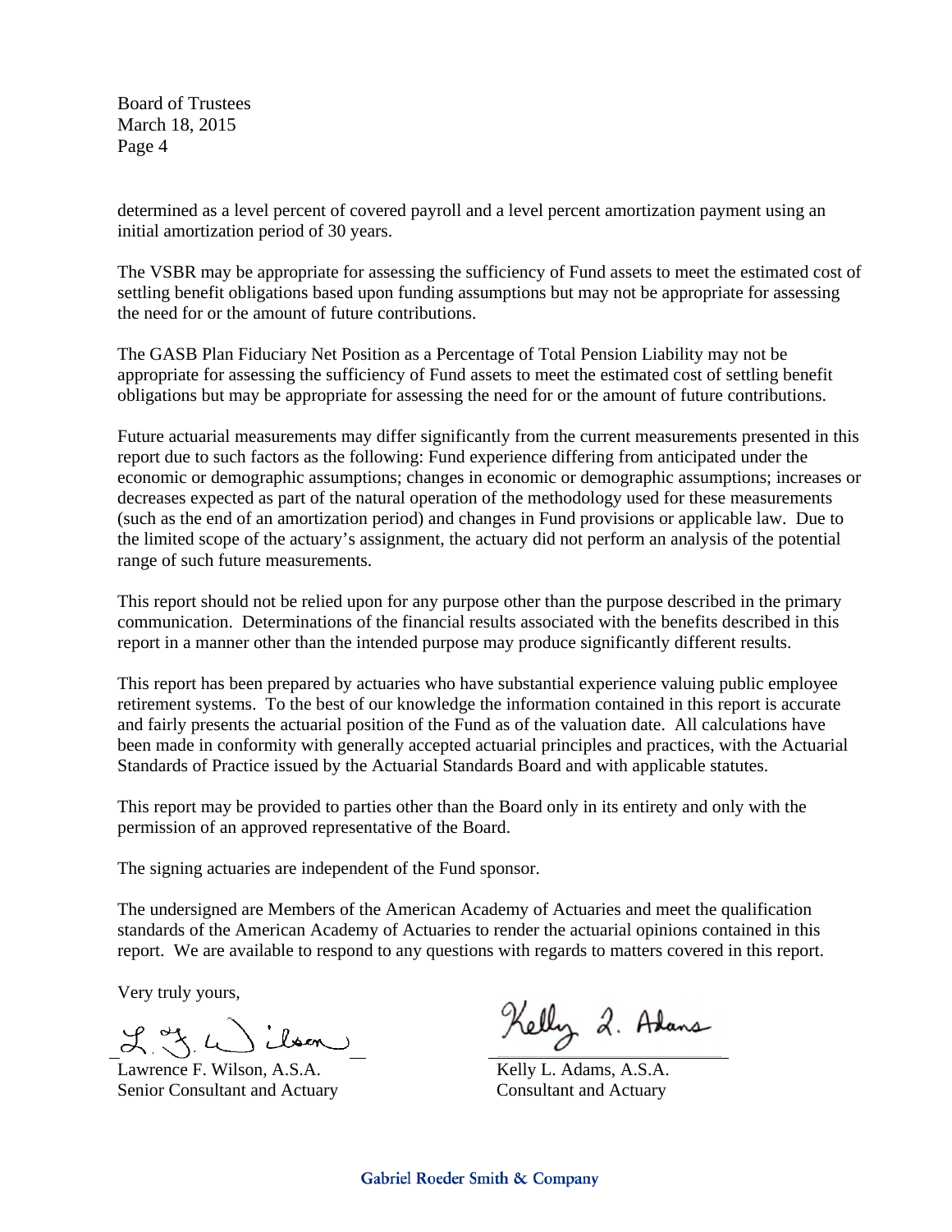Board of Trustees
March 18, 2015

determined as a level percent of covered payroll and a level percent amortization payment using an initial amortization period of 30 years.

The VSBR may be appropriate for assessing the sufficiency of Fund assets to meet the estimated cost of settling benefit obligations based upon funding assumptions but may not be appropriate for assessing the need for or the amount of future contributions.

The GASB Plan Fiduciary Net Position as a Percentage of Total Pension Liability may not be appropriate for assessing the sufficiency of Fund assets to meet the estimated cost of settling benefit obligations but may be appropriate for assessing the need for or the amount of future contributions.

Future actuarial measurements may differ significantly from the current measurements presented in this report due to such factors as the following: Fund experience differing from anticipated under the economic or demographic assumptions; changes in economic or demographic assumptions; increases or decreases expected as part of the natural operation of the methodology used for these measurements (such as the end of an amortization period) and changes in Fund provisions or applicable law. Due to the limited scope of the actuary's assignment, the actuary did not perform an analysis of the potential range of such future measurements.

This report should not be relied upon for any purpose other than the purpose described in the primary communication. Determinations of the financial results associated with the benefits described in this report in a manner other than the intended purpose may produce significantly different results.

This report has been prepared by actuaries who have substantial experience valuing public employee retirement systems. To the best of our knowledge the information contained in this report is accurate and fairly presents the actuarial position of the Fund as of the valuation date. All calculations have been made in conformity with generally accepted actuarial principles and practices, with the Actuarial Standards of Practice issued by the Actuarial Standards Board and with applicable statutes.

This report may be provided to parties other than the Board only in its entirety and only with the permission of an approved representative of the Board.

The signing actuaries are independent of the Fund sponsor.

The undersigned are Members of the American Academy of Actuaries and meet the qualification standards of the American Academy of Actuaries to render the actuarial opinions contained in this report. We are available to respond to any questions with regards to matters covered in this report.

Very truly yours,

Lawrence F. Wilson, A.S.A.
Senior Consultant and Actuary

Kelly L. Adams, A.S.A.
Consultant and Actuary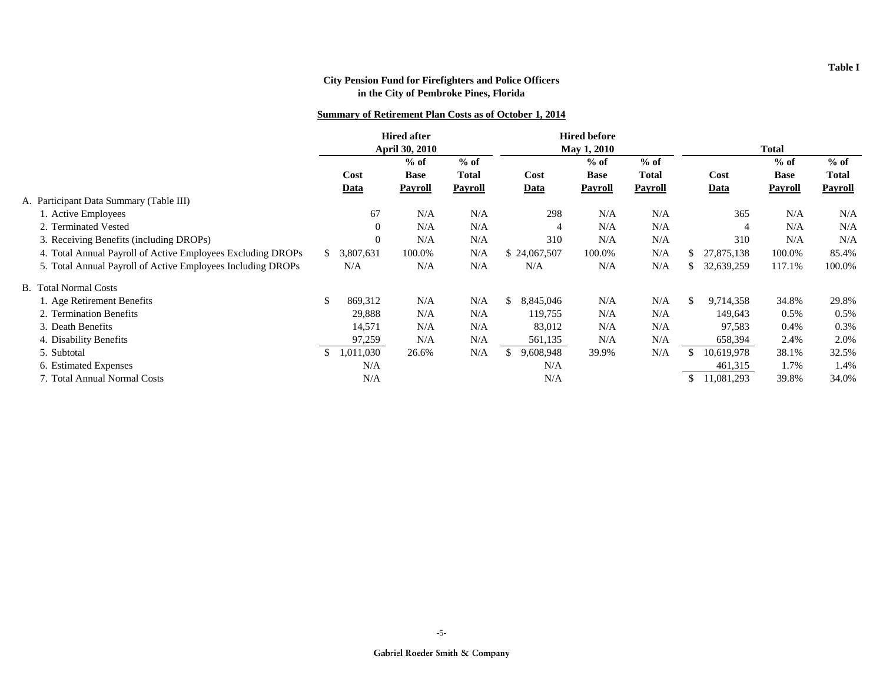Table I

**City Pension Fund for Firefighters and Police Officers in the City of Pembroke Pines, Florida**

**Summary of Retirement Plan Costs as of October 1, 2014**

| | Hired after April 30, 2010 | | | Hired before May 1, 2010 | | | Total | | |
|---|---|---|---|---|---|---|---|---|---|
| | Cost Data | % of Base Payroll | % of Total Payroll | Cost Data | % of Base Payroll | % of Total Payroll | Cost Data | % of Base Payroll | % of Total Payroll |
| A. Participant Data Summary (Table III) | | | | | | | | | |
| 1. Active Employees | 67 | N/A | N/A | 298 | N/A | N/A | 365 | N/A | N/A |
| 2. Terminated Vested | 0 | N/A | N/A | 4 | N/A | N/A | 4 | N/A | N/A |
| 3. Receiving Benefits (including DROPs) | 0 | N/A | N/A | 310 | N/A | N/A | 310 | N/A | N/A |
| 4. Total Annual Payroll of Active Employees Excluding DROPs | $ 3,807,631 | 100.0% | N/A | $ 24,067,507 | 100.0% | N/A | $ 27,875,138 | 100.0% | 85.4% |
| 5. Total Annual Payroll of Active Employees Including DROPs | N/A | N/A | N/A | N/A | N/A | N/A | $ 32,639,259 | 117.1% | 100.0% |
| B. Total Normal Costs | | | | | | | | | |
| 1. Age Retirement Benefits | $ 869,312 | N/A | N/A | $ 8,845,046 | N/A | N/A | $ 9,714,358 | 34.8% | 29.8% |
| 2. Termination Benefits | 29,888 | N/A | N/A | 119,755 | N/A | N/A | 149,643 | 0.5% | 0.5% |
| 3. Death Benefits | 14,571 | N/A | N/A | 83,012 | N/A | N/A | 97,583 | 0.4% | 0.3% |
| 4. Disability Benefits | 97,259 | N/A | N/A | 561,135 | N/A | N/A | 658,394 | 2.4% | 2.0% |
| 5. Subtotal | $ 1,011,030 | 26.6% | N/A | $ 9,608,948 | 39.9% | N/A | $ 10,619,978 | 38.1% | 32.5% |
| 6. Estimated Expenses | N/A | | | N/A | | | 461,315 | 1.7% | 1.4% |
| 7. Total Annual Normal Costs | N/A | | | N/A | | | $ 11,081,293 | 39.8% | 34.0% |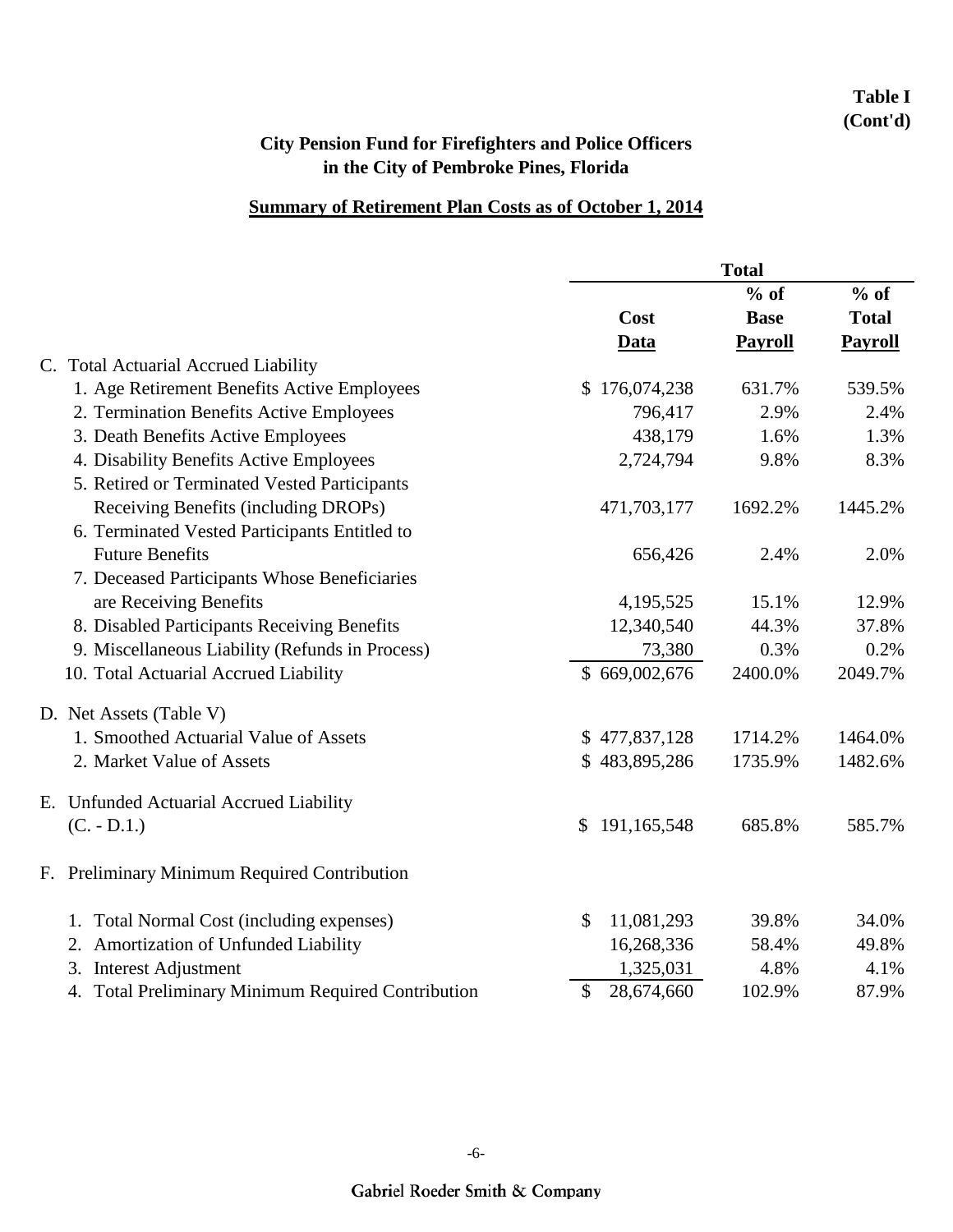**Table I**
**(Cont'd)**

## City Pension Fund for Firefighters and Police Officers in the City of Pembroke Pines, Florida

### Summary of Retirement Plan Costs as of October 1, 2014

| | Total | | |
|---|---|---|---|
| | Cost Data | % of Base Payroll | % of Total Payroll |
| **C. Total Actuarial Accrued Liability** | | | |
| 1. Age Retirement Benefits Active Employees | $ 176,074,238 | 631.7% | 539.5% |
| 2. Termination Benefits Active Employees | 796,417 | 2.9% | 2.4% |
| 3. Death Benefits Active Employees | 438,179 | 1.6% | 1.3% |
| 4. Disability Benefits Active Employees | 2,724,794 | 9.8% | 8.3% |
| 5. Retired or Terminated Vested Participants Receiving Benefits (including DROPs) | 471,703,177 | 1692.2% | 1445.2% |
| 6. Terminated Vested Participants Entitled to Future Benefits | 656,426 | 2.4% | 2.0% |
| 7. Deceased Participants Whose Beneficiaries are Receiving Benefits | 4,195,525 | 15.1% | 12.9% |
| 8. Disabled Participants Receiving Benefits | 12,340,540 | 44.3% | 37.8% |
| 9. Miscellaneous Liability (Refunds in Process) | 73,380 | 0.3% | 0.2% |
| 10. Total Actuarial Accrued Liability | $ 669,002,676 | 2400.0% | 2049.7% |
| **D. Net Assets (Table V)** | | | |
| 1. Smoothed Actuarial Value of Assets | $ 477,837,128 | 1714.2% | 1464.0% |
| 2. Market Value of Assets | $ 483,895,286 | 1735.9% | 1482.6% |
| **E. Unfunded Actuarial Accrued Liability (C. - D.1.)** | $ 191,165,548 | 685.8% | 585.7% |
| **F. Preliminary Minimum Required Contribution** | | | |
| 1. Total Normal Cost (including expenses) | $ 11,081,293 | 39.8% | 34.0% |
| 2. Amortization of Unfunded Liability | 16,268,336 | 58.4% | 49.8% |
| 3. Interest Adjustment | 1,325,031 | 4.8% | 4.1% |
| 4. Total Preliminary Minimum Required Contribution | $ 28,674,660 | 102.9% | 87.9% |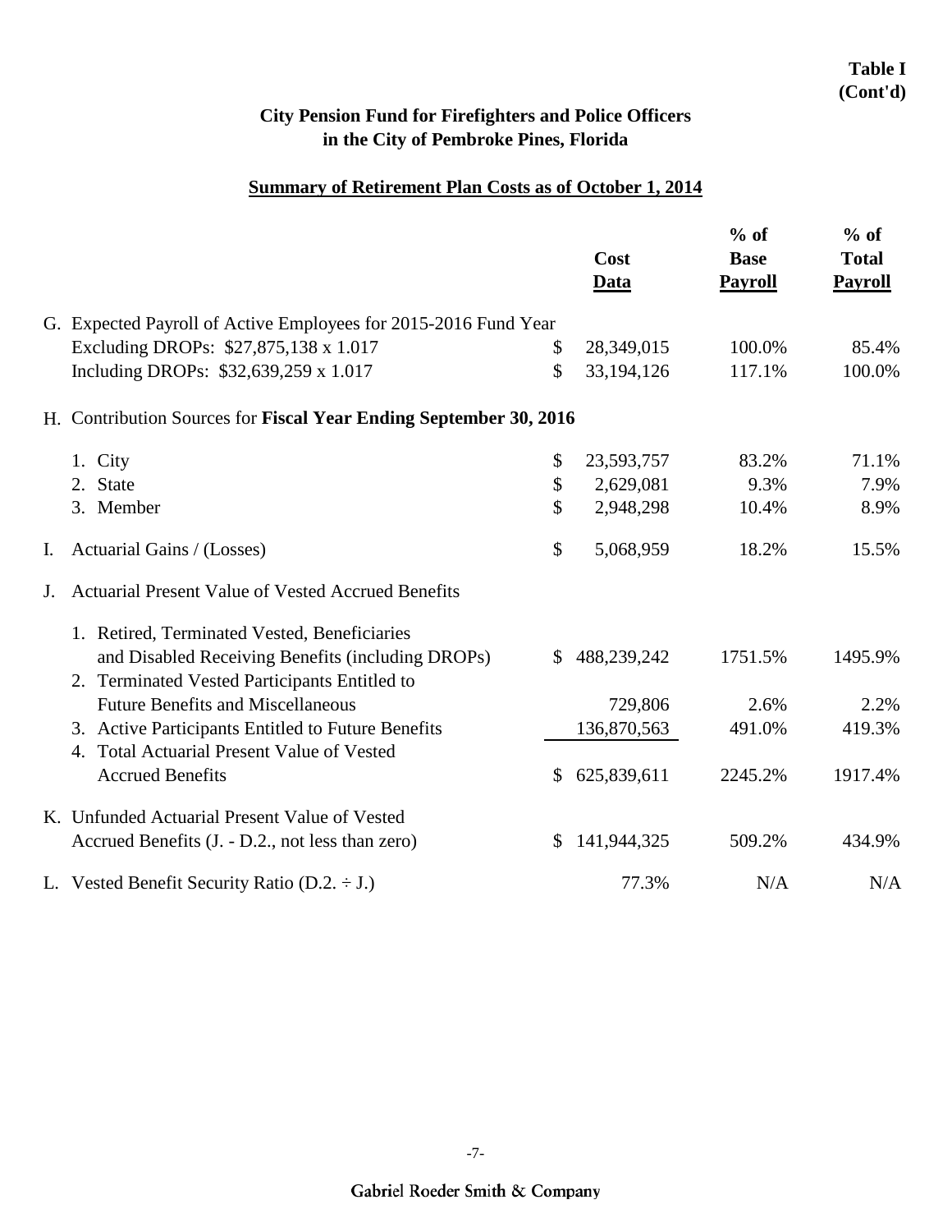**Table I (Cont'd)**

## City Pension Fund for Firefighters and Police Officers in the City of Pembroke Pines, Florida

### Summary of Retirement Plan Costs as of October 1, 2014

| | Cost Data | % of Base Payroll | % of Total Payroll |
|---|---|---|---|
| G. Expected Payroll of Active Employees for 2015-2016 Fund Year | | | |
| Excluding DROPs: $27,875,138 x 1.017 | $ 28,349,015 | 100.0% | 85.4% |
| Including DROPs: $32,639,259 x 1.017 | $ 33,194,126 | 117.1% | 100.0% |
| H. Contribution Sources for **Fiscal Year Ending September 30, 2016** | | | |
| 1. City | $ 23,593,757 | 83.2% | 71.1% |
| 2. State | $ 2,629,081 | 9.3% | 7.9% |
| 3. Member | $ 2,948,298 | 10.4% | 8.9% |
| I. Actuarial Gains / (Losses) | $ 5,068,959 | 18.2% | 15.5% |
| J. Actuarial Present Value of Vested Accrued Benefits | | | |
| 1. Retired, Terminated Vested, Beneficiaries and Disabled Receiving Benefits (including DROPs) | $ 488,239,242 | 1751.5% | 1495.9% |
| 2. Terminated Vested Participants Entitled to Future Benefits and Miscellaneous | 729,806 | 2.6% | 2.2% |
| 3. Active Participants Entitled to Future Benefits | 136,870,563 | 491.0% | 419.3% |
| 4. Total Actuarial Present Value of Vested Accrued Benefits | $ 625,839,611 | 2245.2% | 1917.4% |
| K. Unfunded Actuarial Present Value of Vested Accrued Benefits (J. - D.2., not less than zero) | $ 141,944,325 | 509.2% | 434.9% |
| L. Vested Benefit Security Ratio (D.2. ÷ J.) | 77.3% | N/A | N/A |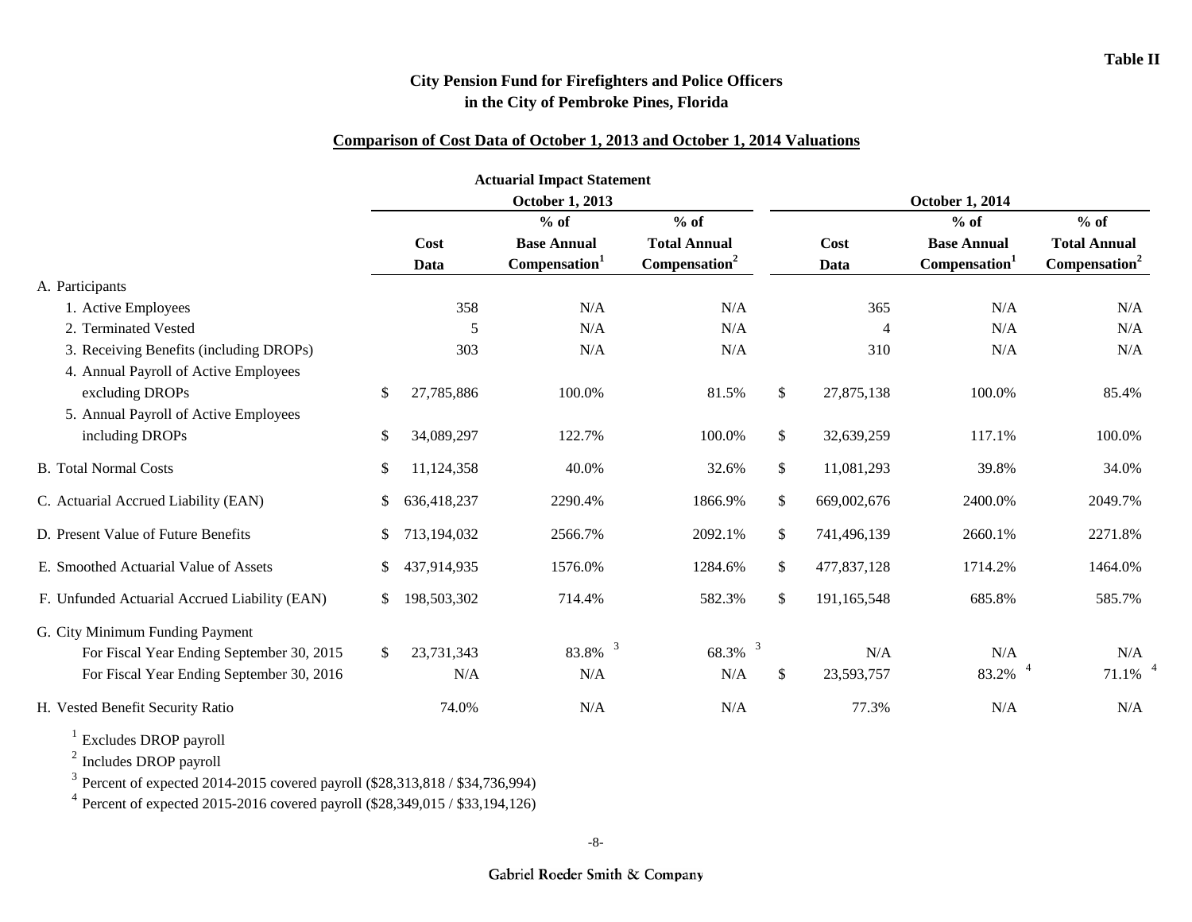Table II

## City Pension Fund for Firefighters and Police Officers in the City of Pembroke Pines, Florida

### Comparison of Cost Data of October 1, 2013 and October 1, 2014 Valuations

| | Actuarial Impact Statement October 1, 2013 | | | October 1, 2014 | | |
|---|---|---|---|---|---|---|
| | Cost Data | % of Base Annual Compensation[1] | % of Total Annual Compensation[2] | Cost Data | % of Base Annual Compensation[1] | % of Total Annual Compensation[2] |
| A. Participants | | | | | | |
| 1. Active Employees | 358 | N/A | N/A | 365 | N/A | N/A |
| 2. Terminated Vested | 5 | N/A | N/A | 4 | N/A | N/A |
| 3. Receiving Benefits (including DROPs) | 303 | N/A | N/A | 310 | N/A | N/A |
| 4. Annual Payroll of Active Employees excluding DROPs | $ 27,785,886 | 100.0% | 81.5% | $ 27,875,138 | 100.0% | 85.4% |
| 5. Annual Payroll of Active Employees including DROPs | $ 34,089,297 | 122.7% | 100.0% | $ 32,639,259 | 117.1% | 100.0% |
| B. Total Normal Costs | $ 11,124,358 | 40.0% | 32.6% | $ 11,081,293 | 39.8% | 34.0% |
| C. Actuarial Accrued Liability (EAN) | $ 636,418,237 | 2290.4% | 1866.9% | $ 669,002,676 | 2400.0% | 2049.7% |
| D. Present Value of Future Benefits | $ 713,194,032 | 2566.7% | 2092.1% | $ 741,496,139 | 2660.1% | 2271.8% |
| E. Smoothed Actuarial Value of Assets | $ 437,914,935 | 1576.0% | 1284.6% | $ 477,837,128 | 1714.2% | 1464.0% |
| F. Unfunded Actuarial Accrued Liability (EAN) | $ 198,503,302 | 714.4% | 582.3% | $ 191,165,548 | 685.8% | 585.7% |
| G. City Minimum Funding Payment | | | | | | |
| For Fiscal Year Ending September 30, 2015 | $ 23,731,343 | 83.8% [3] | 68.3% [3] | N/A | N/A | N/A |
| For Fiscal Year Ending September 30, 2016 | N/A | N/A | N/A | $ 23,593,757 | 83.2% [4] | 71.1% [4] |
| H. Vested Benefit Security Ratio | 74.0% | N/A | N/A | 77.3% | N/A | N/A |

[1] Excludes DROP payroll

[2] Includes DROP payroll

[3] Percent of expected 2014-2015 covered payroll ($28,313,818 / $34,736,994)

[4] Percent of expected 2015-2016 covered payroll ($28,349,015 / $33,194,126)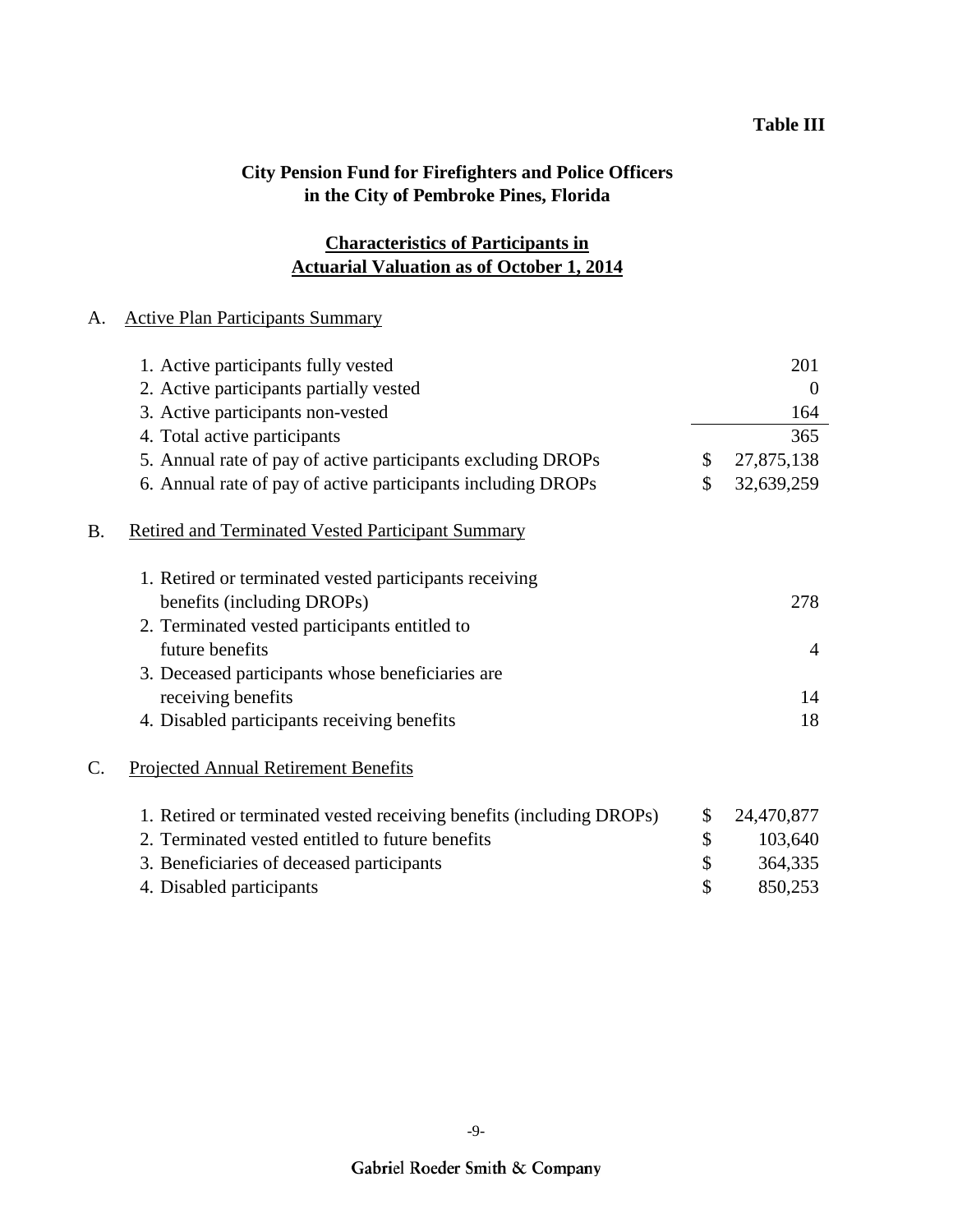**Table III**

## City Pension Fund for Firefighters and Police Officers in the City of Pembroke Pines, Florida

### Characteristics of Participants in Actuarial Valuation as of October 1, 2014

A. Active Plan Participants Summary

| | | |
|---|---|---|
| 1. Active participants fully vested | | 201 |
| 2. Active participants partially vested | | 0 |
| 3. Active participants non-vested | | 164 |
| 4. Total active participants | | 365 |
| 5. Annual rate of pay of active participants excluding DROPs | $ | 27,875,138 |
| 6. Annual rate of pay of active participants including DROPs | $ | 32,639,259 |

B. Retired and Terminated Vested Participant Summary

| | |
|---|---|
| 1. Retired or terminated vested participants receiving benefits (including DROPs) | 278 |
| 2. Terminated vested participants entitled to future benefits | 4 |
| 3. Deceased participants whose beneficiaries are receiving benefits | 14 |
| 4. Disabled participants receiving benefits | 18 |

C. Projected Annual Retirement Benefits

| | | |
|---|---|---|
| 1. Retired or terminated vested receiving benefits (including DROPs) | $ | 24,470,877 |
| 2. Terminated vested entitled to future benefits | $ | 103,640 |
| 3. Beneficiaries of deceased participants | $ | 364,335 |
| 4. Disabled participants | $ | 850,253 |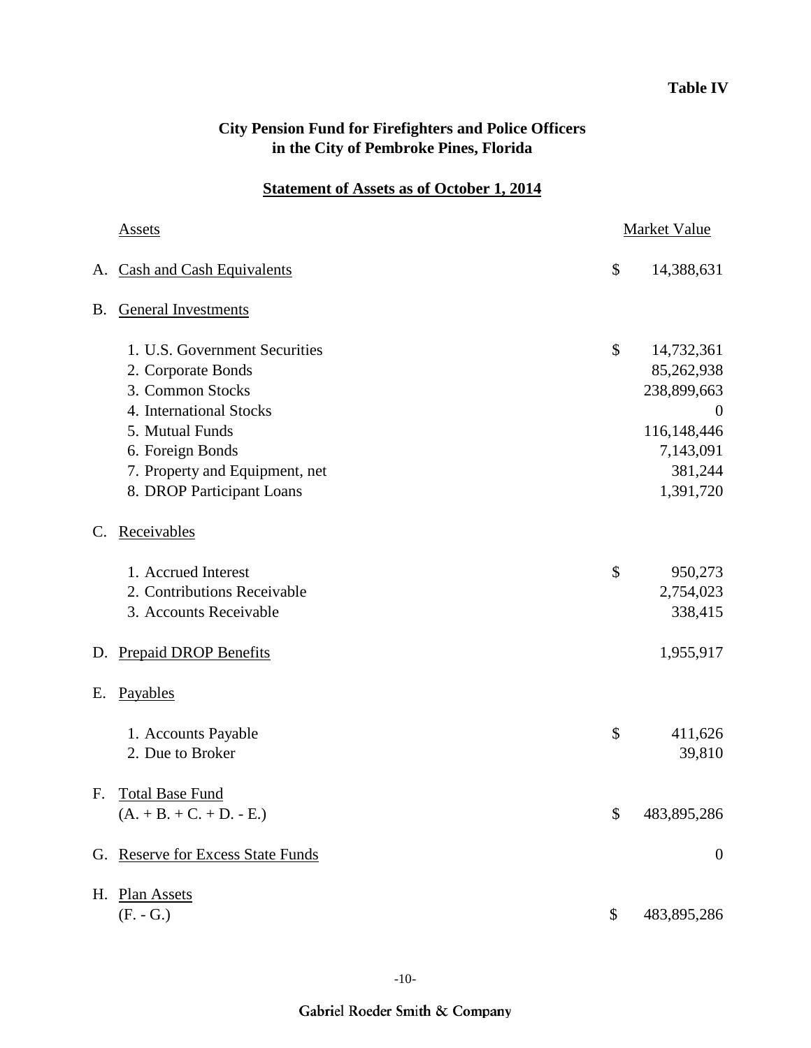**Table IV**

## City Pension Fund for Firefighters and Police Officers in the City of Pembroke Pines, Florida

### Statement of Assets as of October 1, 2014

| Assets | | Market Value |
|---|---|---|
| A. Cash and Cash Equivalents | $ | 14,388,631 |
| B. General Investments | | |
| 1. U.S. Government Securities | $ | 14,732,361 |
| 2. Corporate Bonds | | 85,262,938 |
| 3. Common Stocks | | 238,899,663 |
| 4. International Stocks | | 0 |
| 5. Mutual Funds | | 116,148,446 |
| 6. Foreign Bonds | | 7,143,091 |
| 7. Property and Equipment, net | | 381,244 |
| 8. DROP Participant Loans | | 1,391,720 |
| C. Receivables | | |
| 1. Accrued Interest | $ | 950,273 |
| 2. Contributions Receivable | | 2,754,023 |
| 3. Accounts Receivable | | 338,415 |
| D. Prepaid DROP Benefits | | 1,955,917 |
| E. Payables | | |
| 1. Accounts Payable | $ | 411,626 |
| 2. Due to Broker | | 39,810 |
| F. Total Base Fund (A. + B. + C. + D. - E.) | $ | 483,895,286 |
| G. Reserve for Excess State Funds | | 0 |
| H. Plan Assets (F. - G.) | $ | 483,895,286 |

Gabriel Roeder Smith & Company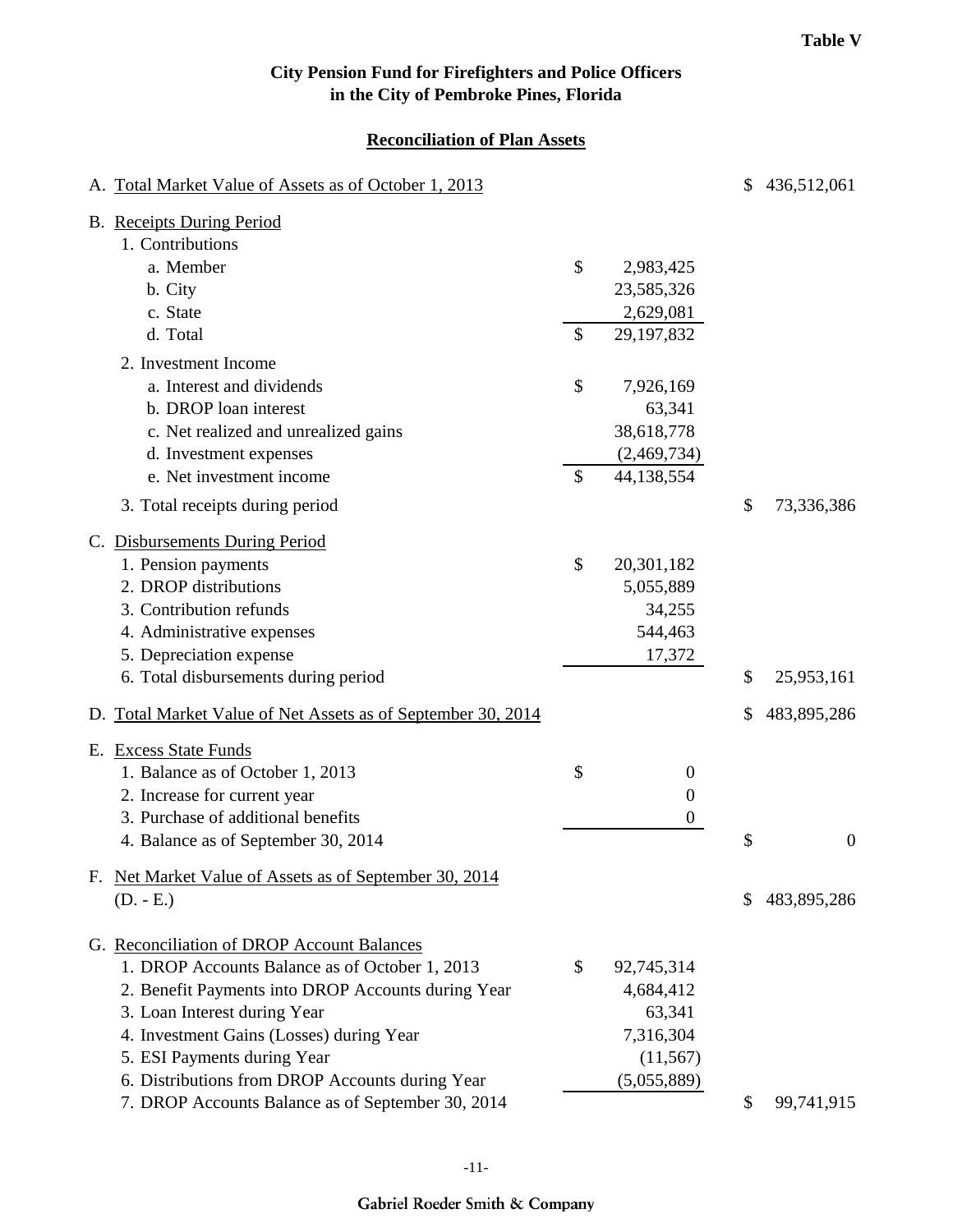**Table V**

**City Pension Fund for Firefighters and Police Officers in the City of Pembroke Pines, Florida**

**Reconciliation of Plan Assets**

| | | |
|---|---|---|
| A. Total Market Value of Assets as of October 1, 2013 | | $ 436,512,061 |
| B. Receipts During Period | | |
| 1. Contributions | | |
| a. Member | $ 2,983,425 | |
| b. City | 23,585,326 | |
| c. State | 2,629,081 | |
| d. Total | $ 29,197,832 | |
| 2. Investment Income | | |
| a. Interest and dividends | $ 7,926,169 | |
| b. DROP loan interest | 63,341 | |
| c. Net realized and unrealized gains | 38,618,778 | |
| d. Investment expenses | (2,469,734) | |
| e. Net investment income | $ 44,138,554 | |
| 3. Total receipts during period | | $ 73,336,386 |
| C. Disbursements During Period | | |
| 1. Pension payments | $ 20,301,182 | |
| 2. DROP distributions | 5,055,889 | |
| 3. Contribution refunds | 34,255 | |
| 4. Administrative expenses | 544,463 | |
| 5. Depreciation expense | 17,372 | |
| 6. Total disbursements during period | | $ 25,953,161 |
| D. Total Market Value of Net Assets as of September 30, 2014 | | $ 483,895,286 |
| E. Excess State Funds | | |
| 1. Balance as of October 1, 2013 | $ 0 | |
| 2. Increase for current year | 0 | |
| 3. Purchase of additional benefits | 0 | |
| 4. Balance as of September 30, 2014 | | $ 0 |
| F. Net Market Value of Assets as of September 30, 2014 (D. - E.) | | $ 483,895,286 |
| G. Reconciliation of DROP Account Balances | | |
| 1. DROP Accounts Balance as of October 1, 2013 | $ 92,745,314 | |
| 2. Benefit Payments into DROP Accounts during Year | 4,684,412 | |
| 3. Loan Interest during Year | 63,341 | |
| 4. Investment Gains (Losses) during Year | 7,316,304 | |
| 5. ESI Payments during Year | (11,567) | |
| 6. Distributions from DROP Accounts during Year | (5,055,889) | |
| 7. DROP Accounts Balance as of September 30, 2014 | | $ 99,741,915 |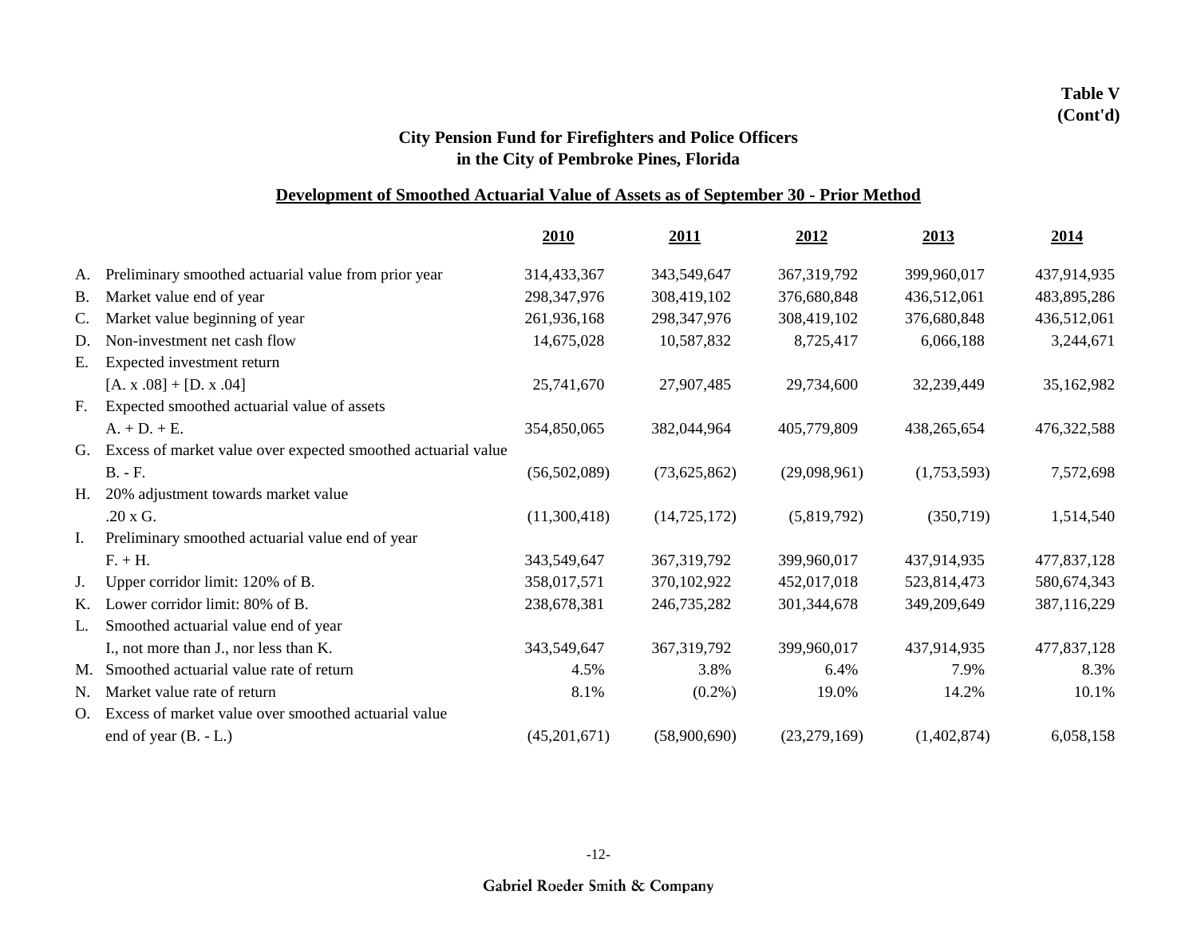**Table V (Cont'd)**

## City Pension Fund for Firefighters and Police Officers in the City of Pembroke Pines, Florida

### Development of Smoothed Actuarial Value of Assets as of September 30 - Prior Method

| | | 2010 | 2011 | 2012 | 2013 | 2014 |
|---|---|---|---|---|---|---|
| A. | Preliminary smoothed actuarial value from prior year | 314,433,367 | 343,549,647 | 367,319,792 | 399,960,017 | 437,914,935 |
| B. | Market value end of year | 298,347,976 | 308,419,102 | 376,680,848 | 436,512,061 | 483,895,286 |
| C. | Market value beginning of year | 261,936,168 | 298,347,976 | 308,419,102 | 376,680,848 | 436,512,061 |
| D. | Non-investment net cash flow | 14,675,028 | 10,587,832 | 8,725,417 | 6,066,188 | 3,244,671 |
| E. | Expected investment return [A. x .08] + [D. x .04] | 25,741,670 | 27,907,485 | 29,734,600 | 32,239,449 | 35,162,982 |
| F. | Expected smoothed actuarial value of assets A. + D. + E. | 354,850,065 | 382,044,964 | 405,779,809 | 438,265,654 | 476,322,588 |
| G. | Excess of market value over expected smoothed actuarial value B. - F. | (56,502,089) | (73,625,862) | (29,098,961) | (1,753,593) | 7,572,698 |
| H. | 20% adjustment towards market value .20 x G. | (11,300,418) | (14,725,172) | (5,819,792) | (350,719) | 1,514,540 |
| I. | Preliminary smoothed actuarial value end of year F. + H. | 343,549,647 | 367,319,792 | 399,960,017 | 437,914,935 | 477,837,128 |
| J. | Upper corridor limit: 120% of B. | 358,017,571 | 370,102,922 | 452,017,018 | 523,814,473 | 580,674,343 |
| K. | Lower corridor limit: 80% of B. | 238,678,381 | 246,735,282 | 301,344,678 | 349,209,649 | 387,116,229 |
| L. | Smoothed actuarial value end of year I., not more than J., nor less than K. | 343,549,647 | 367,319,792 | 399,960,017 | 437,914,935 | 477,837,128 |
| M. | Smoothed actuarial value rate of return | 4.5% | 3.8% | 6.4% | 7.9% | 8.3% |
| N. | Market value rate of return | 8.1% | (0.2%) | 19.0% | 14.2% | 10.1% |
| O. | Excess of market value over smoothed actuarial value end of year (B. - L.) | (45,201,671) | (58,900,690) | (23,279,169) | (1,402,874) | 6,058,158 |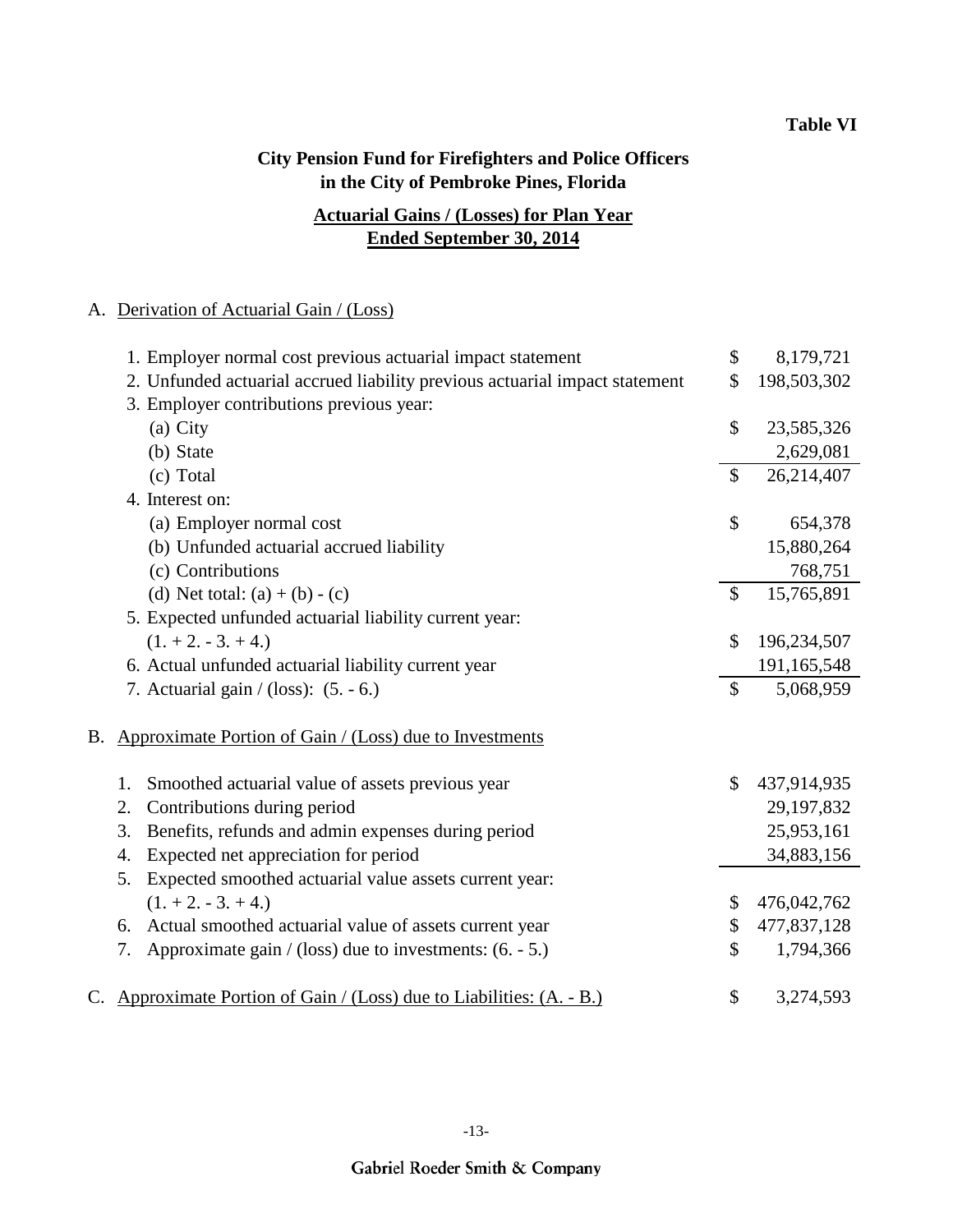**Table VI**

# City Pension Fund for Firefighters and Police Officers in the City of Pembroke Pines, Florida

## Actuarial Gains / (Losses) for Plan Year Ended September 30, 2014

A. Derivation of Actuarial Gain / (Loss)

| | | |
|---|---|---|
| 1. Employer normal cost previous actuarial impact statement | $ | 8,179,721 |
| 2. Unfunded actuarial accrued liability previous actuarial impact statement | $ | 198,503,302 |
| 3. Employer contributions previous year: | | |
| (a) City | $ | 23,585,326 |
| (b) State | | 2,629,081 |
| (c) Total | $ | 26,214,407 |
| 4. Interest on: | | |
| (a) Employer normal cost | $ | 654,378 |
| (b) Unfunded actuarial accrued liability | | 15,880,264 |
| (c) Contributions | | 768,751 |
| (d) Net total: (a) + (b) - (c) | $ | 15,765,891 |
| 5. Expected unfunded actuarial liability current year: (1. + 2. - 3. + 4.) | $ | 196,234,507 |
| 6. Actual unfunded actuarial liability current year | | 191,165,548 |
| 7. Actuarial gain / (loss): (5. - 6.) | $ | 5,068,959 |

B. Approximate Portion of Gain / (Loss) due to Investments

| | | |
|---|---|---|
| 1. Smoothed actuarial value of assets previous year | $ | 437,914,935 |
| 2. Contributions during period | | 29,197,832 |
| 3. Benefits, refunds and admin expenses during period | | 25,953,161 |
| 4. Expected net appreciation for period | | 34,883,156 |
| 5. Expected smoothed actuarial value assets current year: (1. + 2. - 3. + 4.) | $ | 476,042,762 |
| 6. Actual smoothed actuarial value of assets current year | $ | 477,837,128 |
| 7. Approximate gain / (loss) due to investments: (6. - 5.) | $ | 1,794,366 |

C. Approximate Portion of Gain / (Loss) due to Liabilities: (A. - B.) $ 3,274,593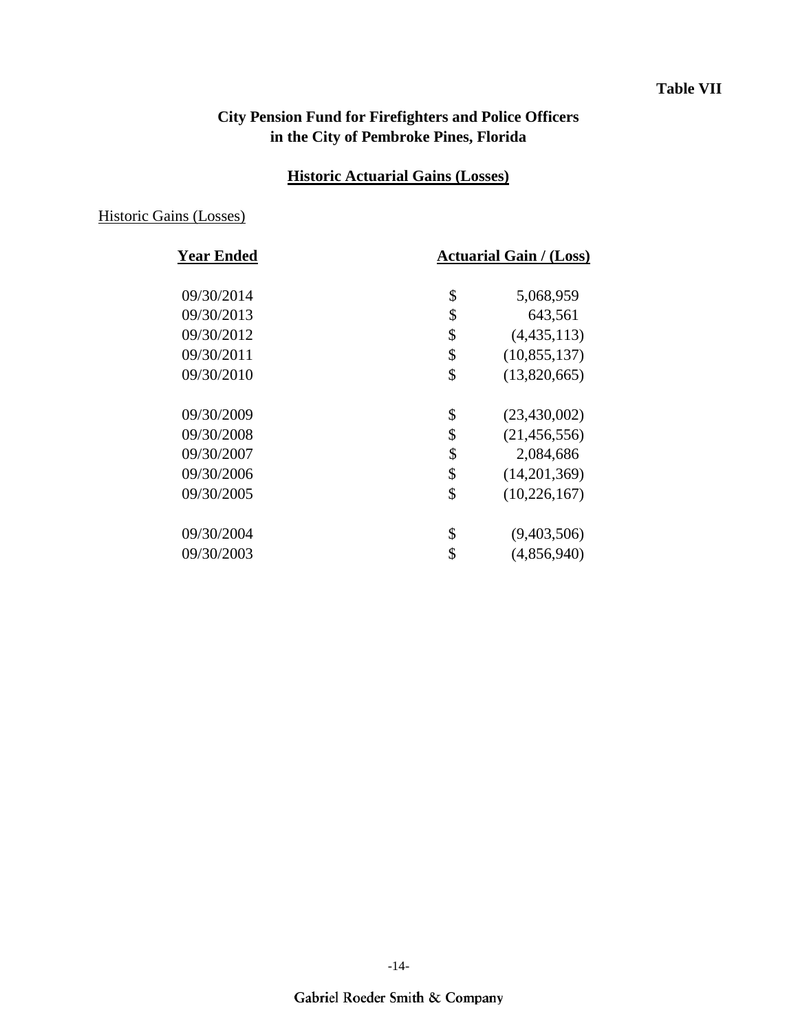**Table VII**

# City Pension Fund for Firefighters and Police Officers in the City of Pembroke Pines, Florida

## Historic Actuarial Gains (Losses)

Historic Gains (Losses)

| Year Ended | Actuarial Gain / (Loss) |
|---|---|
| 09/30/2014 | $ 5,068,959 |
| 09/30/2013 | $ 643,561 |
| 09/30/2012 | $ (4,435,113) |
| 09/30/2011 | $ (10,855,137) |
| 09/30/2010 | $ (13,820,665) |
| 09/30/2009 | $ (23,430,002) |
| 09/30/2008 | $ (21,456,556) |
| 09/30/2007 | $ 2,084,686 |
| 09/30/2006 | $ (14,201,369) |
| 09/30/2005 | $ (10,226,167) |
| 09/30/2004 | $ (9,403,506) |
| 09/30/2003 | $ (4,856,940) |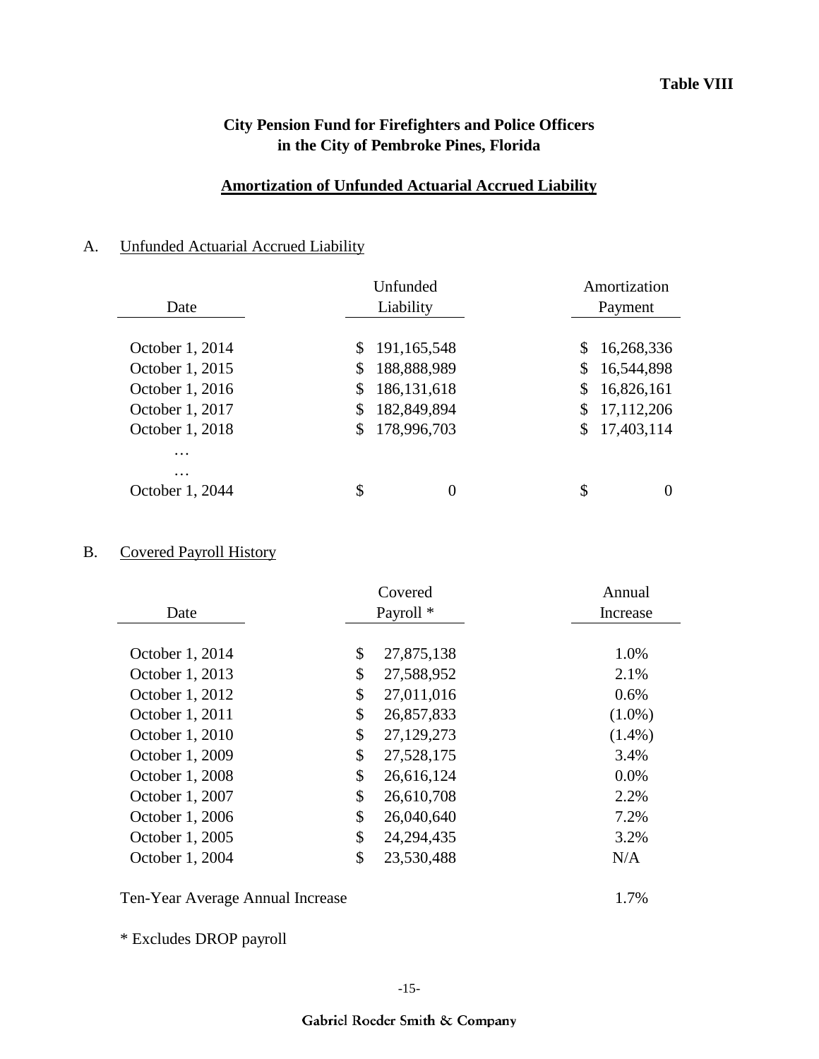**Table VIII**

## City Pension Fund for Firefighters and Police Officers in the City of Pembroke Pines, Florida

### Amortization of Unfunded Actuarial Accrued Liability

A. Unfunded Actuarial Accrued Liability

| Date | Unfunded Liability | Amortization Payment |
|---|---|---|
| October 1, 2014 | $ 191,165,548 | $ 16,268,336 |
| October 1, 2015 | $ 188,888,989 | $ 16,544,898 |
| October 1, 2016 | $ 186,131,618 | $ 16,826,161 |
| October 1, 2017 | $ 182,849,894 | $ 17,112,206 |
| October 1, 2018 | $ 178,996,703 | $ 17,403,114 |
| … | | |
| … | | |
| October 1, 2044 | $ 0 | $ 0 |

B. Covered Payroll History

| Date | Covered Payroll * | Annual Increase |
|---|---|---|
| October 1, 2014 | $ 27,875,138 | 1.0% |
| October 1, 2013 | $ 27,588,952 | 2.1% |
| October 1, 2012 | $ 27,011,016 | 0.6% |
| October 1, 2011 | $ 26,857,833 | (1.0%) |
| October 1, 2010 | $ 27,129,273 | (1.4%) |
| October 1, 2009 | $ 27,528,175 | 3.4% |
| October 1, 2008 | $ 26,616,124 | 0.0% |
| October 1, 2007 | $ 26,610,708 | 2.2% |
| October 1, 2006 | $ 26,040,640 | 7.2% |
| October 1, 2005 | $ 24,294,435 | 3.2% |
| October 1, 2004 | $ 23,530,488 | N/A |
| Ten-Year Average Annual Increase | | 1.7% |

* Excludes DROP payroll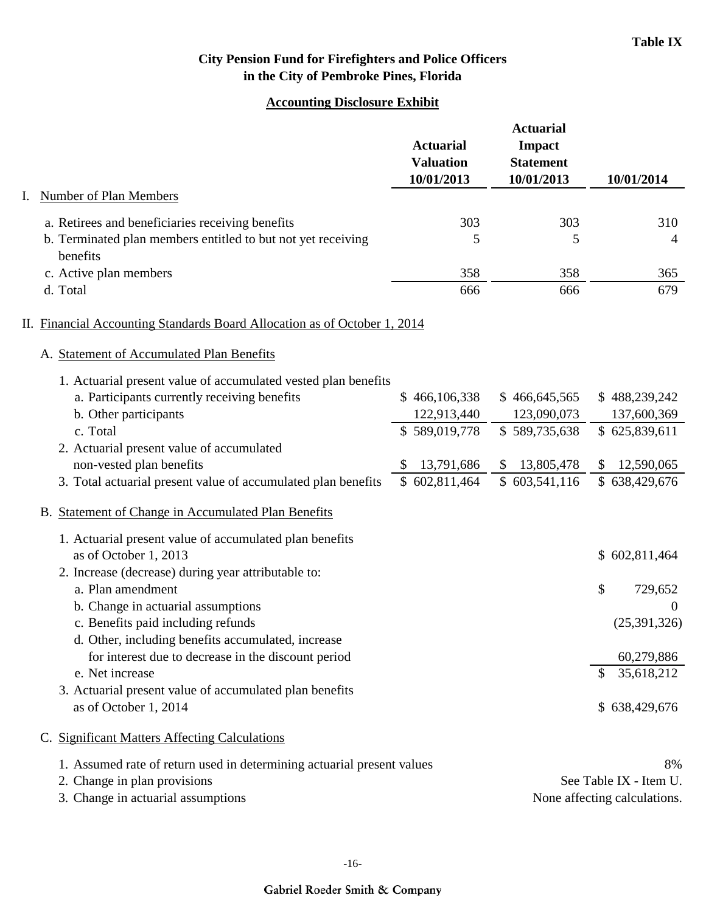**Table IX**

**City Pension Fund for Firefighters and Police Officers**
**in the City of Pembroke Pines, Florida**

**Accounting Disclosure Exhibit**

| | Actuarial Valuation 10/01/2013 | Actuarial Impact Statement 10/01/2013 | 10/01/2014 |
|---|---|---|---|
| **I. Number of Plan Members** | | | |
| a. Retirees and beneficiaries receiving benefits | 303 | 303 | 310 |
| b. Terminated plan members entitled to but not yet receiving benefits | 5 | 5 | 4 |
| c. Active plan members | 358 | 358 | 365 |
| d. Total | 666 | 666 | 679 |
| **II. Financial Accounting Standards Board Allocation as of October 1, 2014** | | | |
| **A. Statement of Accumulated Plan Benefits** | | | |
| 1. Actuarial present value of accumulated vested plan benefits | | | |
| a. Participants currently receiving benefits | $ 466,106,338 | $ 466,645,565 | $ 488,239,242 |
| b. Other participants | 122,913,440 | 123,090,073 | 137,600,369 |
| c. Total | $ 589,019,778 | $ 589,735,638 | $ 625,839,611 |
| 2. Actuarial present value of accumulated non-vested plan benefits | $ 13,791,686 | $ 13,805,478 | $ 12,590,065 |
| 3. Total actuarial present value of accumulated plan benefits | $ 602,811,464 | $ 603,541,116 | $ 638,429,676 |
| **B. Statement of Change in Accumulated Plan Benefits** | | | |
| 1. Actuarial present value of accumulated plan benefits as of October 1, 2013 | | | $ 602,811,464 |
| 2. Increase (decrease) during year attributable to: | | | |
| a. Plan amendment | | | $ 729,652 |
| b. Change in actuarial assumptions | | | 0 |
| c. Benefits paid including refunds | | | (25,391,326) |
| d. Other, including benefits accumulated, increase for interest due to decrease in the discount period | | | 60,279,886 |
| e. Net increase | | | $ 35,618,212 |
| 3. Actuarial present value of accumulated plan benefits as of October 1, 2014 | | | $ 638,429,676 |

**C. Significant Matters Affecting Calculations**

| | |
|---|---|
| 1. Assumed rate of return used in determining actuarial present values | 8% |
| 2. Change in plan provisions | See Table IX - Item U. |
| 3. Change in actuarial assumptions | None affecting calculations. |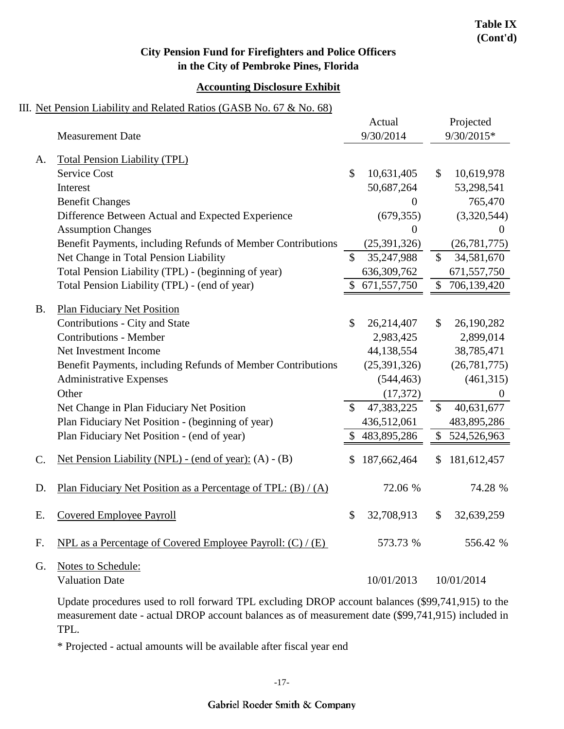**Table IX (Cont'd)**

## City Pension Fund for Firefighters and Police Officers in the City of Pembroke Pines, Florida

### Accounting Disclosure Exhibit

III. Net Pension Liability and Related Ratios (GASB No. 67 & No. 68)

| | Measurement Date | Actual 9/30/2014 | Projected 9/30/2015* |
|---|---|---|---|
| A. | Total Pension Liability (TPL) | | |
| | Service Cost | $ 10,631,405 | $ 10,619,978 |
| | Interest | 50,687,264 | 53,298,541 |
| | Benefit Changes | 0 | 765,470 |
| | Difference Between Actual and Expected Experience | (679,355) | (3,320,544) |
| | Assumption Changes | 0 | 0 |
| | Benefit Payments, including Refunds of Member Contributions | (25,391,326) | (26,781,775) |
| | Net Change in Total Pension Liability | $ 35,247,988 | $ 34,581,670 |
| | Total Pension Liability (TPL) - (beginning of year) | 636,309,762 | 671,557,750 |
| | Total Pension Liability (TPL) - (end of year) | $ 671,557,750 | $ 706,139,420 |
| B. | Plan Fiduciary Net Position | | |
| | Contributions - City and State | $ 26,214,407 | $ 26,190,282 |
| | Contributions - Member | 2,983,425 | 2,899,014 |
| | Net Investment Income | 44,138,554 | 38,785,471 |
| | Benefit Payments, including Refunds of Member Contributions | (25,391,326) | (26,781,775) |
| | Administrative Expenses | (544,463) | (461,315) |
| | Other | (17,372) | 0 |
| | Net Change in Plan Fiduciary Net Position | $ 47,383,225 | $ 40,631,677 |
| | Plan Fiduciary Net Position - (beginning of year) | 436,512,061 | 483,895,286 |
| | Plan Fiduciary Net Position - (end of year) | $ 483,895,286 | $ 524,526,963 |
| C. | Net Pension Liability (NPL) - (end of year): (A) - (B) | $ 187,662,464 | $ 181,612,457 |
| D. | Plan Fiduciary Net Position as a Percentage of TPL: (B) / (A) | 72.06 % | 74.28 % |
| E. | Covered Employee Payroll | $ 32,708,913 | $ 32,639,259 |
| F. | NPL as a Percentage of Covered Employee Payroll: (C) / (E) | 573.73 % | 556.42 % |
| G. | Notes to Schedule: | | |
| | Valuation Date | 10/01/2013 | 10/01/2014 |

Update procedures used to roll forward TPL excluding DROP account balances ($99,741,915) to the measurement date - actual DROP account balances as of measurement date ($99,741,915) included in TPL.

\* Projected - actual amounts will be available after fiscal year end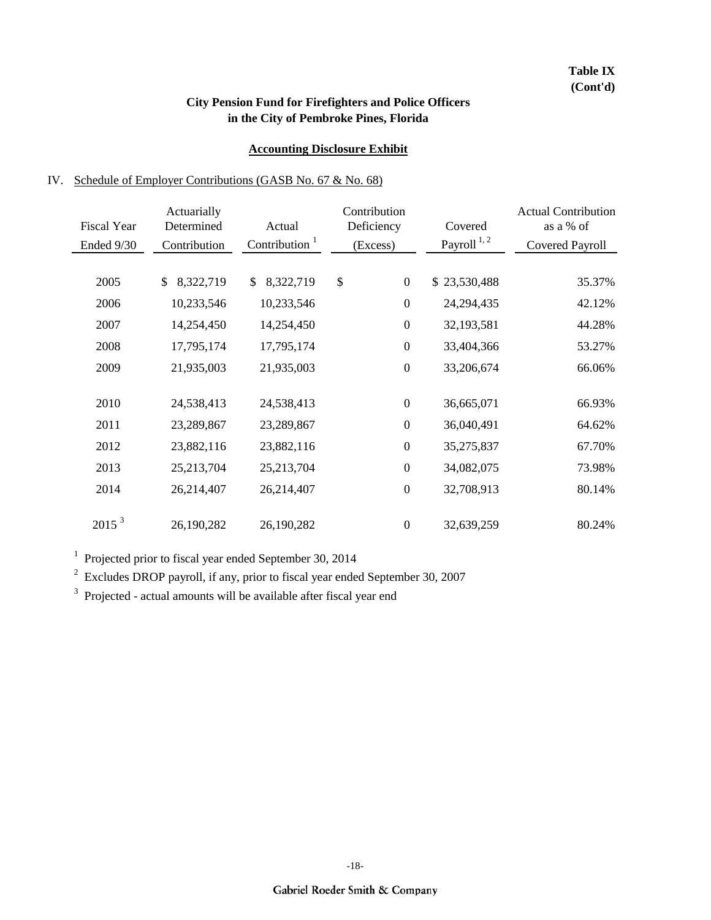**Table IX**
**(Cont'd)**

## City Pension Fund for Firefighters and Police Officers in the City of Pembroke Pines, Florida

### Accounting Disclosure Exhibit

IV. Schedule of Employer Contributions (GASB No. 67 & No. 68)

| Fiscal Year Ended 9/30 | Actuarially Determined Contribution | Actual Contribution [1] | Contribution Deficiency (Excess) | Covered Payroll [1, 2] | Actual Contribution as a % of Covered Payroll |
|---|---|---|---|---|---|
| 2005 | $ 8,322,719 | $ 8,322,719 | $ 0 | $ 23,530,488 | 35.37% |
| 2006 | 10,233,546 | 10,233,546 | 0 | 24,294,435 | 42.12% |
| 2007 | 14,254,450 | 14,254,450 | 0 | 32,193,581 | 44.28% |
| 2008 | 17,795,174 | 17,795,174 | 0 | 33,404,366 | 53.27% |
| 2009 | 21,935,003 | 21,935,003 | 0 | 33,206,674 | 66.06% |
| 2010 | 24,538,413 | 24,538,413 | 0 | 36,665,071 | 66.93% |
| 2011 | 23,289,867 | 23,289,867 | 0 | 36,040,491 | 64.62% |
| 2012 | 23,882,116 | 23,882,116 | 0 | 35,275,837 | 67.70% |
| 2013 | 25,213,704 | 25,213,704 | 0 | 34,082,075 | 73.98% |
| 2014 | 26,214,407 | 26,214,407 | 0 | 32,708,913 | 80.14% |
| 2015 [3] | 26,190,282 | 26,190,282 | 0 | 32,639,259 | 80.24% |

[1] Projected prior to fiscal year ended September 30, 2014

[2] Excludes DROP payroll, if any, prior to fiscal year ended September 30, 2007

[3] Projected - actual amounts will be available after fiscal year end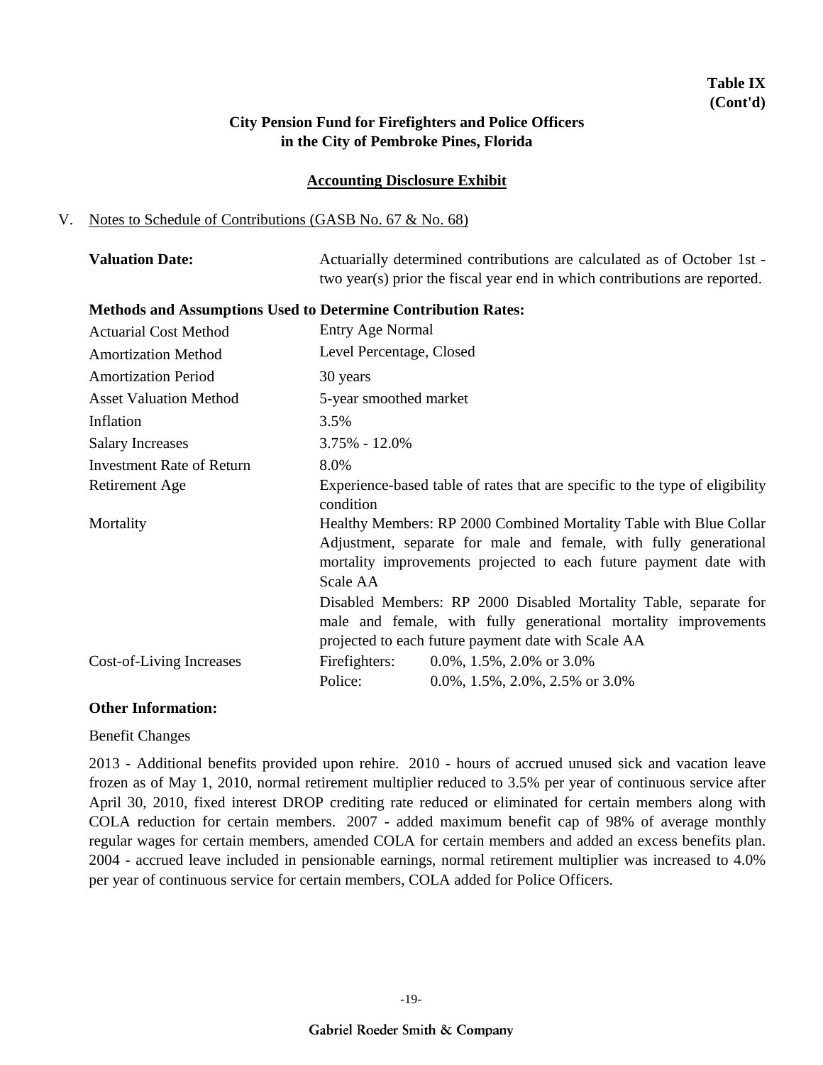**Table IX (Cont'd)**

## City Pension Fund for Firefighters and Police Officers in the City of Pembroke Pines, Florida

### Accounting Disclosure Exhibit

V. Notes to Schedule of Contributions (GASB No. 67 & No. 68)

**Valuation Date:** Actuarially determined contributions are calculated as of October 1st - two year(s) prior the fiscal year end in which contributions are reported.

**Methods and Assumptions Used to Determine Contribution Rates:**

| | |
|---|---|
| Actuarial Cost Method | Entry Age Normal |
| Amortization Method | Level Percentage, Closed |
| Amortization Period | 30 years |
| Asset Valuation Method | 5-year smoothed market |
| Inflation | 3.5% |
| Salary Increases | 3.75% - 12.0% |
| Investment Rate of Return | 8.0% |
| Retirement Age | Experience-based table of rates that are specific to the type of eligibility condition |
| Mortality | Healthy Members: RP 2000 Combined Mortality Table with Blue Collar Adjustment, separate for male and female, with fully generational mortality improvements projected to each future payment date with Scale AA<br>Disabled Members: RP 2000 Disabled Mortality Table, separate for male and female, with fully generational mortality improvements projected to each future payment date with Scale AA |
| Cost-of-Living Increases | Firefighters: 0.0%, 1.5%, 2.0% or 3.0%<br>Police: 0.0%, 1.5%, 2.0%, 2.5% or 3.0% |

**Other Information:**

Benefit Changes

2013 - Additional benefits provided upon rehire. 2010 - hours of accrued unused sick and vacation leave frozen as of May 1, 2010, normal retirement multiplier reduced to 3.5% per year of continuous service after April 30, 2010, fixed interest DROP crediting rate reduced or eliminated for certain members along with COLA reduction for certain members. 2007 - added maximum benefit cap of 98% of average monthly regular wages for certain members, amended COLA for certain members and added an excess benefits plan. 2004 - accrued leave included in pensionable earnings, normal retirement multiplier was increased to 4.0% per year of continuous service for certain members, COLA added for Police Officers.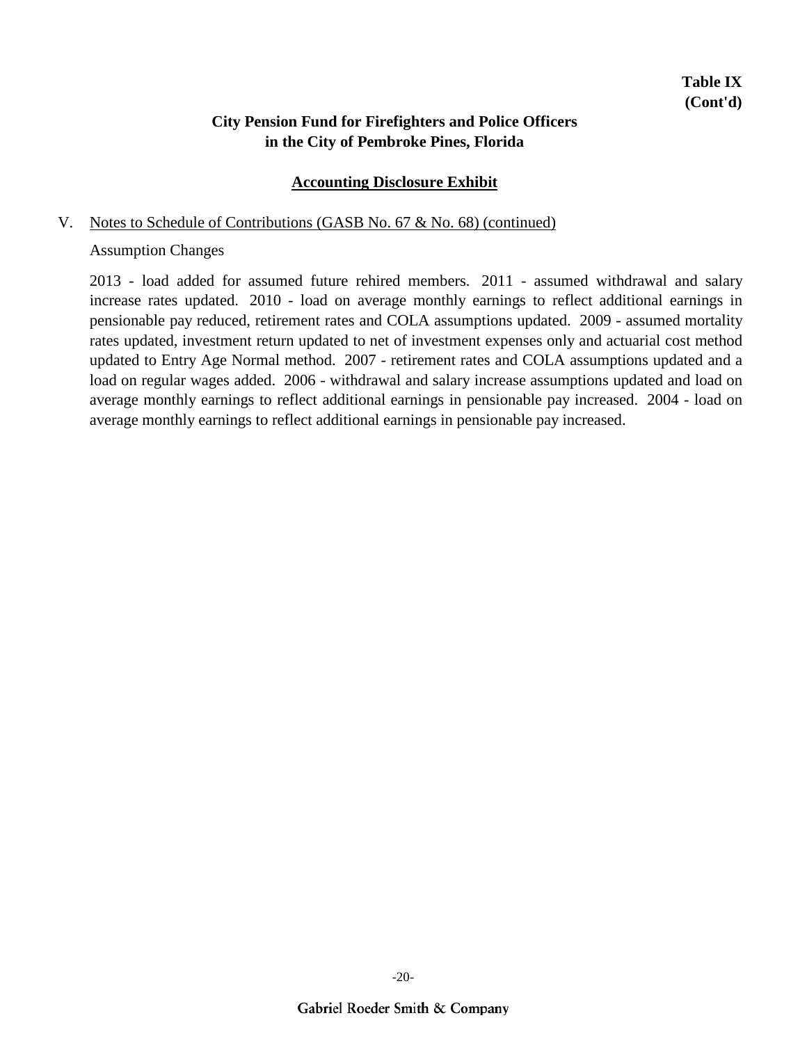**Table IX**
**(Cont'd)**

## City Pension Fund for Firefighters and Police Officers in the City of Pembroke Pines, Florida

### Accounting Disclosure Exhibit

V. Notes to Schedule of Contributions (GASB No. 67 & No. 68) (continued)

Assumption Changes

2013 - load added for assumed future rehired members. 2011 - assumed withdrawal and salary increase rates updated. 2010 - load on average monthly earnings to reflect additional earnings in pensionable pay reduced, retirement rates and COLA assumptions updated. 2009 - assumed mortality rates updated, investment return updated to net of investment expenses only and actuarial cost method updated to Entry Age Normal method. 2007 - retirement rates and COLA assumptions updated and a load on regular wages added. 2006 - withdrawal and salary increase assumptions updated and load on average monthly earnings to reflect additional earnings in pensionable pay increased. 2004 - load on average monthly earnings to reflect additional earnings in pensionable pay increased.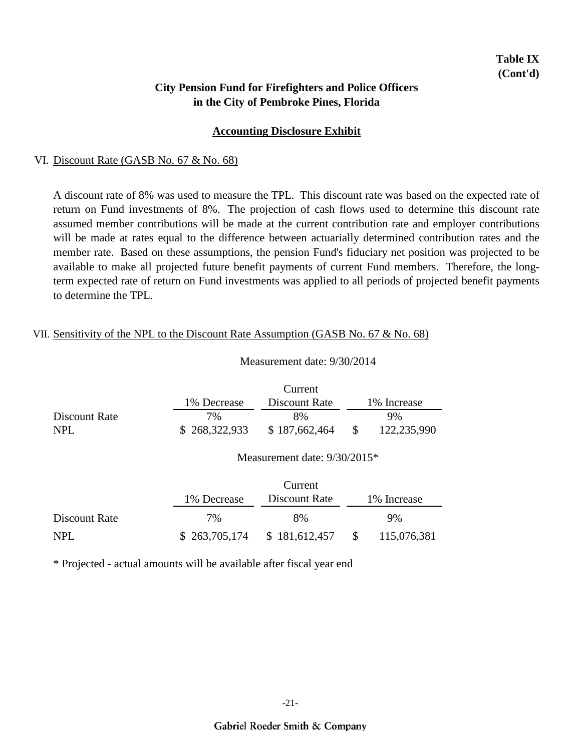**Table IX (Cont'd)**

## City Pension Fund for Firefighters and Police Officers in the City of Pembroke Pines, Florida

### Accounting Disclosure Exhibit

VI. Discount Rate (GASB No. 67 & No. 68)

A discount rate of 8% was used to measure the TPL. This discount rate was based on the expected rate of return on Fund investments of 8%. The projection of cash flows used to determine this discount rate assumed member contributions will be made at the current contribution rate and employer contributions will be made at rates equal to the difference between actuarially determined contribution rates and the member rate. Based on these assumptions, the pension Fund's fiduciary net position was projected to be available to make all projected future benefit payments of current Fund members. Therefore, the long-term expected rate of return on Fund investments was applied to all periods of projected benefit payments to determine the TPL.

VII. Sensitivity of the NPL to the Discount Rate Assumption (GASB No. 67 & No. 68)

Measurement date: 9/30/2014

| | 1% Decrease | Current Discount Rate | 1% Increase |
|---|---|---|---|
| Discount Rate | 7% | 8% | 9% |
| NPL | $ 268,322,933 | $ 187,662,464 | $ 122,235,990 |

Measurement date: 9/30/2015*

| | 1% Decrease | Current Discount Rate | 1% Increase |
|---|---|---|---|
| Discount Rate | 7% | 8% | 9% |
| NPL | $ 263,705,174 | $ 181,612,457 | $ 115,076,381 |

* Projected - actual amounts will be available after fiscal year end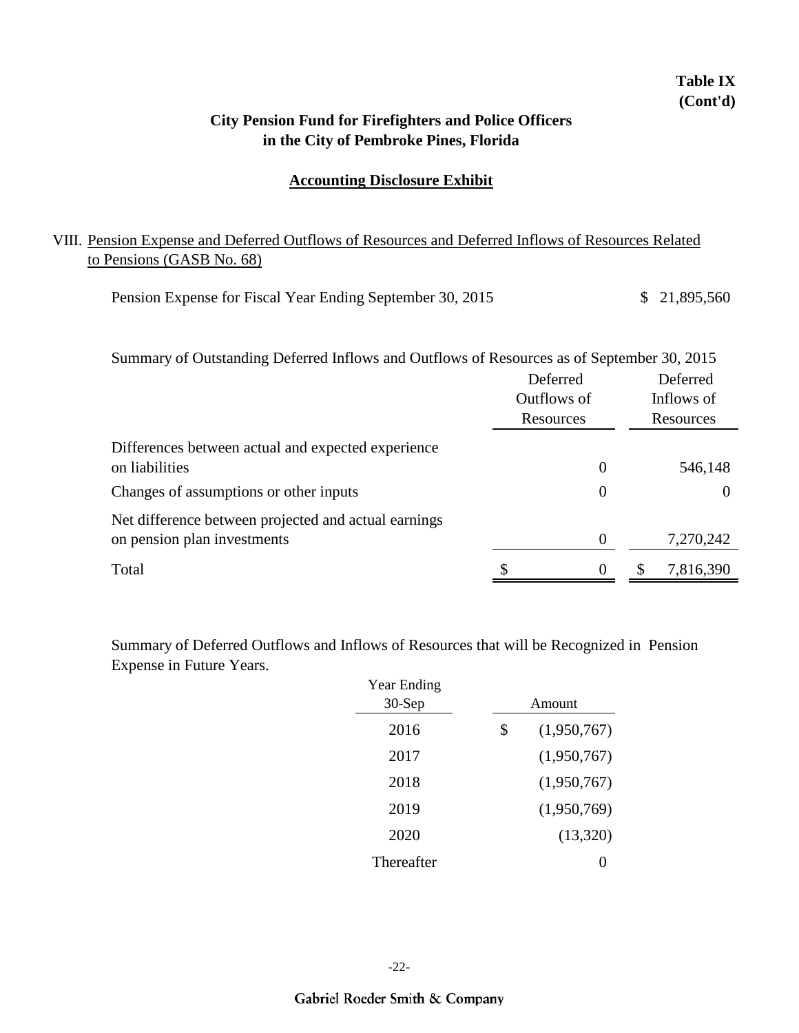**Table IX (Cont'd)**

## City Pension Fund for Firefighters and Police Officers in the City of Pembroke Pines, Florida

### Accounting Disclosure Exhibit

VIII. Pension Expense and Deferred Outflows of Resources and Deferred Inflows of Resources Related to Pensions (GASB No. 68)

Pension Expense for Fiscal Year Ending September 30, 2015 $ 21,895,560

Summary of Outstanding Deferred Inflows and Outflows of Resources as of September 30, 2015

| | Deferred Outflows of Resources | Deferred Inflows of Resources |
|---|---|---|
| Differences between actual and expected experience on liabilities | 0 | 546,148 |
| Changes of assumptions or other inputs | 0 | 0 |
| Net difference between projected and actual earnings on pension plan investments | 0 | 7,270,242 |
| Total | $ 0 | $ 7,816,390 |

Summary of Deferred Outflows and Inflows of Resources that will be Recognized in Pension Expense in Future Years.

| Year Ending 30-Sep | Amount |
|---|---|
| 2016 | $ (1,950,767) |
| 2017 | (1,950,767) |
| 2018 | (1,950,767) |
| 2019 | (1,950,769) |
| 2020 | (13,320) |
| Thereafter | 0 |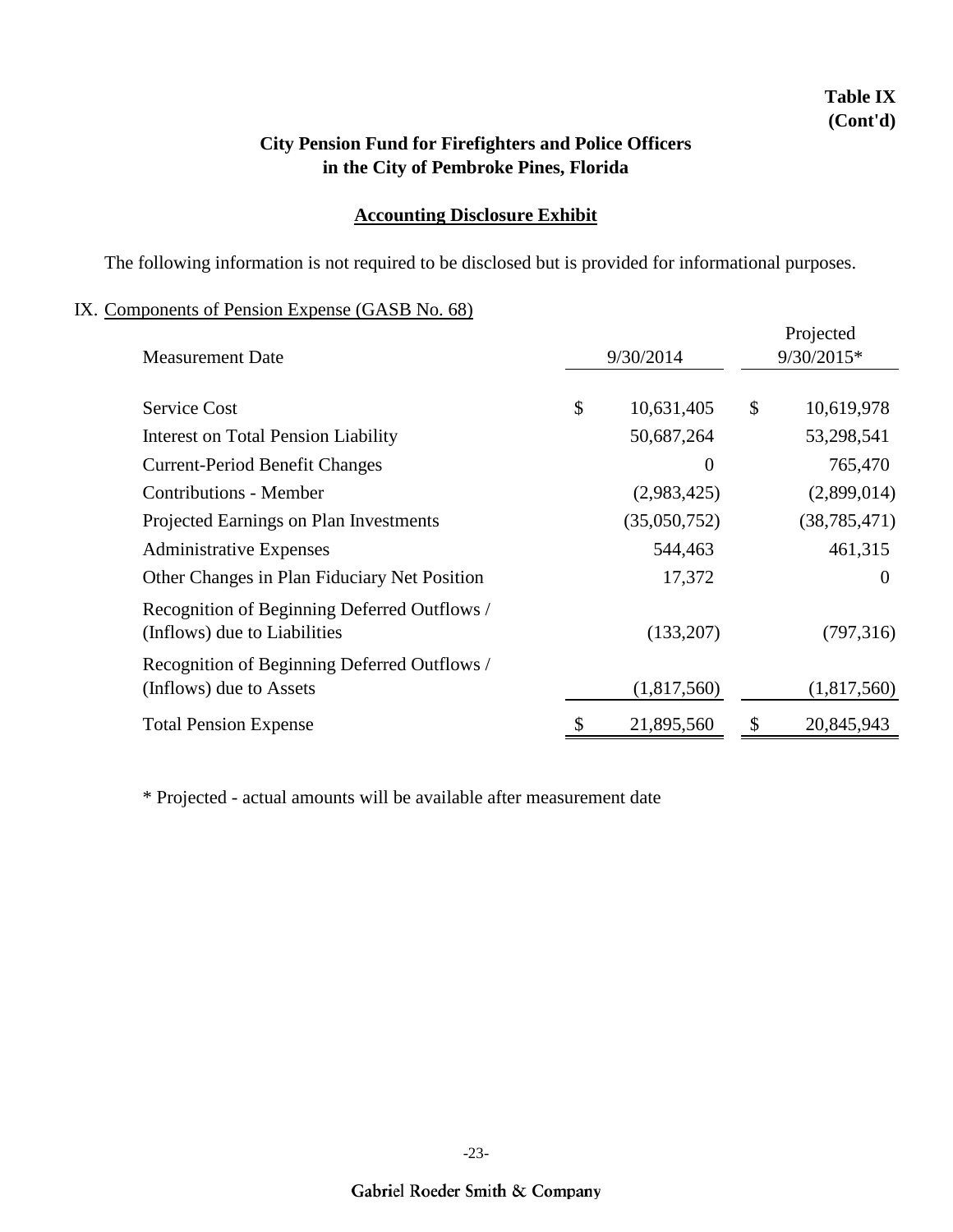**Table IX (Cont'd)**

# City Pension Fund for Firefighters and Police Officers in the City of Pembroke Pines, Florida

## Accounting Disclosure Exhibit

The following information is not required to be disclosed but is provided for informational purposes.

IX. Components of Pension Expense (GASB No. 68)

| Measurement Date | 9/30/2014 | Projected 9/30/2015* |
|---|---|---|
| Service Cost | $ 10,631,405 | $ 10,619,978 |
| Interest on Total Pension Liability | 50,687,264 | 53,298,541 |
| Current-Period Benefit Changes | 0 | 765,470 |
| Contributions - Member | (2,983,425) | (2,899,014) |
| Projected Earnings on Plan Investments | (35,050,752) | (38,785,471) |
| Administrative Expenses | 544,463 | 461,315 |
| Other Changes in Plan Fiduciary Net Position | 17,372 | 0 |
| Recognition of Beginning Deferred Outflows / (Inflows) due to Liabilities | (133,207) | (797,316) |
| Recognition of Beginning Deferred Outflows / (Inflows) due to Assets | (1,817,560) | (1,817,560) |
| Total Pension Expense | $ 21,895,560 | $ 20,845,943 |

* Projected - actual amounts will be available after measurement date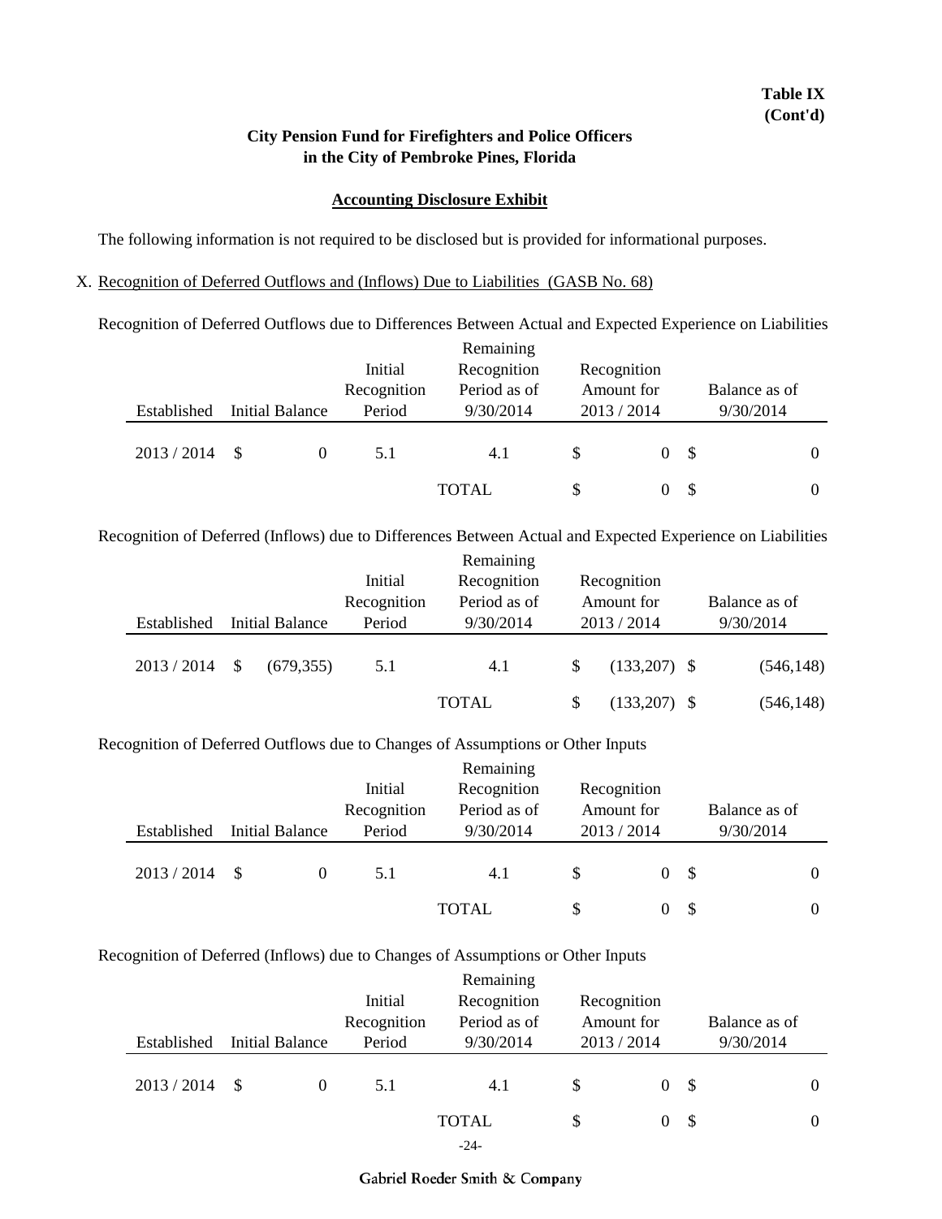**Table IX**
**(Cont'd)**

**City Pension Fund for Firefighters and Police Officers in the City of Pembroke Pines, Florida**

**Accounting Disclosure Exhibit**

The following information is not required to be disclosed but is provided for informational purposes.

X. Recognition of Deferred Outflows and (Inflows) Due to Liabilities (GASB No. 68)

Recognition of Deferred Outflows due to Differences Between Actual and Expected Experience on Liabilities

| Established | Initial Balance | Initial Recognition Period | Remaining Recognition Period as of 9/30/2014 | Recognition Amount for 2013 / 2014 | Balance as of 9/30/2014 |
|---|---|---|---|---|---|
| 2013 / 2014 | $ 0 | 5.1 | 4.1 | $ 0 | $ 0 |
| | | | TOTAL | $ 0 | $ 0 |

Recognition of Deferred (Inflows) due to Differences Between Actual and Expected Experience on Liabilities

| Established | Initial Balance | Initial Recognition Period | Remaining Recognition Period as of 9/30/2014 | Recognition Amount for 2013 / 2014 | Balance as of 9/30/2014 |
|---|---|---|---|---|---|
| 2013 / 2014 | $ (679,355) | 5.1 | 4.1 | $ (133,207) | $ (546,148) |
| | | | TOTAL | $ (133,207) | $ (546,148) |

Recognition of Deferred Outflows due to Changes of Assumptions or Other Inputs

| Established | Initial Balance | Initial Recognition Period | Remaining Recognition Period as of 9/30/2014 | Recognition Amount for 2013 / 2014 | Balance as of 9/30/2014 |
|---|---|---|---|---|---|
| 2013 / 2014 | $ 0 | 5.1 | 4.1 | $ 0 | $ 0 |
| | | | TOTAL | $ 0 | $ 0 |

Recognition of Deferred (Inflows) due to Changes of Assumptions or Other Inputs

| Established | Initial Balance | Initial Recognition Period | Remaining Recognition Period as of 9/30/2014 | Recognition Amount for 2013 / 2014 | Balance as of 9/30/2014 |
|---|---|---|---|---|---|
| 2013 / 2014 | $ 0 | 5.1 | 4.1 | $ 0 | $ 0 |
| | | | TOTAL | $ 0 | $ 0 |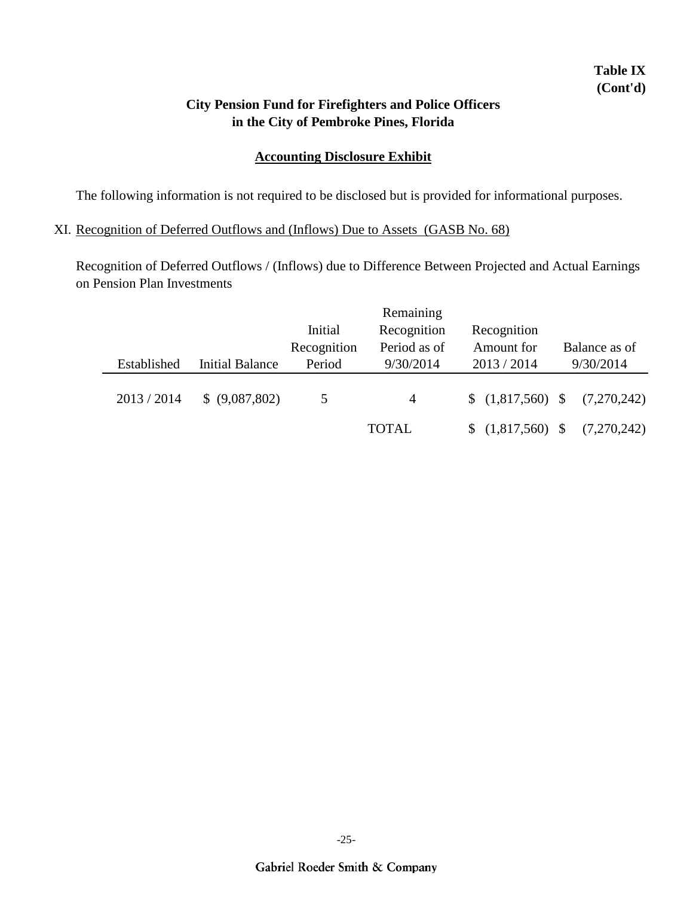**Table IX**
**(Cont'd)**

## City Pension Fund for Firefighters and Police Officers in the City of Pembroke Pines, Florida

### Accounting Disclosure Exhibit

The following information is not required to be disclosed but is provided for informational purposes.

XI. Recognition of Deferred Outflows and (Inflows) Due to Assets (GASB No. 68)

Recognition of Deferred Outflows / (Inflows) due to Difference Between Projected and Actual Earnings on Pension Plan Investments

| Established | Initial Balance | Initial Recognition Period | Remaining Recognition Period as of 9/30/2014 | Recognition Amount for 2013 / 2014 | Balance as of 9/30/2014 |
|---|---|---|---|---|---|
| 2013 / 2014 | $ (9,087,802) | 5 | 4 | $ (1,817,560) | $ (7,270,242) |
| | | | TOTAL | $ (1,817,560) | $ (7,270,242) |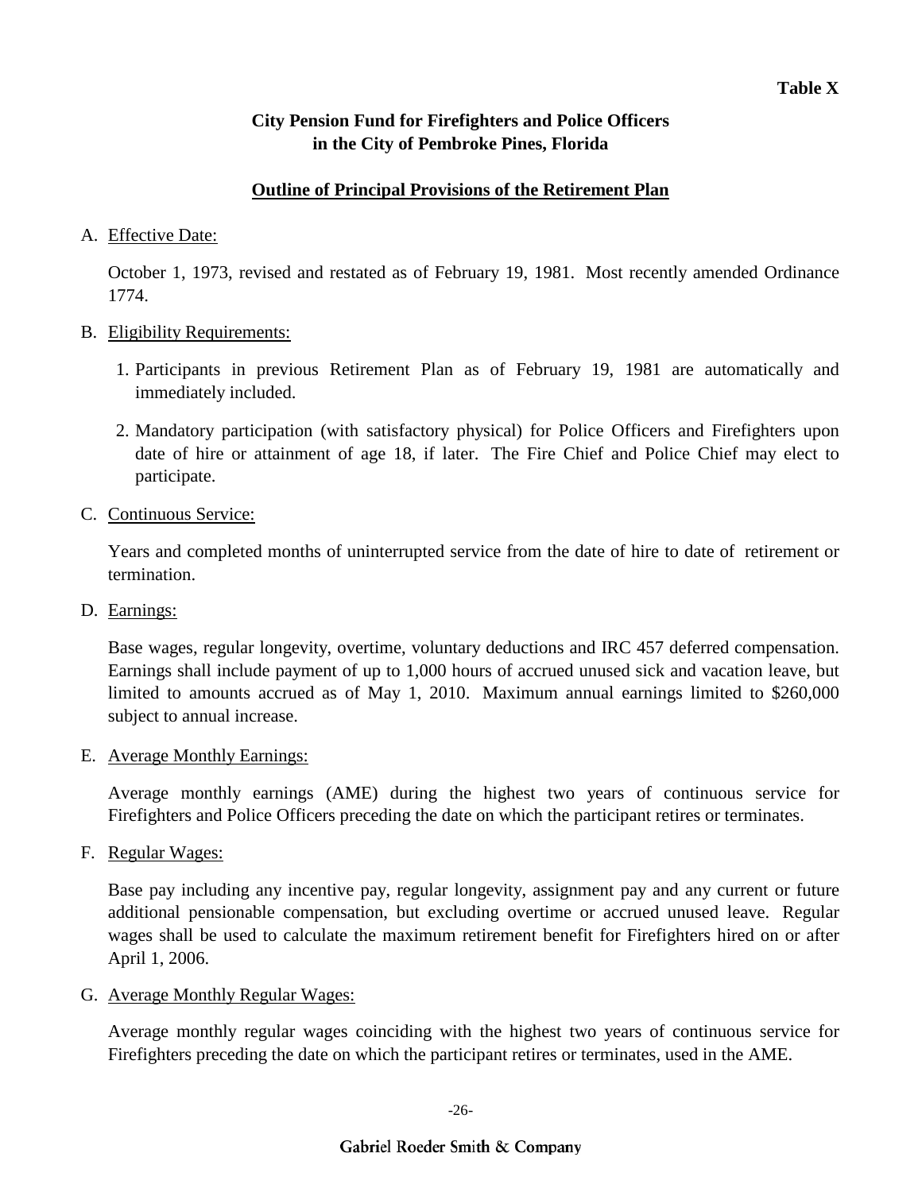**Table X**

**City Pension Fund for Firefighters and Police Officers in the City of Pembroke Pines, Florida**

## Outline of Principal Provisions of the Retirement Plan

A. Effective Date:

October 1, 1973, revised and restated as of February 19, 1981. Most recently amended Ordinance 1774.

B. Eligibility Requirements:

1. Participants in previous Retirement Plan as of February 19, 1981 are automatically and immediately included.
2. Mandatory participation (with satisfactory physical) for Police Officers and Firefighters upon date of hire or attainment of age 18, if later. The Fire Chief and Police Chief may elect to participate.

C. Continuous Service:

Years and completed months of uninterrupted service from the date of hire to date of retirement or termination.

D. Earnings:

Base wages, regular longevity, overtime, voluntary deductions and IRC 457 deferred compensation. Earnings shall include payment of up to 1,000 hours of accrued unused sick and vacation leave, but limited to amounts accrued as of May 1, 2010. Maximum annual earnings limited to $260,000 subject to annual increase.

E. Average Monthly Earnings:

Average monthly earnings (AME) during the highest two years of continuous service for Firefighters and Police Officers preceding the date on which the participant retires or terminates.

F. Regular Wages:

Base pay including any incentive pay, regular longevity, assignment pay and any current or future additional pensionable compensation, but excluding overtime or accrued unused leave. Regular wages shall be used to calculate the maximum retirement benefit for Firefighters hired on or after April 1, 2006.

G. Average Monthly Regular Wages:

Average monthly regular wages coinciding with the highest two years of continuous service for Firefighters preceding the date on which the participant retires or terminates, used in the AME.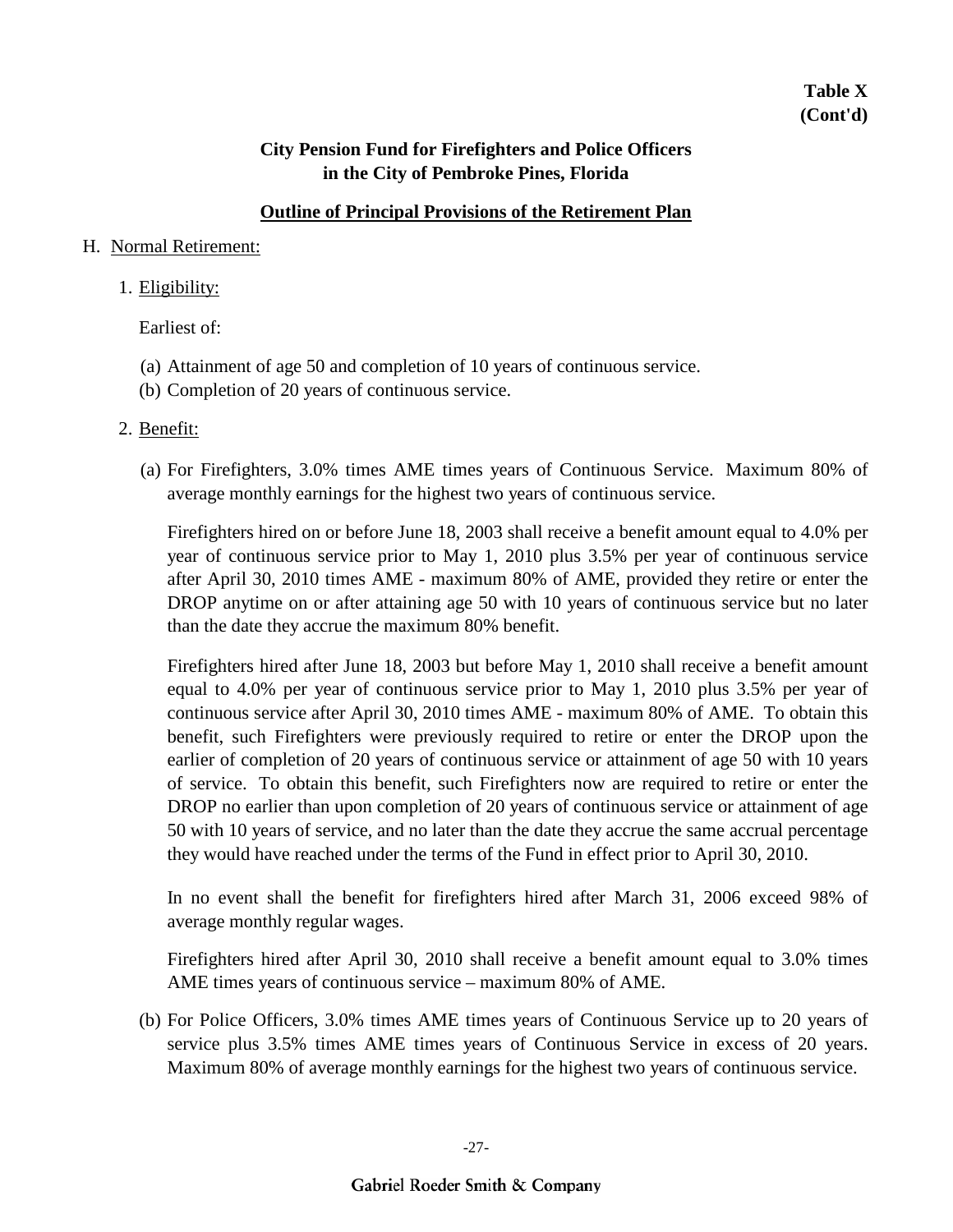**Table X**
**(Cont'd)**

**City Pension Fund for Firefighters and Police Officers in the City of Pembroke Pines, Florida**

**Outline of Principal Provisions of the Retirement Plan**

H. Normal Retirement:

1. Eligibility:

   Earliest of:

   (a) Attainment of age 50 and completion of 10 years of continuous service.
   (b) Completion of 20 years of continuous service.

2. Benefit:

   (a) For Firefighters, 3.0% times AME times years of Continuous Service. Maximum 80% of average monthly earnings for the highest two years of continuous service.

   Firefighters hired on or before June 18, 2003 shall receive a benefit amount equal to 4.0% per year of continuous service prior to May 1, 2010 plus 3.5% per year of continuous service after April 30, 2010 times AME - maximum 80% of AME, provided they retire or enter the DROP anytime on or after attaining age 50 with 10 years of continuous service but no later than the date they accrue the maximum 80% benefit.

   Firefighters hired after June 18, 2003 but before May 1, 2010 shall receive a benefit amount equal to 4.0% per year of continuous service prior to May 1, 2010 plus 3.5% per year of continuous service after April 30, 2010 times AME - maximum 80% of AME. To obtain this benefit, such Firefighters were previously required to retire or enter the DROP upon the earlier of completion of 20 years of continuous service or attainment of age 50 with 10 years of service. To obtain this benefit, such Firefighters now are required to retire or enter the DROP no earlier than upon completion of 20 years of continuous service or attainment of age 50 with 10 years of service, and no later than the date they accrue the same accrual percentage they would have reached under the terms of the Fund in effect prior to April 30, 2010.

   In no event shall the benefit for firefighters hired after March 31, 2006 exceed 98% of average monthly regular wages.

   Firefighters hired after April 30, 2010 shall receive a benefit amount equal to 3.0% times AME times years of continuous service – maximum 80% of AME.

   (b) For Police Officers, 3.0% times AME times years of Continuous Service up to 20 years of service plus 3.5% times AME times years of Continuous Service in excess of 20 years. Maximum 80% of average monthly earnings for the highest two years of continuous service.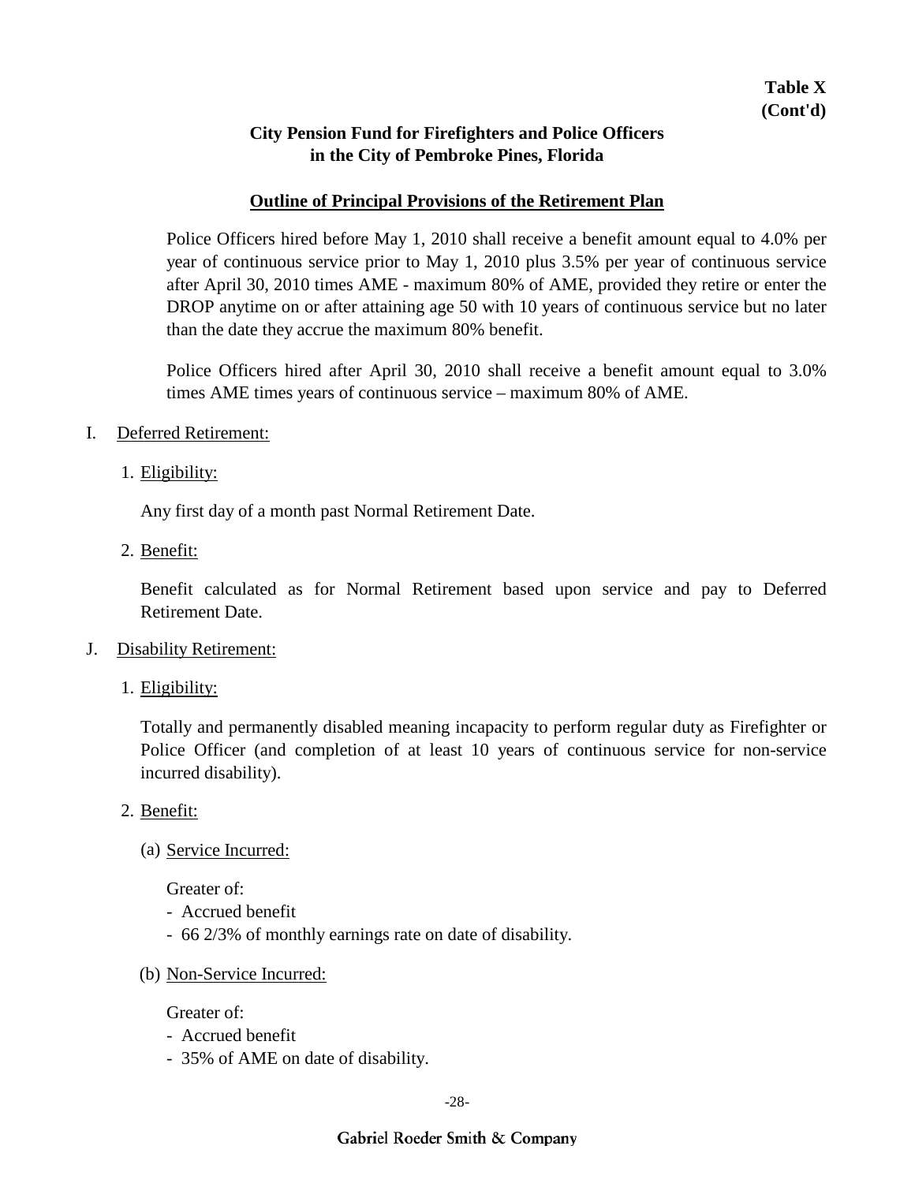**Table X (Cont'd)**

**City Pension Fund for Firefighters and Police Officers in the City of Pembroke Pines, Florida**

**Outline of Principal Provisions of the Retirement Plan**

Police Officers hired before May 1, 2010 shall receive a benefit amount equal to 4.0% per year of continuous service prior to May 1, 2010 plus 3.5% per year of continuous service after April 30, 2010 times AME - maximum 80% of AME, provided they retire or enter the DROP anytime on or after attaining age 50 with 10 years of continuous service but no later than the date they accrue the maximum 80% benefit.

Police Officers hired after April 30, 2010 shall receive a benefit amount equal to 3.0% times AME times years of continuous service – maximum 80% of AME.

I. Deferred Retirement:

1. Eligibility:

   Any first day of a month past Normal Retirement Date.

2. Benefit:

   Benefit calculated as for Normal Retirement based upon service and pay to Deferred Retirement Date.

J. Disability Retirement:

1. Eligibility:

   Totally and permanently disabled meaning incapacity to perform regular duty as Firefighter or Police Officer (and completion of at least 10 years of continuous service for non-service incurred disability).

2. Benefit:

   (a) Service Incurred:

   Greater of:
   - Accrued benefit
   - 66 2/3% of monthly earnings rate on date of disability.

   (b) Non-Service Incurred:

   Greater of:
   - Accrued benefit
   - 35% of AME on date of disability.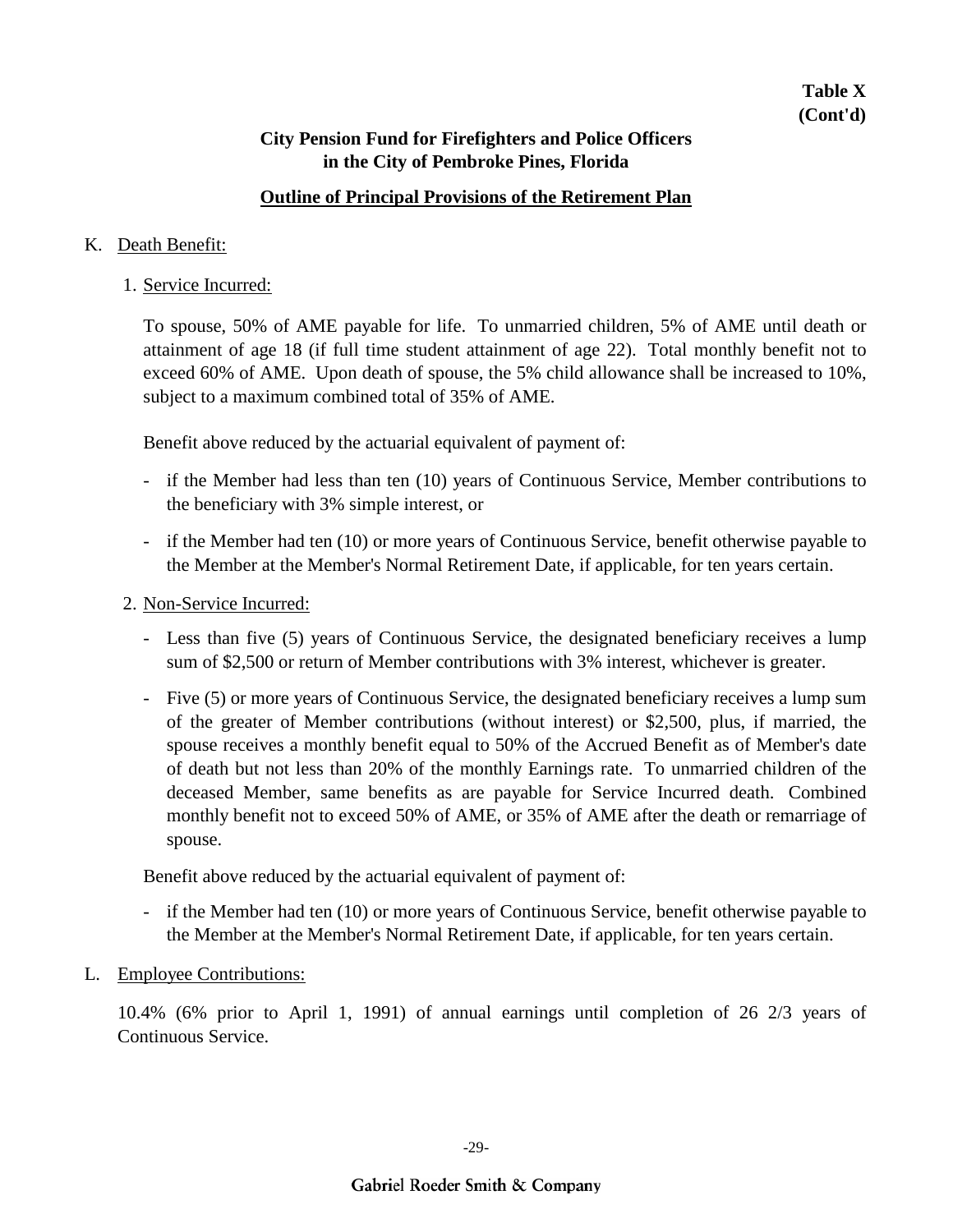**Table X**
**(Cont'd)**

**City Pension Fund for Firefighters and Police Officers in the City of Pembroke Pines, Florida**

**Outline of Principal Provisions of the Retirement Plan**

K. Death Benefit:

1. Service Incurred:

   To spouse, 50% of AME payable for life. To unmarried children, 5% of AME until death or attainment of age 18 (if full time student attainment of age 22). Total monthly benefit not to exceed 60% of AME. Upon death of spouse, the 5% child allowance shall be increased to 10%, subject to a maximum combined total of 35% of AME.

   Benefit above reduced by the actuarial equivalent of payment of:

   - if the Member had less than ten (10) years of Continuous Service, Member contributions to the beneficiary with 3% simple interest, or
   - if the Member had ten (10) or more years of Continuous Service, benefit otherwise payable to the Member at the Member's Normal Retirement Date, if applicable, for ten years certain.

2. Non-Service Incurred:

   - Less than five (5) years of Continuous Service, the designated beneficiary receives a lump sum of $2,500 or return of Member contributions with 3% interest, whichever is greater.
   - Five (5) or more years of Continuous Service, the designated beneficiary receives a lump sum of the greater of Member contributions (without interest) or $2,500, plus, if married, the spouse receives a monthly benefit equal to 50% of the Accrued Benefit as of Member's date of death but not less than 20% of the monthly Earnings rate. To unmarried children of the deceased Member, same benefits as are payable for Service Incurred death. Combined monthly benefit not to exceed 50% of AME, or 35% of AME after the death or remarriage of spouse.

   Benefit above reduced by the actuarial equivalent of payment of:

   - if the Member had ten (10) or more years of Continuous Service, benefit otherwise payable to the Member at the Member's Normal Retirement Date, if applicable, for ten years certain.

L. Employee Contributions:

   10.4% (6% prior to April 1, 1991) of annual earnings until completion of 26 2/3 years of Continuous Service.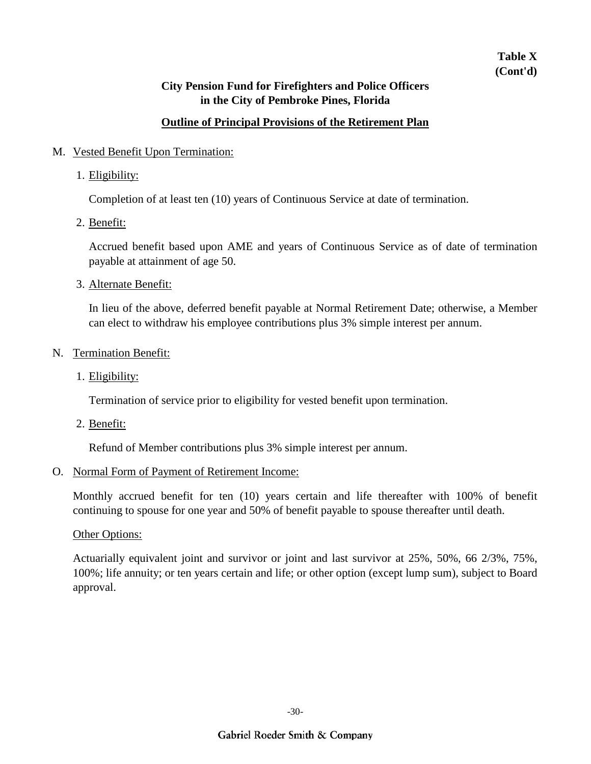**Table X (Cont'd)**

**City Pension Fund for Firefighters and Police Officers in the City of Pembroke Pines, Florida**

**Outline of Principal Provisions of the Retirement Plan**

M. Vested Benefit Upon Termination:

1. Eligibility:

   Completion of at least ten (10) years of Continuous Service at date of termination.

2. Benefit:

   Accrued benefit based upon AME and years of Continuous Service as of date of termination payable at attainment of age 50.

3. Alternate Benefit:

   In lieu of the above, deferred benefit payable at Normal Retirement Date; otherwise, a Member can elect to withdraw his employee contributions plus 3% simple interest per annum.

N. Termination Benefit:

1. Eligibility:

   Termination of service prior to eligibility for vested benefit upon termination.

2. Benefit:

   Refund of Member contributions plus 3% simple interest per annum.

O. Normal Form of Payment of Retirement Income:

Monthly accrued benefit for ten (10) years certain and life thereafter with 100% of benefit continuing to spouse for one year and 50% of benefit payable to spouse thereafter until death.

Other Options:

Actuarially equivalent joint and survivor or joint and last survivor at 25%, 50%, 66 2/3%, 75%, 100%; life annuity; or ten years certain and life; or other option (except lump sum), subject to Board approval.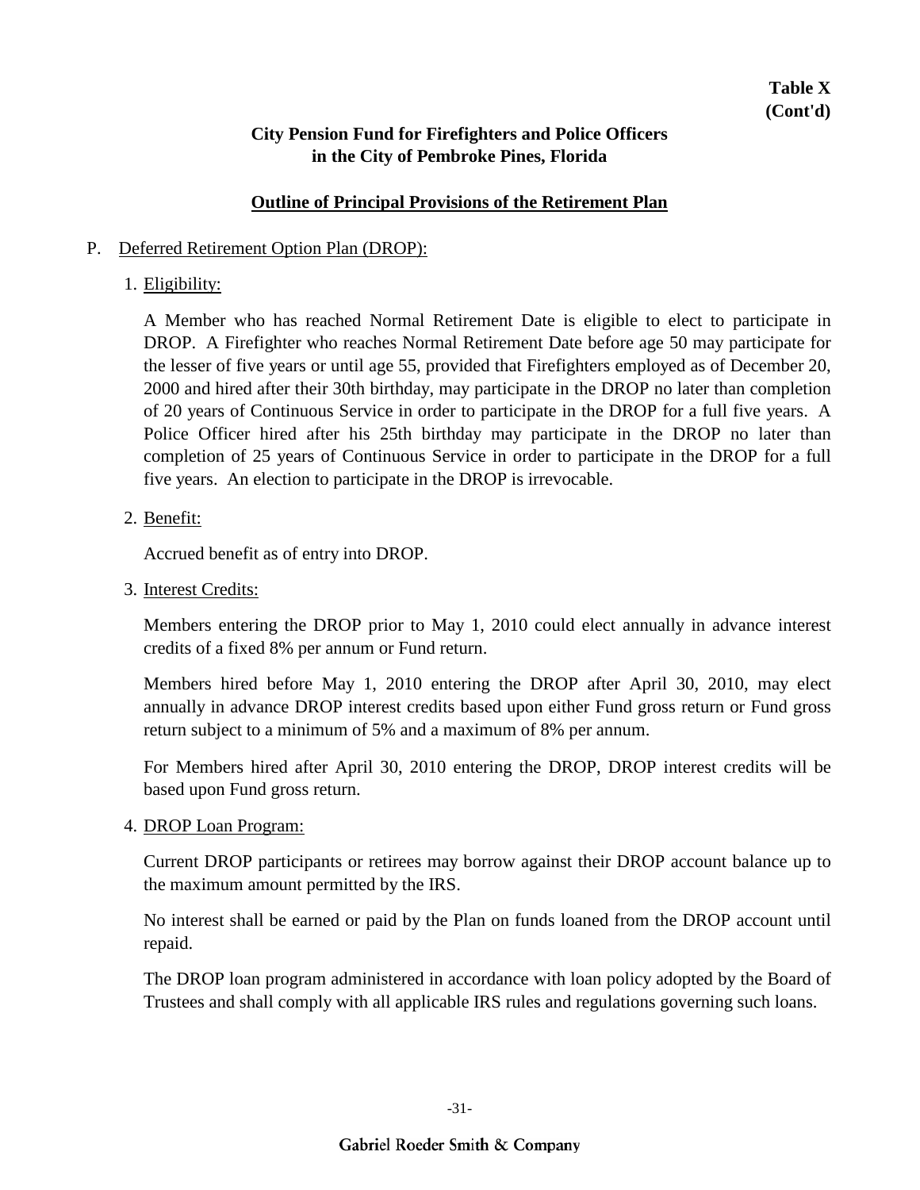**Table X**
**(Cont'd)**

**City Pension Fund for Firefighters and Police Officers in the City of Pembroke Pines, Florida**

**Outline of Principal Provisions of the Retirement Plan**

P. Deferred Retirement Option Plan (DROP):

1. Eligibility:

   A Member who has reached Normal Retirement Date is eligible to elect to participate in DROP. A Firefighter who reaches Normal Retirement Date before age 50 may participate for the lesser of five years or until age 55, provided that Firefighters employed as of December 20, 2000 and hired after their 30th birthday, may participate in the DROP no later than completion of 20 years of Continuous Service in order to participate in the DROP for a full five years. A Police Officer hired after his 25th birthday may participate in the DROP no later than completion of 25 years of Continuous Service in order to participate in the DROP for a full five years. An election to participate in the DROP is irrevocable.

2. Benefit:

   Accrued benefit as of entry into DROP.

3. Interest Credits:

   Members entering the DROP prior to May 1, 2010 could elect annually in advance interest credits of a fixed 8% per annum or Fund return.

   Members hired before May 1, 2010 entering the DROP after April 30, 2010, may elect annually in advance DROP interest credits based upon either Fund gross return or Fund gross return subject to a minimum of 5% and a maximum of 8% per annum.

   For Members hired after April 30, 2010 entering the DROP, DROP interest credits will be based upon Fund gross return.

4. DROP Loan Program:

   Current DROP participants or retirees may borrow against their DROP account balance up to the maximum amount permitted by the IRS.

   No interest shall be earned or paid by the Plan on funds loaned from the DROP account until repaid.

   The DROP loan program administered in accordance with loan policy adopted by the Board of Trustees and shall comply with all applicable IRS rules and regulations governing such loans.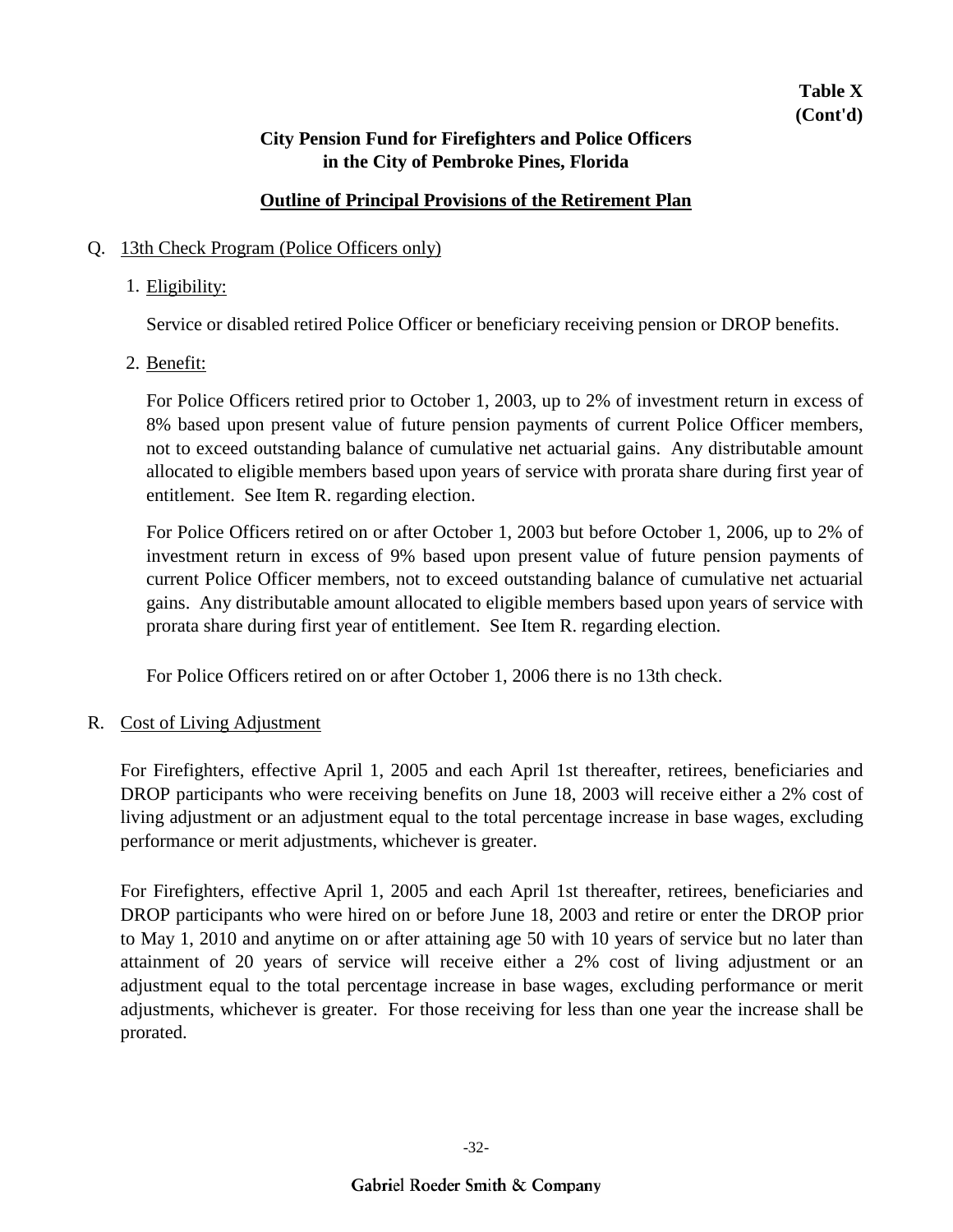**Table X (Cont'd)**

**City Pension Fund for Firefighters and Police Officers in the City of Pembroke Pines, Florida**

**Outline of Principal Provisions of the Retirement Plan**

Q. 13th Check Program (Police Officers only)

1. Eligibility:

   Service or disabled retired Police Officer or beneficiary receiving pension or DROP benefits.

2. Benefit:

   For Police Officers retired prior to October 1, 2003, up to 2% of investment return in excess of 8% based upon present value of future pension payments of current Police Officer members, not to exceed outstanding balance of cumulative net actuarial gains. Any distributable amount allocated to eligible members based upon years of service with prorata share during first year of entitlement. See Item R. regarding election.

   For Police Officers retired on or after October 1, 2003 but before October 1, 2006, up to 2% of investment return in excess of 9% based upon present value of future pension payments of current Police Officer members, not to exceed outstanding balance of cumulative net actuarial gains. Any distributable amount allocated to eligible members based upon years of service with prorata share during first year of entitlement. See Item R. regarding election.

   For Police Officers retired on or after October 1, 2006 there is no 13th check.

R. Cost of Living Adjustment

For Firefighters, effective April 1, 2005 and each April 1st thereafter, retirees, beneficiaries and DROP participants who were receiving benefits on June 18, 2003 will receive either a 2% cost of living adjustment or an adjustment equal to the total percentage increase in base wages, excluding performance or merit adjustments, whichever is greater.

For Firefighters, effective April 1, 2005 and each April 1st thereafter, retirees, beneficiaries and DROP participants who were hired on or before June 18, 2003 and retire or enter the DROP prior to May 1, 2010 and anytime on or after attaining age 50 with 10 years of service but no later than attainment of 20 years of service will receive either a 2% cost of living adjustment or an adjustment equal to the total percentage increase in base wages, excluding performance or merit adjustments, whichever is greater. For those receiving for less than one year the increase shall be prorated.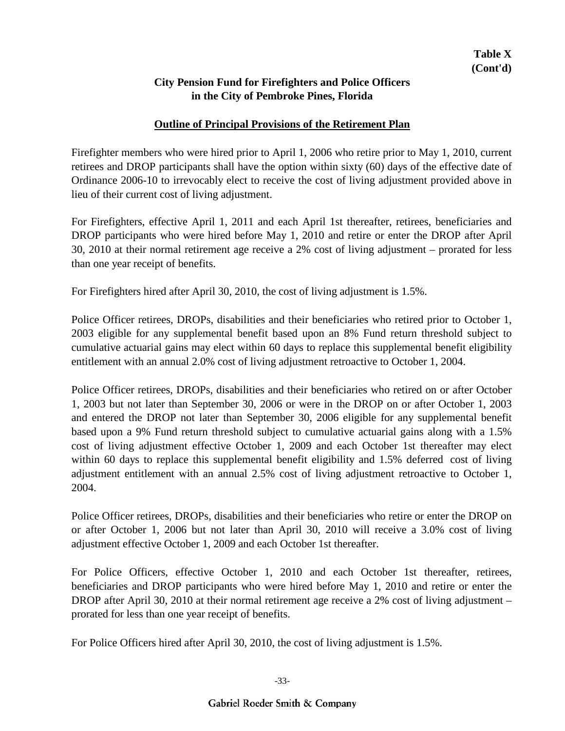**Table X**
**(Cont'd)**

**City Pension Fund for Firefighters and Police Officers**
**in the City of Pembroke Pines, Florida**

**Outline of Principal Provisions of the Retirement Plan**

Firefighter members who were hired prior to April 1, 2006 who retire prior to May 1, 2010, current retirees and DROP participants shall have the option within sixty (60) days of the effective date of Ordinance 2006-10 to irrevocably elect to receive the cost of living adjustment provided above in lieu of their current cost of living adjustment.

For Firefighters, effective April 1, 2011 and each April 1st thereafter, retirees, beneficiaries and DROP participants who were hired before May 1, 2010 and retire or enter the DROP after April 30, 2010 at their normal retirement age receive a 2% cost of living adjustment – prorated for less than one year receipt of benefits.

For Firefighters hired after April 30, 2010, the cost of living adjustment is 1.5%.

Police Officer retirees, DROPs, disabilities and their beneficiaries who retired prior to October 1, 2003 eligible for any supplemental benefit based upon an 8% Fund return threshold subject to cumulative actuarial gains may elect within 60 days to replace this supplemental benefit eligibility entitlement with an annual 2.0% cost of living adjustment retroactive to October 1, 2004.

Police Officer retirees, DROPs, disabilities and their beneficiaries who retired on or after October 1, 2003 but not later than September 30, 2006 or were in the DROP on or after October 1, 2003 and entered the DROP not later than September 30, 2006 eligible for any supplemental benefit based upon a 9% Fund return threshold subject to cumulative actuarial gains along with a 1.5% cost of living adjustment effective October 1, 2009 and each October 1st thereafter may elect within 60 days to replace this supplemental benefit eligibility and 1.5% deferred cost of living adjustment entitlement with an annual 2.5% cost of living adjustment retroactive to October 1, 2004.

Police Officer retirees, DROPs, disabilities and their beneficiaries who retire or enter the DROP on or after October 1, 2006 but not later than April 30, 2010 will receive a 3.0% cost of living adjustment effective October 1, 2009 and each October 1st thereafter.

For Police Officers, effective October 1, 2010 and each October 1st thereafter, retirees, beneficiaries and DROP participants who were hired before May 1, 2010 and retire or enter the DROP after April 30, 2010 at their normal retirement age receive a 2% cost of living adjustment – prorated for less than one year receipt of benefits.

For Police Officers hired after April 30, 2010, the cost of living adjustment is 1.5%.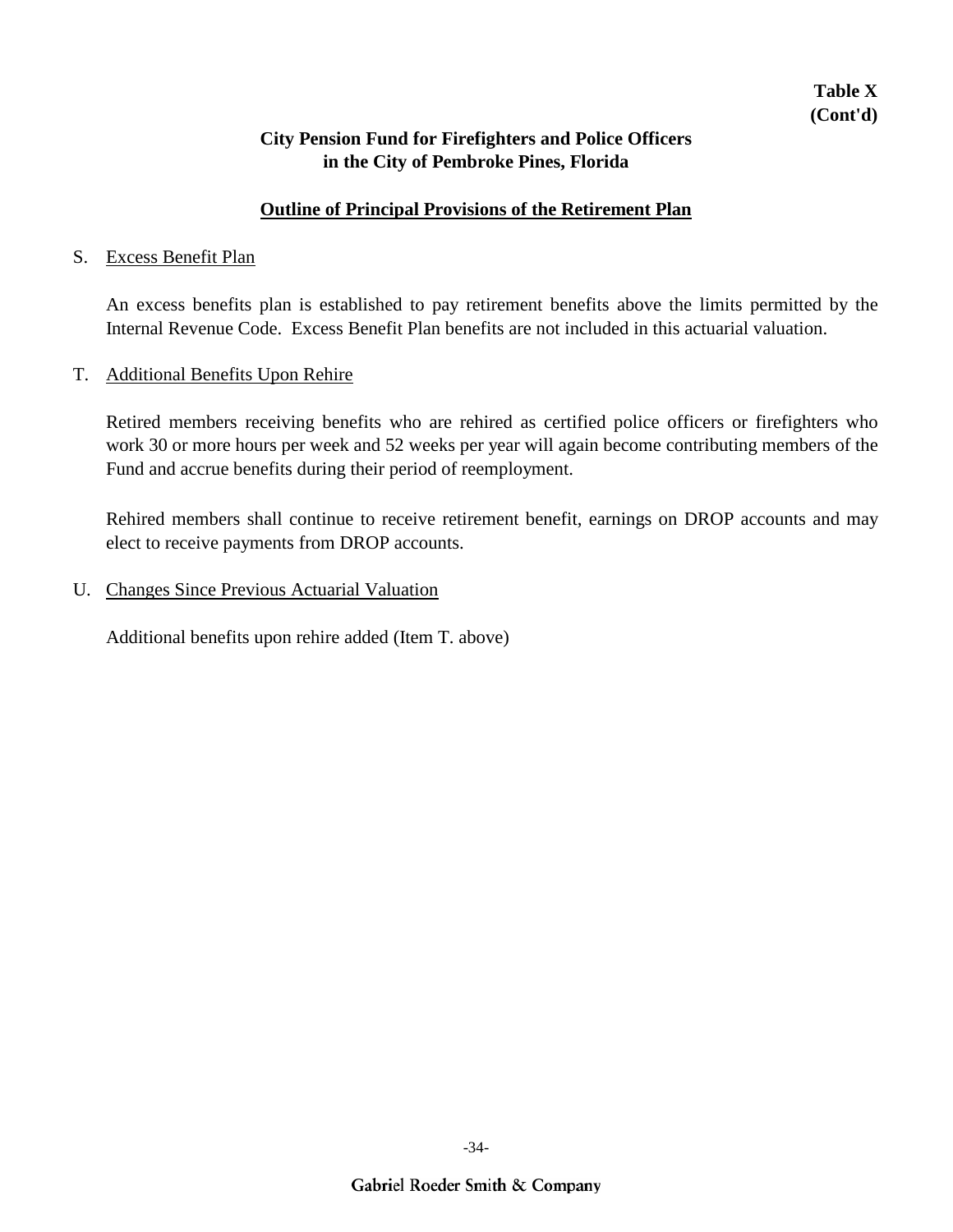**Table X (Cont'd)**

**City Pension Fund for Firefighters and Police Officers in the City of Pembroke Pines, Florida**

**Outline of Principal Provisions of the Retirement Plan**

S. Excess Benefit Plan

An excess benefits plan is established to pay retirement benefits above the limits permitted by the Internal Revenue Code. Excess Benefit Plan benefits are not included in this actuarial valuation.

T. Additional Benefits Upon Rehire

Retired members receiving benefits who are rehired as certified police officers or firefighters who work 30 or more hours per week and 52 weeks per year will again become contributing members of the Fund and accrue benefits during their period of reemployment.

Rehired members shall continue to receive retirement benefit, earnings on DROP accounts and may elect to receive payments from DROP accounts.

U. Changes Since Previous Actuarial Valuation

Additional benefits upon rehire added (Item T. above)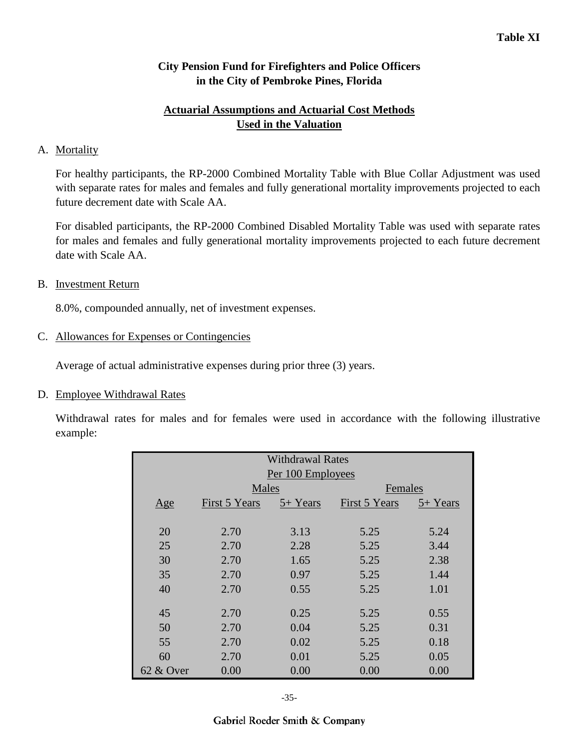**Table XI**

## City Pension Fund for Firefighters and Police Officers in the City of Pembroke Pines, Florida

### Actuarial Assumptions and Actuarial Cost Methods Used in the Valuation

A. Mortality

For healthy participants, the RP-2000 Combined Mortality Table with Blue Collar Adjustment was used with separate rates for males and females and fully generational mortality improvements projected to each future decrement date with Scale AA.

For disabled participants, the RP-2000 Combined Disabled Mortality Table was used with separate rates for males and females and fully generational mortality improvements projected to each future decrement date with Scale AA.

B. Investment Return

8.0%, compounded annually, net of investment expenses.

C. Allowances for Expenses or Contingencies

Average of actual administrative expenses during prior three (3) years.

D. Employee Withdrawal Rates

Withdrawal rates for males and for females were used in accordance with the following illustrative example:

| Withdrawal Rates Per 100 Employees | | | | |
|---|---|---|---|---|
| | Males | | Females | |
| Age | First 5 Years | 5+ Years | First 5 Years | 5+ Years |
| 20 | 2.70 | 3.13 | 5.25 | 5.24 |
| 25 | 2.70 | 2.28 | 5.25 | 3.44 |
| 30 | 2.70 | 1.65 | 5.25 | 2.38 |
| 35 | 2.70 | 0.97 | 5.25 | 1.44 |
| 40 | 2.70 | 0.55 | 5.25 | 1.01 |
| 45 | 2.70 | 0.25 | 5.25 | 0.55 |
| 50 | 2.70 | 0.04 | 5.25 | 0.31 |
| 55 | 2.70 | 0.02 | 5.25 | 0.18 |
| 60 | 2.70 | 0.01 | 5.25 | 0.05 |
| 62 & Over | 0.00 | 0.00 | 0.00 | 0.00 |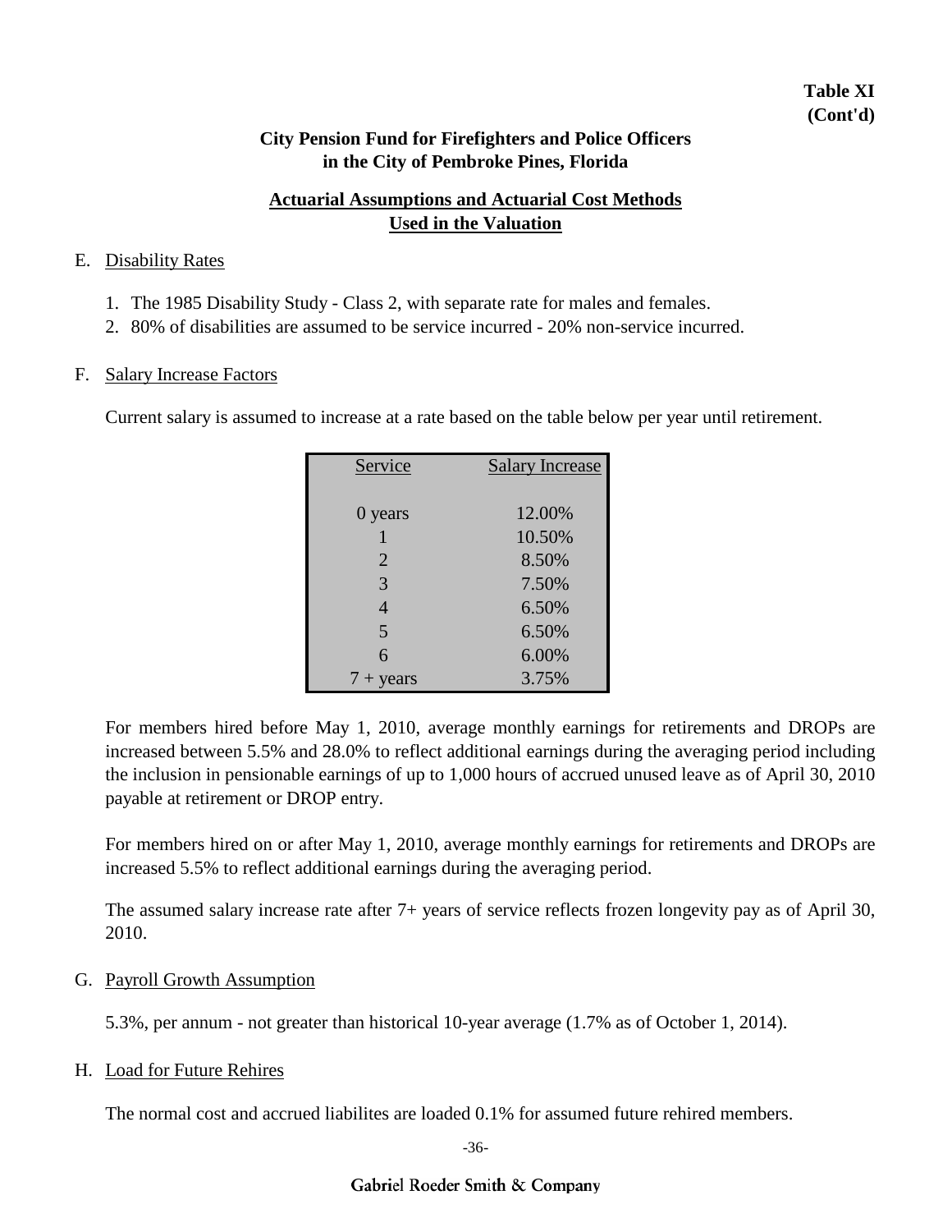**Table XI**
**(Cont'd)**

## City Pension Fund for Firefighters and Police Officers in the City of Pembroke Pines, Florida

### Actuarial Assumptions and Actuarial Cost Methods Used in the Valuation

E. Disability Rates

1. The 1985 Disability Study - Class 2, with separate rate for males and females.
2. 80% of disabilities are assumed to be service incurred - 20% non-service incurred.

F. Salary Increase Factors

Current salary is assumed to increase at a rate based on the table below per year until retirement.

| Service | Salary Increase |
|---|---|
| 0 years | 12.00% |
| 1 | 10.50% |
| 2 | 8.50% |
| 3 | 7.50% |
| 4 | 6.50% |
| 5 | 6.50% |
| 6 | 6.00% |
| 7 + years | 3.75% |

For members hired before May 1, 2010, average monthly earnings for retirements and DROPs are increased between 5.5% and 28.0% to reflect additional earnings during the averaging period including the inclusion in pensionable earnings of up to 1,000 hours of accrued unused leave as of April 30, 2010 payable at retirement or DROP entry.

For members hired on or after May 1, 2010, average monthly earnings for retirements and DROPs are increased 5.5% to reflect additional earnings during the averaging period.

The assumed salary increase rate after 7+ years of service reflects frozen longevity pay as of April 30, 2010.

G. Payroll Growth Assumption

5.3%, per annum - not greater than historical 10-year average (1.7% as of October 1, 2014).

H. Load for Future Rehires

The normal cost and accrued liabilites are loaded 0.1% for assumed future rehired members.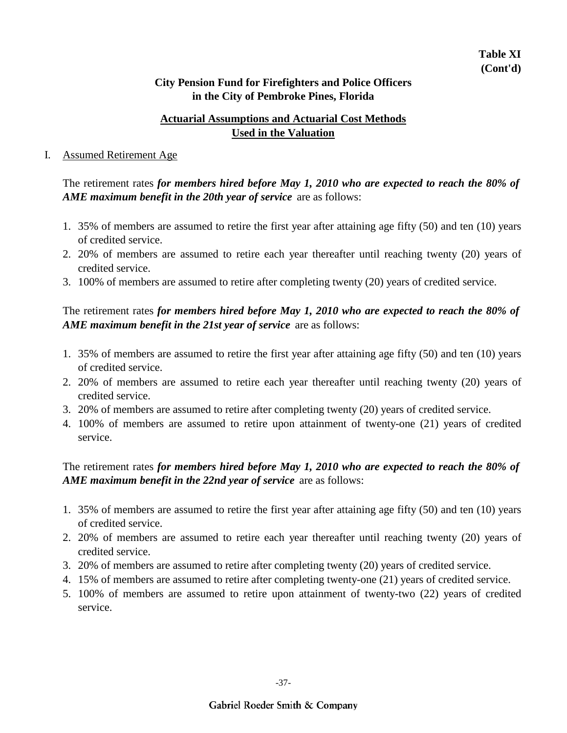**Table XI**
**(Cont'd)**

**City Pension Fund for Firefighters and Police Officers**
**in the City of Pembroke Pines, Florida**

**Actuarial Assumptions and Actuarial Cost Methods**
**Used in the Valuation**

I. Assumed Retirement Age

The retirement rates ***for members hired before May 1, 2010 who are expected to reach the 80% of AME maximum benefit in the 20th year of service*** are as follows:

1. 35% of members are assumed to retire the first year after attaining age fifty (50) and ten (10) years of credited service.
2. 20% of members are assumed to retire each year thereafter until reaching twenty (20) years of credited service.
3. 100% of members are assumed to retire after completing twenty (20) years of credited service.

The retirement rates ***for members hired before May 1, 2010 who are expected to reach the 80% of AME maximum benefit in the 21st year of service*** are as follows:

1. 35% of members are assumed to retire the first year after attaining age fifty (50) and ten (10) years of credited service.
2. 20% of members are assumed to retire each year thereafter until reaching twenty (20) years of credited service.
3. 20% of members are assumed to retire after completing twenty (20) years of credited service.
4. 100% of members are assumed to retire upon attainment of twenty-one (21) years of credited service.

The retirement rates ***for members hired before May 1, 2010 who are expected to reach the 80% of AME maximum benefit in the 22nd year of service*** are as follows:

1. 35% of members are assumed to retire the first year after attaining age fifty (50) and ten (10) years of credited service.
2. 20% of members are assumed to retire each year thereafter until reaching twenty (20) years of credited service.
3. 20% of members are assumed to retire after completing twenty (20) years of credited service.
4. 15% of members are assumed to retire after completing twenty-one (21) years of credited service.
5. 100% of members are assumed to retire upon attainment of twenty-two (22) years of credited service.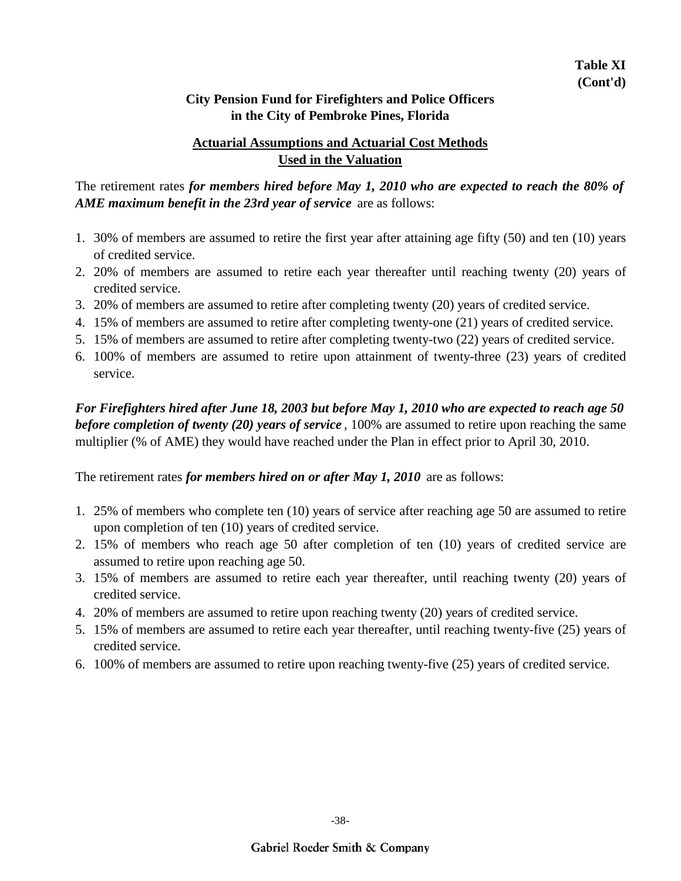**Table XI**
**(Cont'd)**

## City Pension Fund for Firefighters and Police Officers in the City of Pembroke Pines, Florida

### Actuarial Assumptions and Actuarial Cost Methods Used in the Valuation

The retirement rates ***for members hired before May 1, 2010 who are expected to reach the 80% of AME maximum benefit in the 23rd year of service*** are as follows:

1. 30% of members are assumed to retire the first year after attaining age fifty (50) and ten (10) years of credited service.
2. 20% of members are assumed to retire each year thereafter until reaching twenty (20) years of credited service.
3. 20% of members are assumed to retire after completing twenty (20) years of credited service.
4. 15% of members are assumed to retire after completing twenty-one (21) years of credited service.
5. 15% of members are assumed to retire after completing twenty-two (22) years of credited service.
6. 100% of members are assumed to retire upon attainment of twenty-three (23) years of credited service.

***For Firefighters hired after June 18, 2003 but before May 1, 2010 who are expected to reach age 50 before completion of twenty (20) years of service***, 100% are assumed to retire upon reaching the same multiplier (% of AME) they would have reached under the Plan in effect prior to April 30, 2010.

The retirement rates ***for members hired on or after May 1, 2010*** are as follows:

1. 25% of members who complete ten (10) years of service after reaching age 50 are assumed to retire upon completion of ten (10) years of credited service.
2. 15% of members who reach age 50 after completion of ten (10) years of credited service are assumed to retire upon reaching age 50.
3. 15% of members are assumed to retire each year thereafter, until reaching twenty (20) years of credited service.
4. 20% of members are assumed to retire upon reaching twenty (20) years of credited service.
5. 15% of members are assumed to retire each year thereafter, until reaching twenty-five (25) years of credited service.
6. 100% of members are assumed to retire upon reaching twenty-five (25) years of credited service.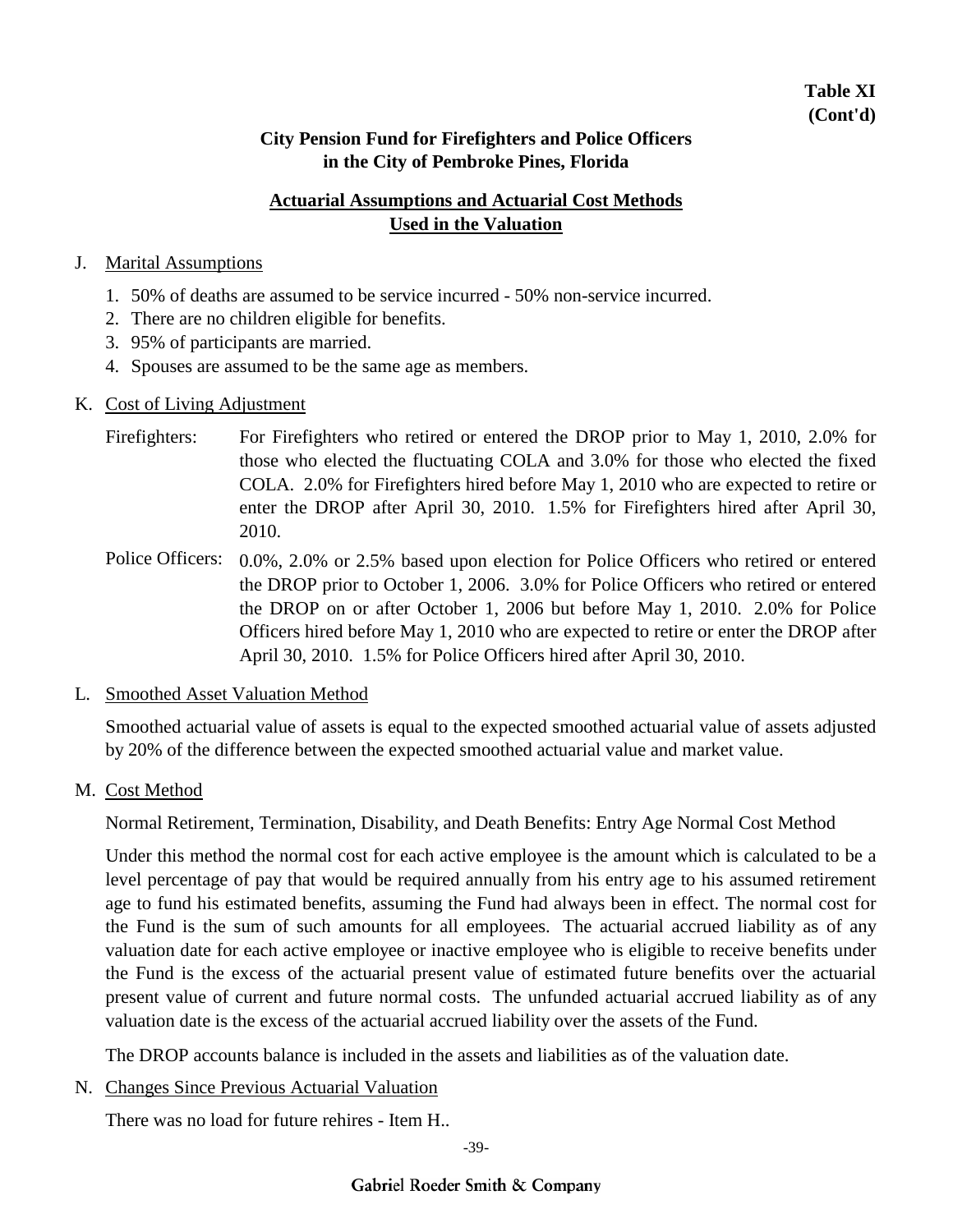**Table XI**
**(Cont'd)**

**City Pension Fund for Firefighters and Police Officers**
**in the City of Pembroke Pines, Florida**

**Actuarial Assumptions and Actuarial Cost Methods**
**Used in the Valuation**

J. Marital Assumptions

1. 50% of deaths are assumed to be service incurred - 50% non-service incurred.
2. There are no children eligible for benefits.
3. 95% of participants are married.
4. Spouses are assumed to be the same age as members.

K. Cost of Living Adjustment

Firefighters: For Firefighters who retired or entered the DROP prior to May 1, 2010, 2.0% for those who elected the fluctuating COLA and 3.0% for those who elected the fixed COLA. 2.0% for Firefighters hired before May 1, 2010 who are expected to retire or enter the DROP after April 30, 2010. 1.5% for Firefighters hired after April 30, 2010.

Police Officers: 0.0%, 2.0% or 2.5% based upon election for Police Officers who retired or entered the DROP prior to October 1, 2006. 3.0% for Police Officers who retired or entered the DROP on or after October 1, 2006 but before May 1, 2010. 2.0% for Police Officers hired before May 1, 2010 who are expected to retire or enter the DROP after April 30, 2010. 1.5% for Police Officers hired after April 30, 2010.

L. Smoothed Asset Valuation Method

Smoothed actuarial value of assets is equal to the expected smoothed actuarial value of assets adjusted by 20% of the difference between the expected smoothed actuarial value and market value.

M. Cost Method

Normal Retirement, Termination, Disability, and Death Benefits: Entry Age Normal Cost Method

Under this method the normal cost for each active employee is the amount which is calculated to be a level percentage of pay that would be required annually from his entry age to his assumed retirement age to fund his estimated benefits, assuming the Fund had always been in effect. The normal cost for the Fund is the sum of such amounts for all employees. The actuarial accrued liability as of any valuation date for each active employee or inactive employee who is eligible to receive benefits under the Fund is the excess of the actuarial present value of estimated future benefits over the actuarial present value of current and future normal costs. The unfunded actuarial accrued liability as of any valuation date is the excess of the actuarial accrued liability over the assets of the Fund.

The DROP accounts balance is included in the assets and liabilities as of the valuation date.

N. Changes Since Previous Actuarial Valuation

There was no load for future rehires - Item H..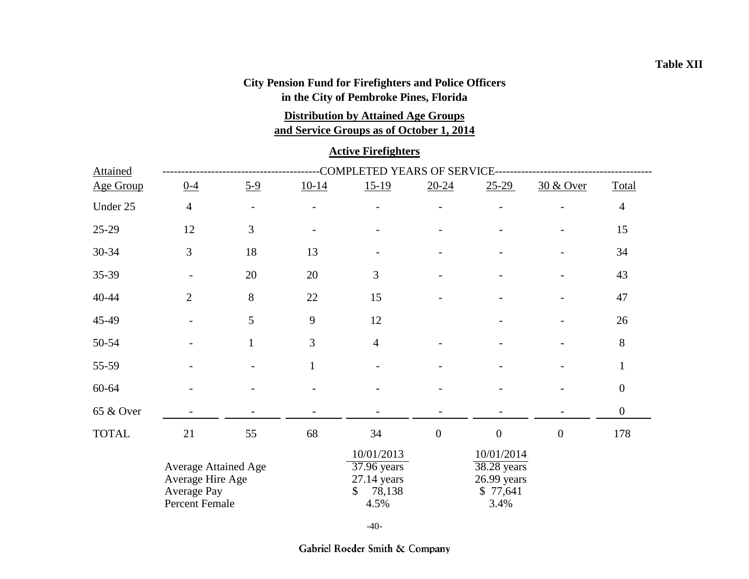**Table XII**

**City Pension Fund for Firefighters and Police Officers**
**in the City of Pembroke Pines, Florida**

**Distribution by Attained Age Groups**
**and Service Groups as of October 1, 2014**

**Active Firefighters**

| Attained Age Group | 0-4 | 5-9 | 10-14 | 15-19 | 20-24 | 25-29 | 30 & Over | Total |
|---|---|---|---|---|---|---|---|---|
| | COMPLETED YEARS OF SERVICE | | | | | | | |
| Under 25 | 4 | - | - | - | - | - | - | 4 |
| 25-29 | 12 | 3 | - | - | - | - | - | 15 |
| 30-34 | 3 | 18 | 13 | - | - | - | - | 34 |
| 35-39 | - | 20 | 20 | 3 | - | - | - | 43 |
| 40-44 | 2 | 8 | 22 | 15 | - | - | - | 47 |
| 45-49 | - | 5 | 9 | 12 | | - | - | 26 |
| 50-54 | - | 1 | 3 | 4 | - | - | - | 8 |
| 55-59 | - | - | 1 | - | - | - | - | 1 |
| 60-64 | - | - | - | - | - | - | - | 0 |
| 65 & Over | - | - | - | - | - | - | - | 0 |
| TOTAL | 21 | 55 | 68 | 34 | 0 | 0 | 0 | 178 |

| | 10/01/2013 | 10/01/2014 |
|---|---|---|
| Average Attained Age | 37.96 years | 38.28 years |
| Average Hire Age | 27.14 years | 26.99 years |
| Average Pay | $ 78,138 | $ 77,641 |
| Percent Female | 4.5% | 3.4% |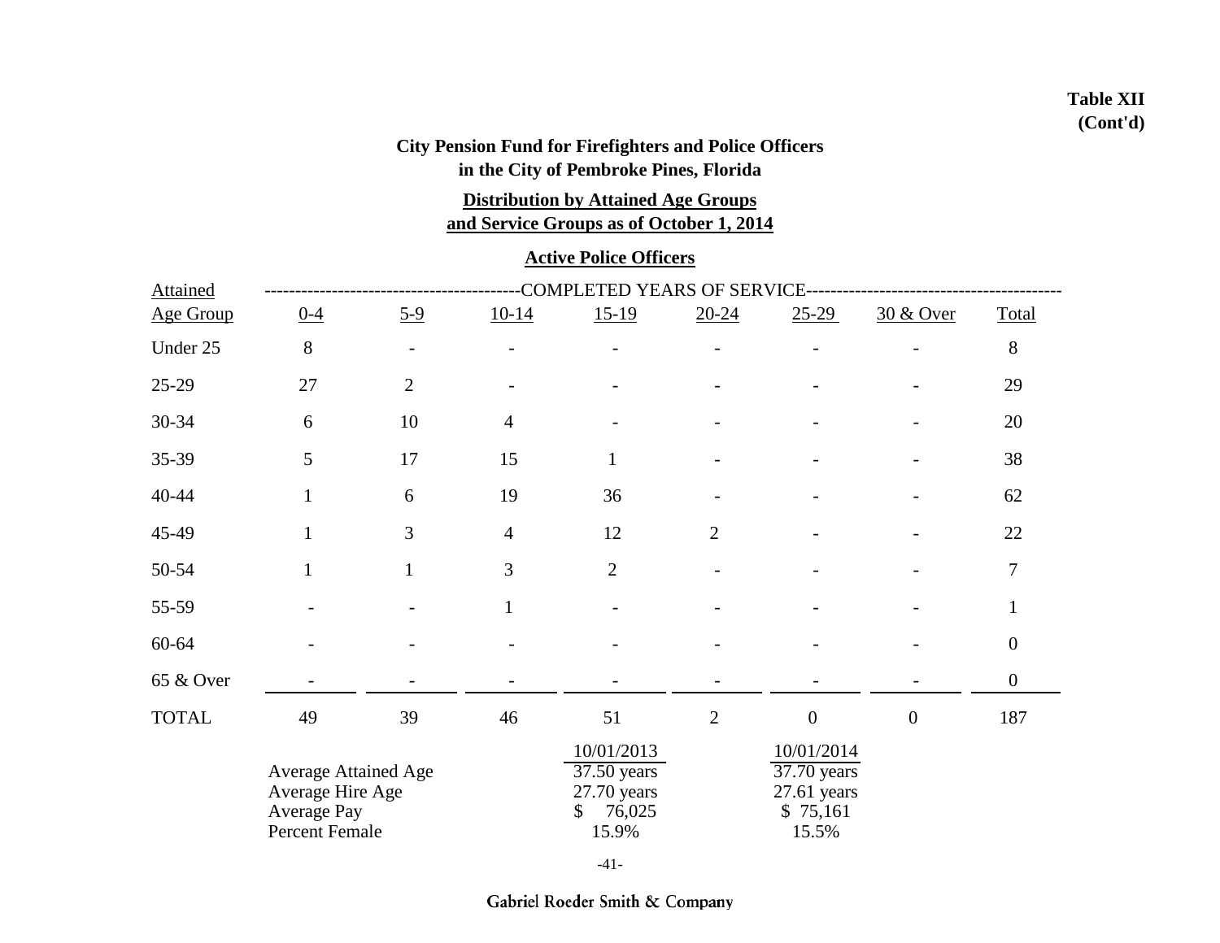**Table XII (Cont'd)**

**City Pension Fund for Firefighters and Police Officers in the City of Pembroke Pines, Florida**

**Distribution by Attained Age Groups and Service Groups as of October 1, 2014**

**Active Police Officers**

| Attained Age Group | 0-4 | 5-9 | 10-14 | 15-19 | 20-24 | 25-29 | 30 & Over | Total |
|---|---|---|---|---|---|---|---|---|
| | COMPLETED YEARS OF SERVICE | | | | | | | |
| Under 25 | 8 | - | - | - | - | - | - | 8 |
| 25-29 | 27 | 2 | - | - | - | - | - | 29 |
| 30-34 | 6 | 10 | 4 | - | - | - | - | 20 |
| 35-39 | 5 | 17 | 15 | 1 | - | - | - | 38 |
| 40-44 | 1 | 6 | 19 | 36 | - | - | - | 62 |
| 45-49 | 1 | 3 | 4 | 12 | 2 | - | - | 22 |
| 50-54 | 1 | 1 | 3 | 2 | - | - | - | 7 |
| 55-59 | - | - | 1 | - | - | - | - | 1 |
| 60-64 | - | - | - | - | - | - | - | 0 |
| 65 & Over | - | - | - | - | - | - | - | 0 |
| TOTAL | 49 | 39 | 46 | 51 | 2 | 0 | 0 | 187 |

| | 10/01/2013 | 10/01/2014 |
|---|---|---|
| Average Attained Age | 37.50 years | 37.70 years |
| Average Hire Age | 27.70 years | 27.61 years |
| Average Pay | $ 76,025 | $ 75,161 |
| Percent Female | 15.9% | 15.5% |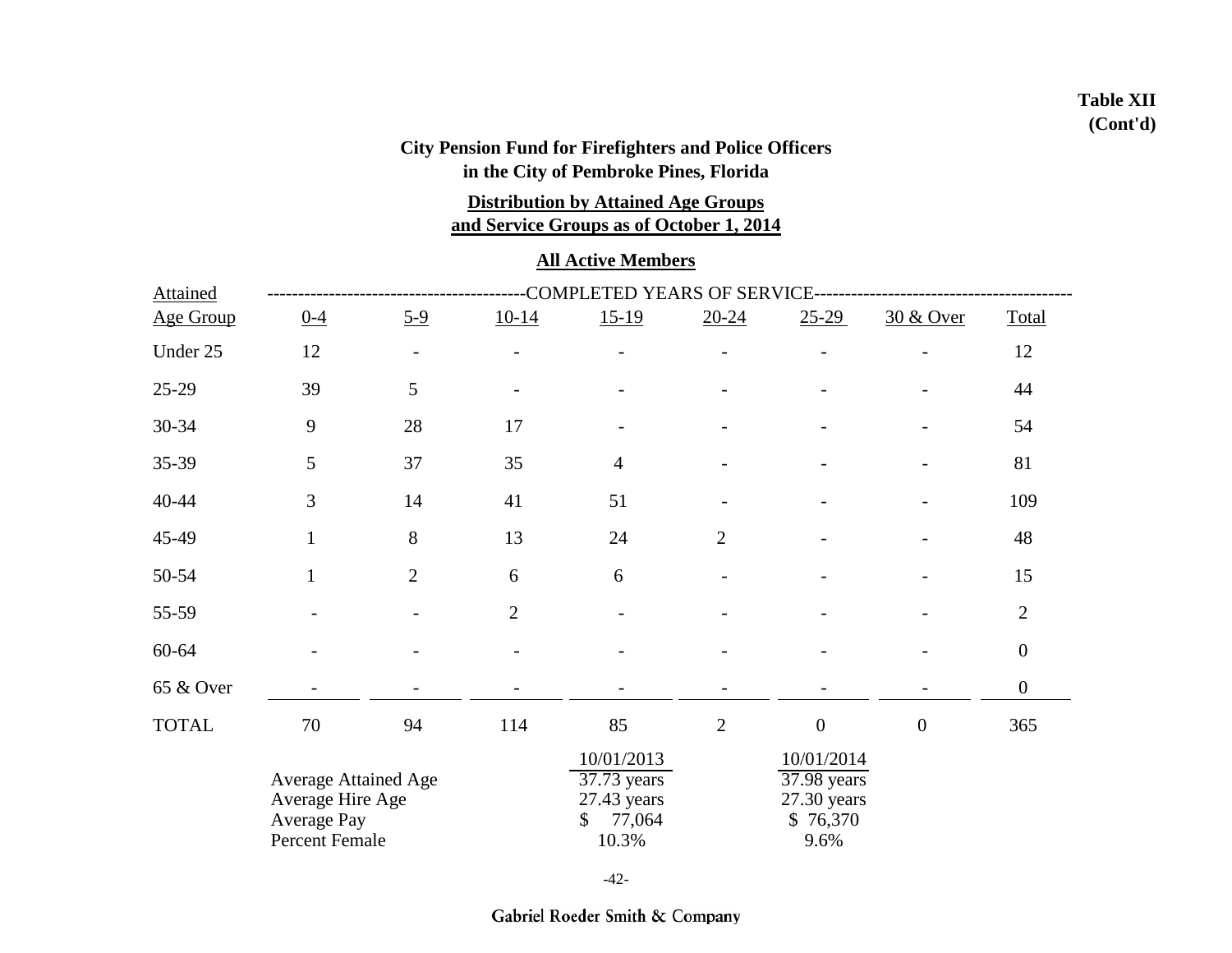**Table XII**
**(Cont'd)**

**City Pension Fund for Firefighters and Police Officers**
**in the City of Pembroke Pines, Florida**

**Distribution by Attained Age Groups**
**and Service Groups as of October 1, 2014**

**All Active Members**

| Attained | COMPLETED YEARS OF SERVICE | | | | | | | |
|---|---|---|---|---|---|---|---|---|
| Age Group | 0-4 | 5-9 | 10-14 | 15-19 | 20-24 | 25-29 | 30 & Over | Total |
| Under 25 | 12 | - | - | - | - | - | - | 12 |
| 25-29 | 39 | 5 | - | - | - | - | - | 44 |
| 30-34 | 9 | 28 | 17 | - | - | - | - | 54 |
| 35-39 | 5 | 37 | 35 | 4 | - | - | - | 81 |
| 40-44 | 3 | 14 | 41 | 51 | - | - | - | 109 |
| 45-49 | 1 | 8 | 13 | 24 | 2 | - | - | 48 |
| 50-54 | 1 | 2 | 6 | 6 | - | - | - | 15 |
| 55-59 | - | - | 2 | - | - | - | - | 2 |
| 60-64 | - | - | - | - | - | - | - | 0 |
| 65 & Over | - | - | - | - | - | - | - | 0 |
| TOTAL | 70 | 94 | 114 | 85 | 2 | 0 | 0 | 365 |

| | 10/01/2013 | 10/01/2014 |
|---|---|---|
| Average Attained Age | 37.73 years | 37.98 years |
| Average Hire Age | 27.43 years | 27.30 years |
| Average Pay | $ 77,064 | $ 76,370 |
| Percent Female | 10.3% | 9.6% |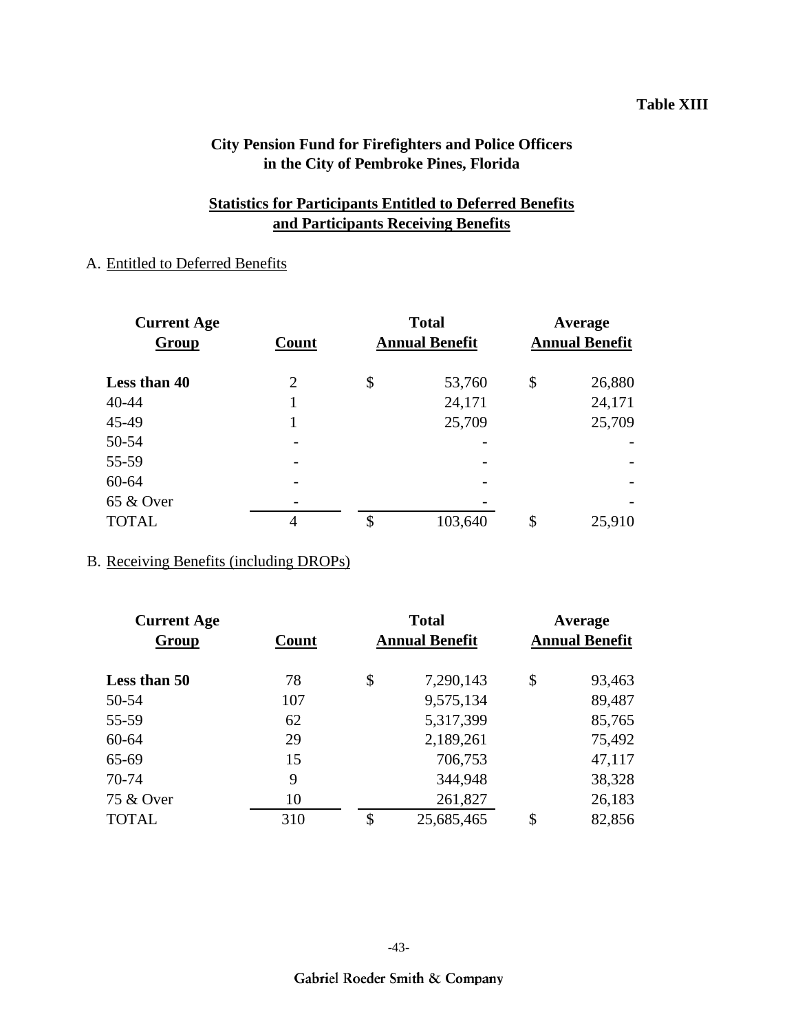**Table XIII**

## City Pension Fund for Firefighters and Police Officers in the City of Pembroke Pines, Florida

### Statistics for Participants Entitled to Deferred Benefits and Participants Receiving Benefits

A. Entitled to Deferred Benefits

| Current Age Group | Count | Total Annual Benefit | Average Annual Benefit |
|---|---|---|---|
| **Less than 40** | 2 | $ 53,760 | $ 26,880 |
| 40-44 | 1 | 24,171 | 24,171 |
| 45-49 | 1 | 25,709 | 25,709 |
| 50-54 | - | - | - |
| 55-59 | - | - | - |
| 60-64 | - | - | - |
| 65 & Over | - | - | - |
| TOTAL | 4 | $ 103,640 | $ 25,910 |

B. Receiving Benefits (including DROPs)

| Current Age Group | Count | Total Annual Benefit | Average Annual Benefit |
|---|---|---|---|
| **Less than 50** | 78 | $ 7,290,143 | $ 93,463 |
| 50-54 | 107 | 9,575,134 | 89,487 |
| 55-59 | 62 | 5,317,399 | 85,765 |
| 60-64 | 29 | 2,189,261 | 75,492 |
| 65-69 | 15 | 706,753 | 47,117 |
| 70-74 | 9 | 344,948 | 38,328 |
| 75 & Over | 10 | 261,827 | 26,183 |
| TOTAL | 310 | $ 25,685,465 | $ 82,856 |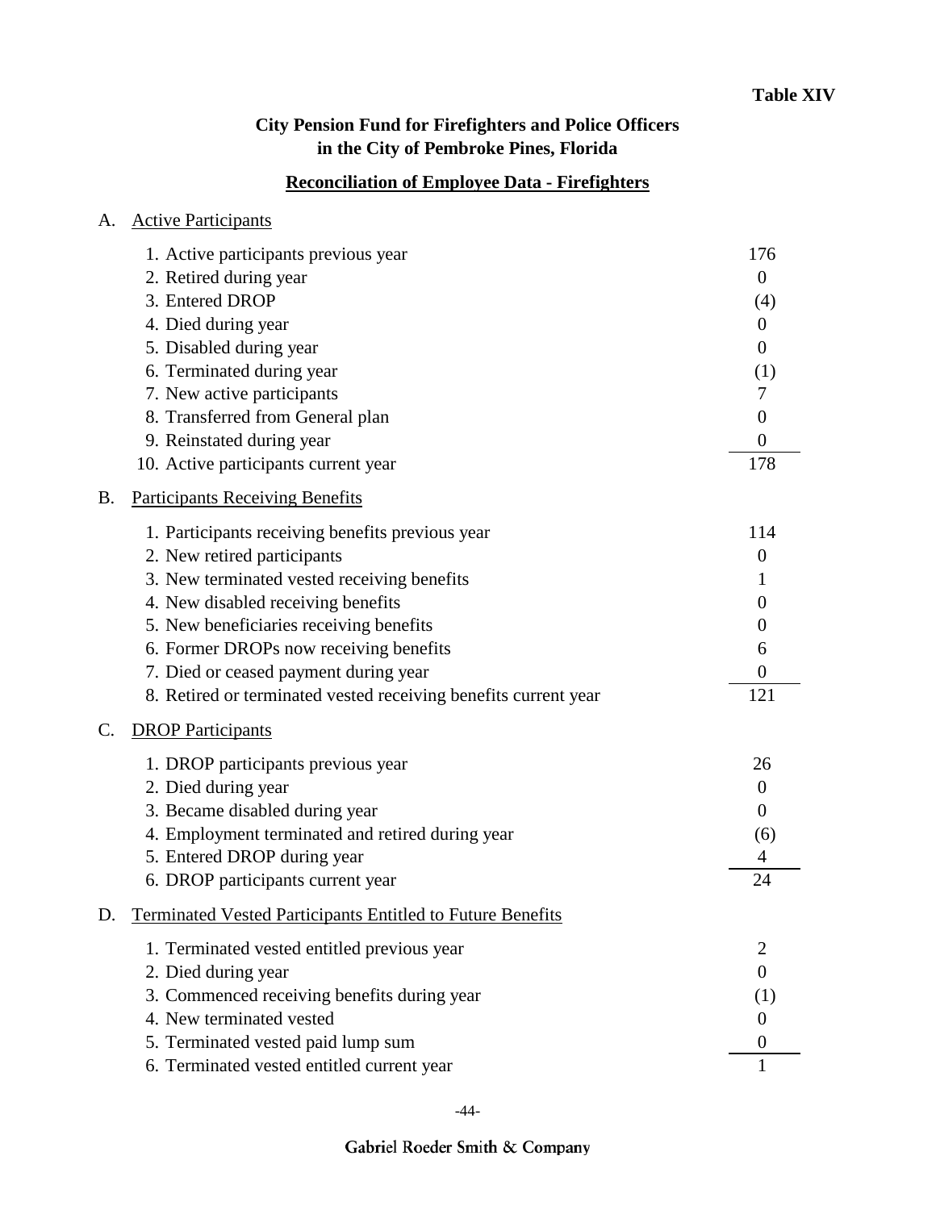**Table XIV**

## City Pension Fund for Firefighters and Police Officers in the City of Pembroke Pines, Florida

### Reconciliation of Employee Data - Firefighters

A. Active Participants

| | |
|---|---|
| 1. Active participants previous year | 176 |
| 2. Retired during year | 0 |
| 3. Entered DROP | (4) |
| 4. Died during year | 0 |
| 5. Disabled during year | 0 |
| 6. Terminated during year | (1) |
| 7. New active participants | 7 |
| 8. Transferred from General plan | 0 |
| 9. Reinstated during year | 0 |
| 10. Active participants current year | 178 |

B. Participants Receiving Benefits

| | |
|---|---|
| 1. Participants receiving benefits previous year | 114 |
| 2. New retired participants | 0 |
| 3. New terminated vested receiving benefits | 1 |
| 4. New disabled receiving benefits | 0 |
| 5. New beneficiaries receiving benefits | 0 |
| 6. Former DROPs now receiving benefits | 6 |
| 7. Died or ceased payment during year | 0 |
| 8. Retired or terminated vested receiving benefits current year | 121 |

C. DROP Participants

| | |
|---|---|
| 1. DROP participants previous year | 26 |
| 2. Died during year | 0 |
| 3. Became disabled during year | 0 |
| 4. Employment terminated and retired during year | (6) |
| 5. Entered DROP during year | 4 |
| 6. DROP participants current year | 24 |

D. Terminated Vested Participants Entitled to Future Benefits

| | |
|---|---|
| 1. Terminated vested entitled previous year | 2 |
| 2. Died during year | 0 |
| 3. Commenced receiving benefits during year | (1) |
| 4. New terminated vested | 0 |
| 5. Terminated vested paid lump sum | 0 |
| 6. Terminated vested entitled current year | 1 |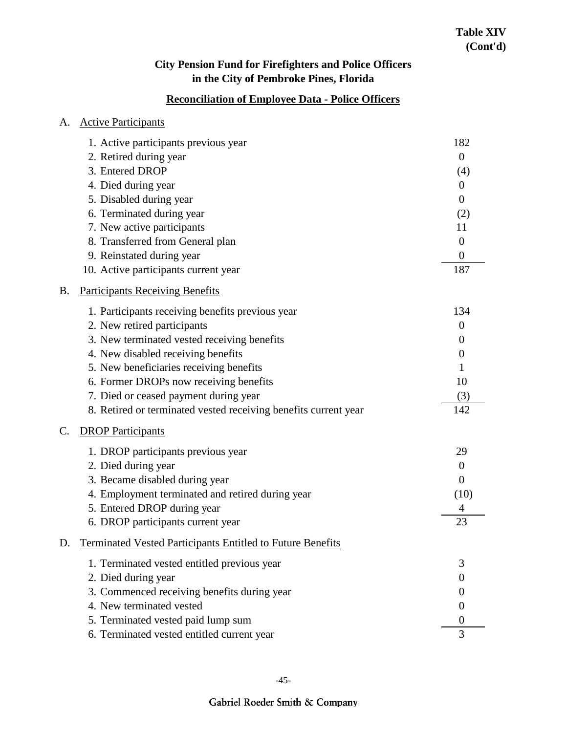**Table XIV (Cont'd)**

## City Pension Fund for Firefighters and Police Officers in the City of Pembroke Pines, Florida

### Reconciliation of Employee Data - Police Officers

A. Active Participants

| | |
|---|---|
| 1. Active participants previous year | 182 |
| 2. Retired during year | 0 |
| 3. Entered DROP | (4) |
| 4. Died during year | 0 |
| 5. Disabled during year | 0 |
| 6. Terminated during year | (2) |
| 7. New active participants | 11 |
| 8. Transferred from General plan | 0 |
| 9. Reinstated during year | 0 |
| 10. Active participants current year | 187 |

B. Participants Receiving Benefits

| | |
|---|---|
| 1. Participants receiving benefits previous year | 134 |
| 2. New retired participants | 0 |
| 3. New terminated vested receiving benefits | 0 |
| 4. New disabled receiving benefits | 0 |
| 5. New beneficiaries receiving benefits | 1 |
| 6. Former DROPs now receiving benefits | 10 |
| 7. Died or ceased payment during year | (3) |
| 8. Retired or terminated vested receiving benefits current year | 142 |

C. DROP Participants

| | |
|---|---|
| 1. DROP participants previous year | 29 |
| 2. Died during year | 0 |
| 3. Became disabled during year | 0 |
| 4. Employment terminated and retired during year | (10) |
| 5. Entered DROP during year | 4 |
| 6. DROP participants current year | 23 |

D. Terminated Vested Participants Entitled to Future Benefits

| | |
|---|---|
| 1. Terminated vested entitled previous year | 3 |
| 2. Died during year | 0 |
| 3. Commenced receiving benefits during year | 0 |
| 4. New terminated vested | 0 |
| 5. Terminated vested paid lump sum | 0 |
| 6. Terminated vested entitled current year | 3 |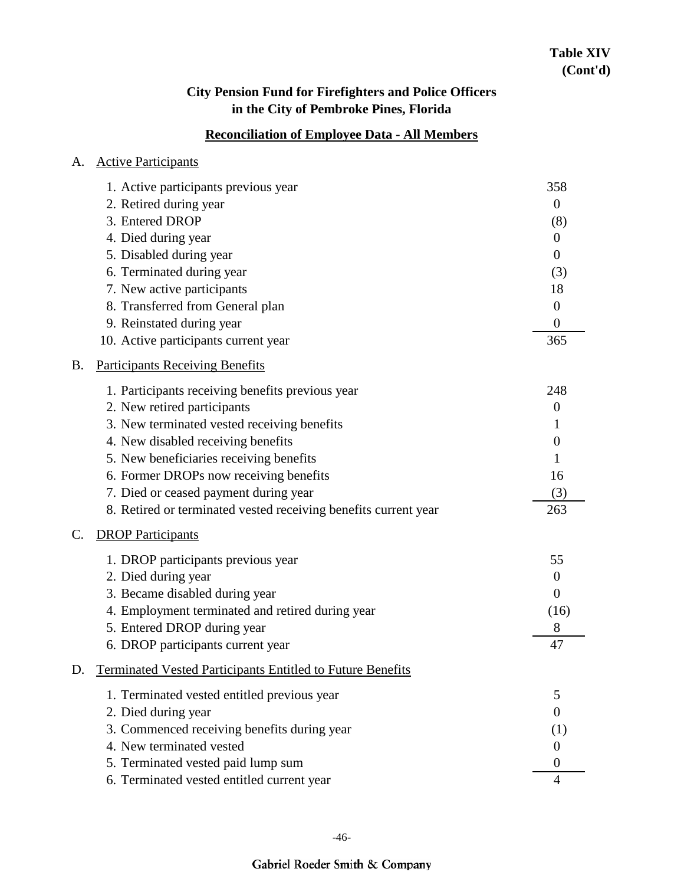**Table XIV (Cont'd)**

## City Pension Fund for Firefighters and Police Officers in the City of Pembroke Pines, Florida

### Reconciliation of Employee Data - All Members

**A. Active Participants**

| | |
|---|---|
| 1. Active participants previous year | 358 |
| 2. Retired during year | 0 |
| 3. Entered DROP | (8) |
| 4. Died during year | 0 |
| 5. Disabled during year | 0 |
| 6. Terminated during year | (3) |
| 7. New active participants | 18 |
| 8. Transferred from General plan | 0 |
| 9. Reinstated during year | 0 |
| 10. Active participants current year | 365 |

**B. Participants Receiving Benefits**

| | |
|---|---|
| 1. Participants receiving benefits previous year | 248 |
| 2. New retired participants | 0 |
| 3. New terminated vested receiving benefits | 1 |
| 4. New disabled receiving benefits | 0 |
| 5. New beneficiaries receiving benefits | 1 |
| 6. Former DROPs now receiving benefits | 16 |
| 7. Died or ceased payment during year | (3) |
| 8. Retired or terminated vested receiving benefits current year | 263 |

**C. DROP Participants**

| | |
|---|---|
| 1. DROP participants previous year | 55 |
| 2. Died during year | 0 |
| 3. Became disabled during year | 0 |
| 4. Employment terminated and retired during year | (16) |
| 5. Entered DROP during year | 8 |
| 6. DROP participants current year | 47 |

**D. Terminated Vested Participants Entitled to Future Benefits**

| | |
|---|---|
| 1. Terminated vested entitled previous year | 5 |
| 2. Died during year | 0 |
| 3. Commenced receiving benefits during year | (1) |
| 4. New terminated vested | 0 |
| 5. Terminated vested paid lump sum | 0 |
| 6. Terminated vested entitled current year | 4 |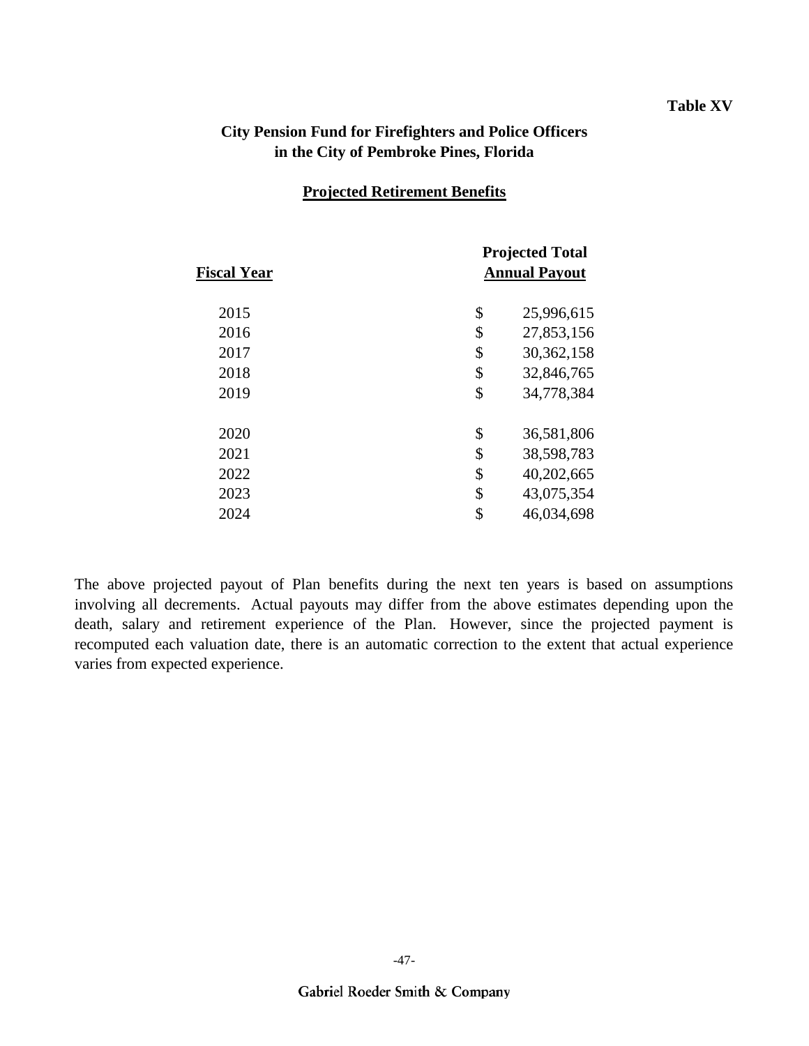**Table XV**

## City Pension Fund for Firefighters and Police Officers in the City of Pembroke Pines, Florida

### Projected Retirement Benefits

| Fiscal Year | Projected Total Annual Payout |
|---|---|
| 2015 | $ 25,996,615 |
| 2016 | $ 27,853,156 |
| 2017 | $ 30,362,158 |
| 2018 | $ 32,846,765 |
| 2019 | $ 34,778,384 |
| 2020 | $ 36,581,806 |
| 2021 | $ 38,598,783 |
| 2022 | $ 40,202,665 |
| 2023 | $ 43,075,354 |
| 2024 | $ 46,034,698 |

The above projected payout of Plan benefits during the next ten years is based on assumptions involving all decrements. Actual payouts may differ from the above estimates depending upon the death, salary and retirement experience of the Plan. However, since the projected payment is recomputed each valuation date, there is an automatic correction to the extent that actual experience varies from expected experience.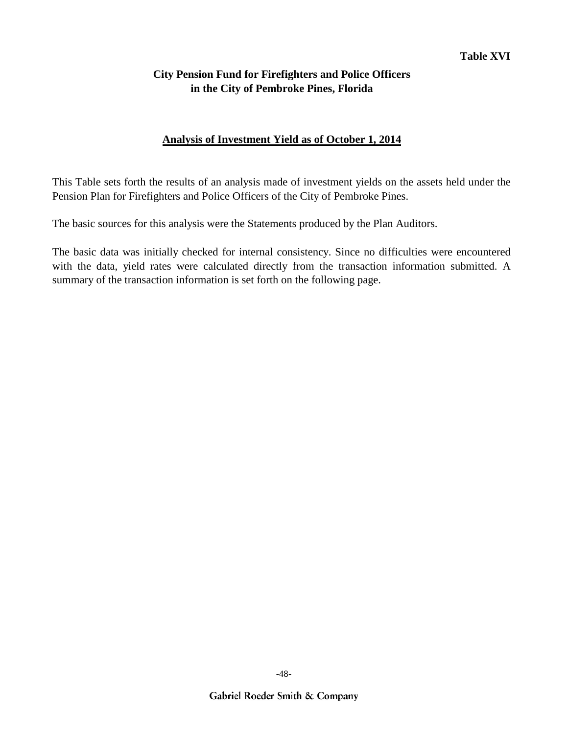**Table XVI**

## City Pension Fund for Firefighters and Police Officers in the City of Pembroke Pines, Florida

### Analysis of Investment Yield as of October 1, 2014

This Table sets forth the results of an analysis made of investment yields on the assets held under the Pension Plan for Firefighters and Police Officers of the City of Pembroke Pines.

The basic sources for this analysis were the Statements produced by the Plan Auditors.

The basic data was initially checked for internal consistency. Since no difficulties were encountered with the data, yield rates were calculated directly from the transaction information submitted. A summary of the transaction information is set forth on the following page.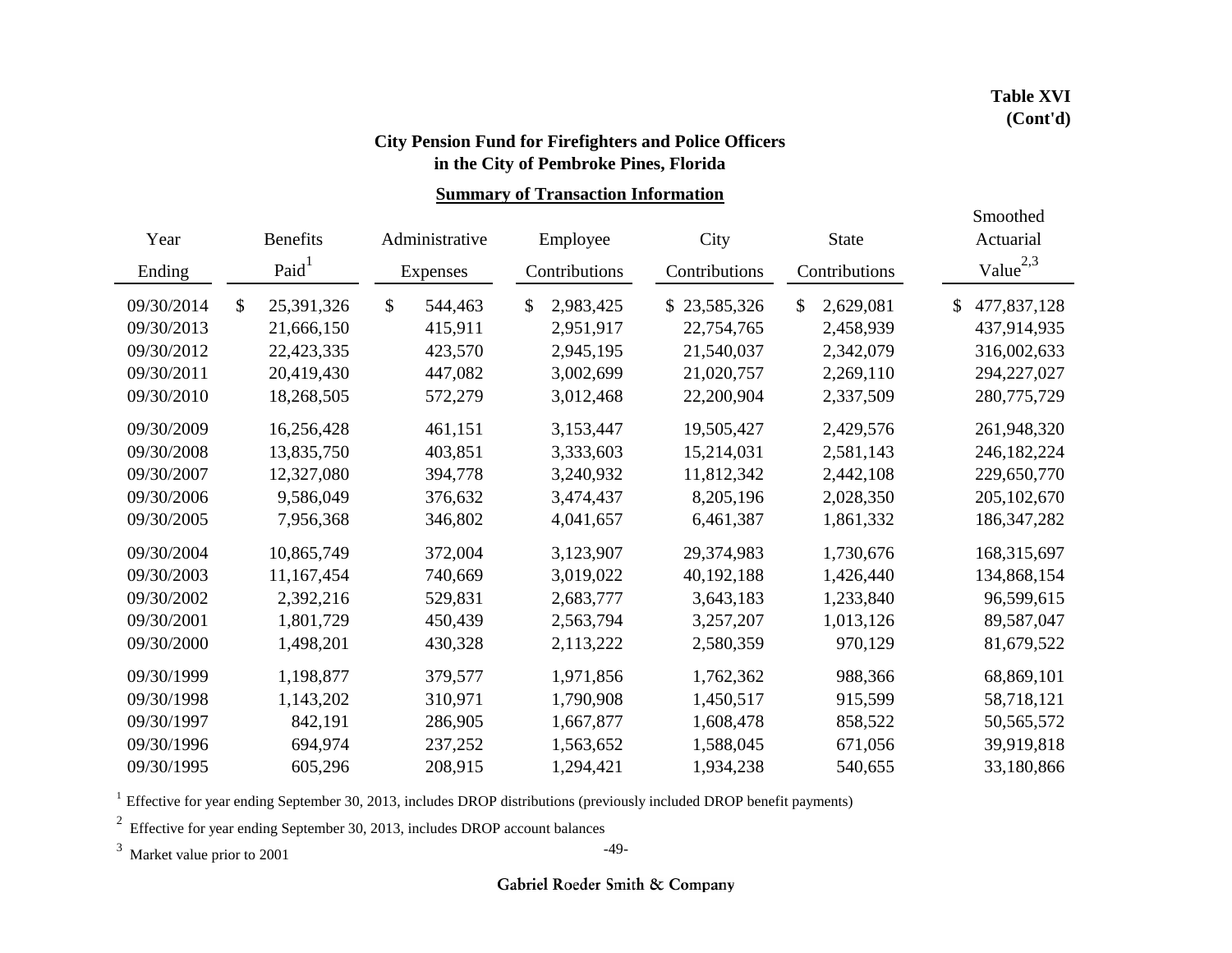**Table XVI**
**(Cont'd)**

## City Pension Fund for Firefighters and Police Officers in the City of Pembroke Pines, Florida

### Summary of Transaction Information

| Year Ending | Benefits Paid[1] | Administrative Expenses | Employee Contributions | City Contributions | State Contributions | Smoothed Actuarial Value[2,3] |
|---|---|---|---|---|---|---|
| 09/30/2014 | $ 25,391,326 | $ 544,463 | $ 2,983,425 | $ 23,585,326 | $ 2,629,081 | $ 477,837,128 |
| 09/30/2013 | 21,666,150 | 415,911 | 2,951,917 | 22,754,765 | 2,458,939 | 437,914,935 |
| 09/30/2012 | 22,423,335 | 423,570 | 2,945,195 | 21,540,037 | 2,342,079 | 316,002,633 |
| 09/30/2011 | 20,419,430 | 447,082 | 3,002,699 | 21,020,757 | 2,269,110 | 294,227,027 |
| 09/30/2010 | 18,268,505 | 572,279 | 3,012,468 | 22,200,904 | 2,337,509 | 280,775,729 |
| 09/30/2009 | 16,256,428 | 461,151 | 3,153,447 | 19,505,427 | 2,429,576 | 261,948,320 |
| 09/30/2008 | 13,835,750 | 403,851 | 3,333,603 | 15,214,031 | 2,581,143 | 246,182,224 |
| 09/30/2007 | 12,327,080 | 394,778 | 3,240,932 | 11,812,342 | 2,442,108 | 229,650,770 |
| 09/30/2006 | 9,586,049 | 376,632 | 3,474,437 | 8,205,196 | 2,028,350 | 205,102,670 |
| 09/30/2005 | 7,956,368 | 346,802 | 4,041,657 | 6,461,387 | 1,861,332 | 186,347,282 |
| 09/30/2004 | 10,865,749 | 372,004 | 3,123,907 | 29,374,983 | 1,730,676 | 168,315,697 |
| 09/30/2003 | 11,167,454 | 740,669 | 3,019,022 | 40,192,188 | 1,426,440 | 134,868,154 |
| 09/30/2002 | 2,392,216 | 529,831 | 2,683,777 | 3,643,183 | 1,233,840 | 96,599,615 |
| 09/30/2001 | 1,801,729 | 450,439 | 2,563,794 | 3,257,207 | 1,013,126 | 89,587,047 |
| 09/30/2000 | 1,498,201 | 430,328 | 2,113,222 | 2,580,359 | 970,129 | 81,679,522 |
| 09/30/1999 | 1,198,877 | 379,577 | 1,971,856 | 1,762,362 | 988,366 | 68,869,101 |
| 09/30/1998 | 1,143,202 | 310,971 | 1,790,908 | 1,450,517 | 915,599 | 58,718,121 |
| 09/30/1997 | 842,191 | 286,905 | 1,667,877 | 1,608,478 | 858,522 | 50,565,572 |
| 09/30/1996 | 694,974 | 237,252 | 1,563,652 | 1,588,045 | 671,056 | 39,919,818 |
| 09/30/1995 | 605,296 | 208,915 | 1,294,421 | 1,934,238 | 540,655 | 33,180,866 |

[1] Effective for year ending September 30, 2013, includes DROP distributions (previously included DROP benefit payments)

[2] Effective for year ending September 30, 2013, includes DROP account balances

[3] Market value prior to 2001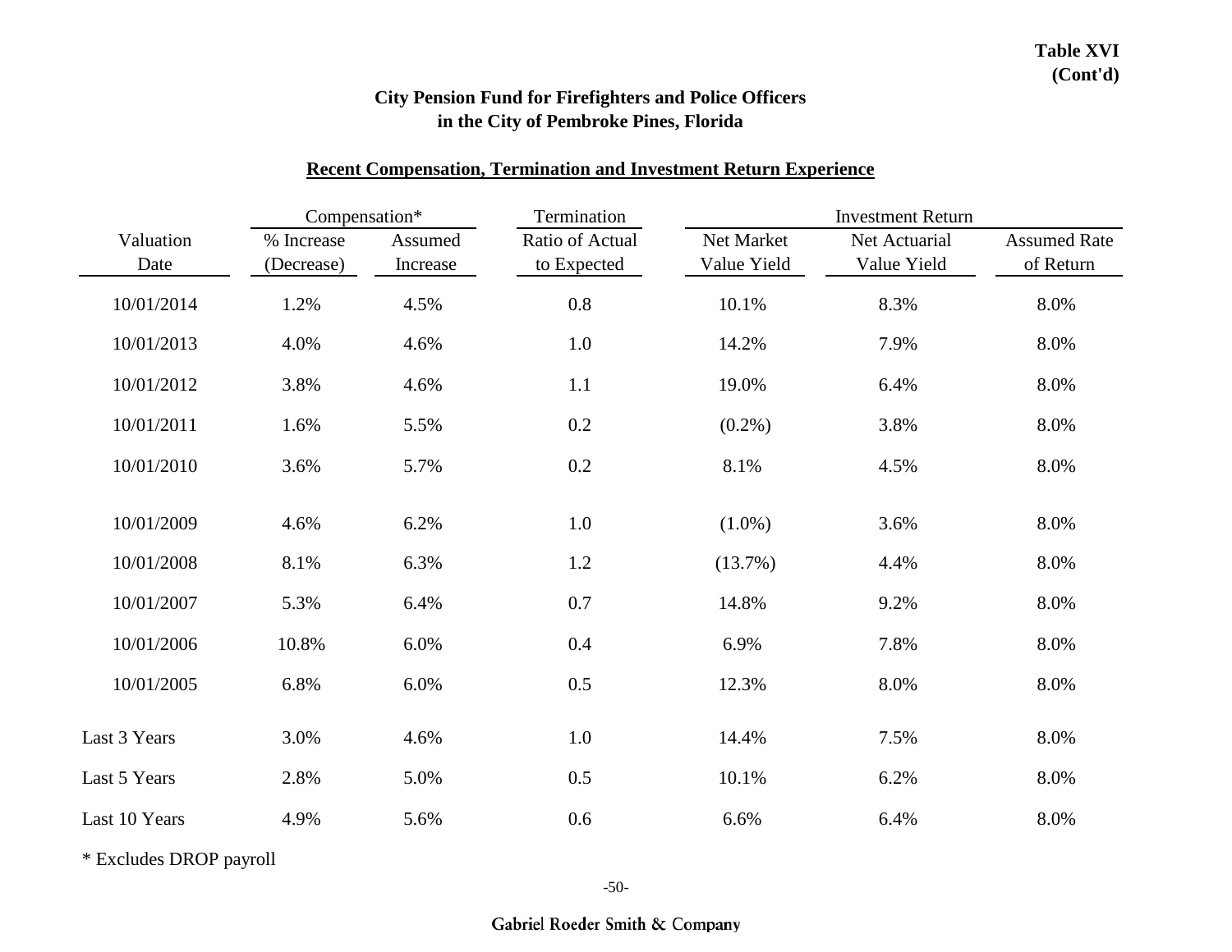**Table XVI (Cont'd)**

**City Pension Fund for Firefighters and Police Officers in the City of Pembroke Pines, Florida**

**Recent Compensation, Termination and Investment Return Experience**

| | Compensation* | | Termination | Investment Return | | |
|---|---|---|---|---|---|---|
| Valuation Date | % Increase (Decrease) | Assumed Increase | Ratio of Actual to Expected | Net Market Value Yield | Net Actuarial Value Yield | Assumed Rate of Return |
| 10/01/2014 | 1.2% | 4.5% | 0.8 | 10.1% | 8.3% | 8.0% |
| 10/01/2013 | 4.0% | 4.6% | 1.0 | 14.2% | 7.9% | 8.0% |
| 10/01/2012 | 3.8% | 4.6% | 1.1 | 19.0% | 6.4% | 8.0% |
| 10/01/2011 | 1.6% | 5.5% | 0.2 | (0.2%) | 3.8% | 8.0% |
| 10/01/2010 | 3.6% | 5.7% | 0.2 | 8.1% | 4.5% | 8.0% |
| 10/01/2009 | 4.6% | 6.2% | 1.0 | (1.0%) | 3.6% | 8.0% |
| 10/01/2008 | 8.1% | 6.3% | 1.2 | (13.7%) | 4.4% | 8.0% |
| 10/01/2007 | 5.3% | 6.4% | 0.7 | 14.8% | 9.2% | 8.0% |
| 10/01/2006 | 10.8% | 6.0% | 0.4 | 6.9% | 7.8% | 8.0% |
| 10/01/2005 | 6.8% | 6.0% | 0.5 | 12.3% | 8.0% | 8.0% |
| Last 3 Years | 3.0% | 4.6% | 1.0 | 14.4% | 7.5% | 8.0% |
| Last 5 Years | 2.8% | 5.0% | 0.5 | 10.1% | 6.2% | 8.0% |
| Last 10 Years | 4.9% | 5.6% | 0.6 | 6.6% | 6.4% | 8.0% |

* Excludes DROP payroll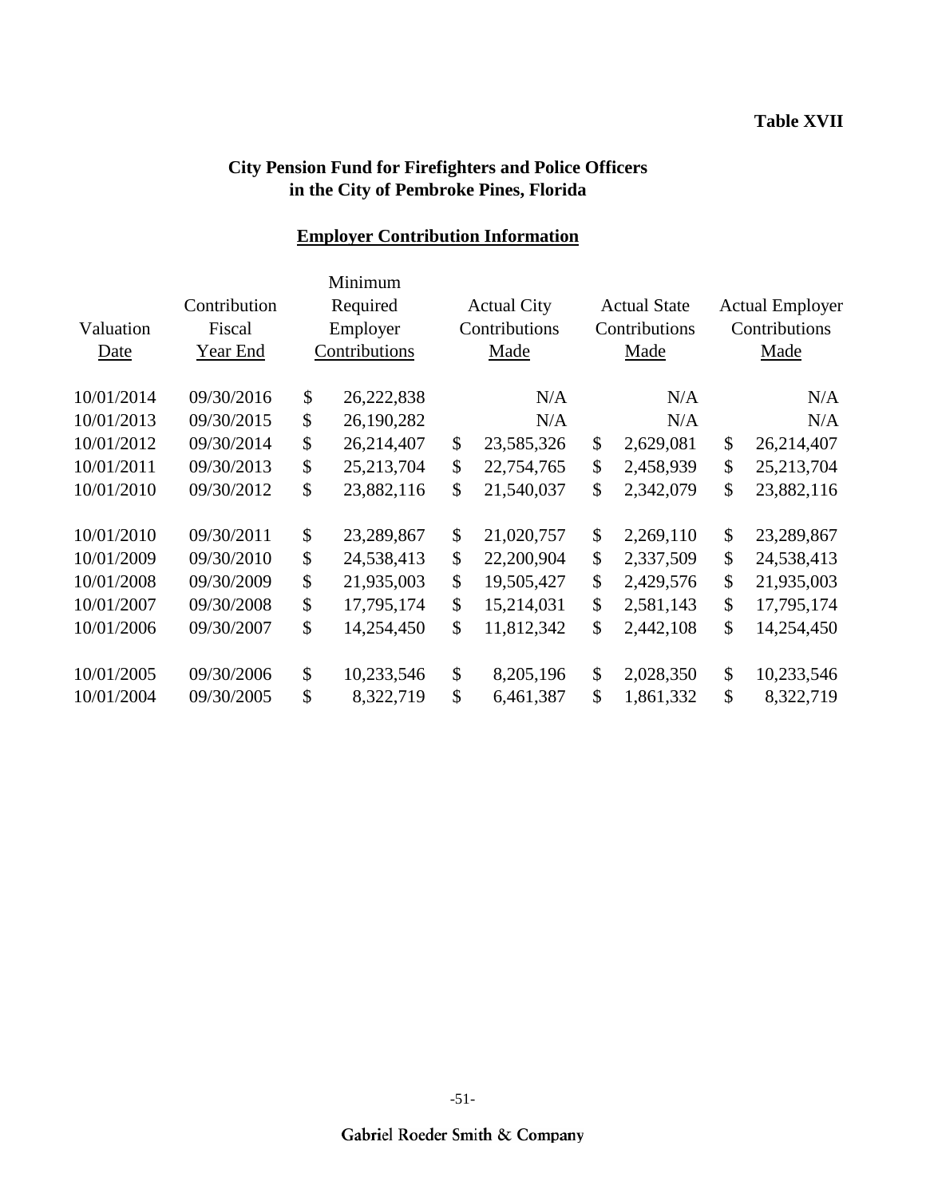**Table XVII**

**City Pension Fund for Firefighters and Police Officers in the City of Pembroke Pines, Florida**

**Employer Contribution Information**

| Valuation Date | Contribution Fiscal Year End | Minimum Required Employer Contributions | Actual City Contributions Made | Actual State Contributions Made | Actual Employer Contributions Made |
|---|---|---|---|---|---|
| 10/01/2014 | 09/30/2016 | $ 26,222,838 | N/A | N/A | N/A |
| 10/01/2013 | 09/30/2015 | $ 26,190,282 | N/A | N/A | N/A |
| 10/01/2012 | 09/30/2014 | $ 26,214,407 | $ 23,585,326 | $ 2,629,081 | $ 26,214,407 |
| 10/01/2011 | 09/30/2013 | $ 25,213,704 | $ 22,754,765 | $ 2,458,939 | $ 25,213,704 |
| 10/01/2010 | 09/30/2012 | $ 23,882,116 | $ 21,540,037 | $ 2,342,079 | $ 23,882,116 |
| 10/01/2010 | 09/30/2011 | $ 23,289,867 | $ 21,020,757 | $ 2,269,110 | $ 23,289,867 |
| 10/01/2009 | 09/30/2010 | $ 24,538,413 | $ 22,200,904 | $ 2,337,509 | $ 24,538,413 |
| 10/01/2008 | 09/30/2009 | $ 21,935,003 | $ 19,505,427 | $ 2,429,576 | $ 21,935,003 |
| 10/01/2007 | 09/30/2008 | $ 17,795,174 | $ 15,214,031 | $ 2,581,143 | $ 17,795,174 |
| 10/01/2006 | 09/30/2007 | $ 14,254,450 | $ 11,812,342 | $ 2,442,108 | $ 14,254,450 |
| 10/01/2005 | 09/30/2006 | $ 10,233,546 | $ 8,205,196 | $ 2,028,350 | $ 10,233,546 |
| 10/01/2004 | 09/30/2005 | $ 8,322,719 | $ 6,461,387 | $ 1,861,332 | $ 8,322,719 |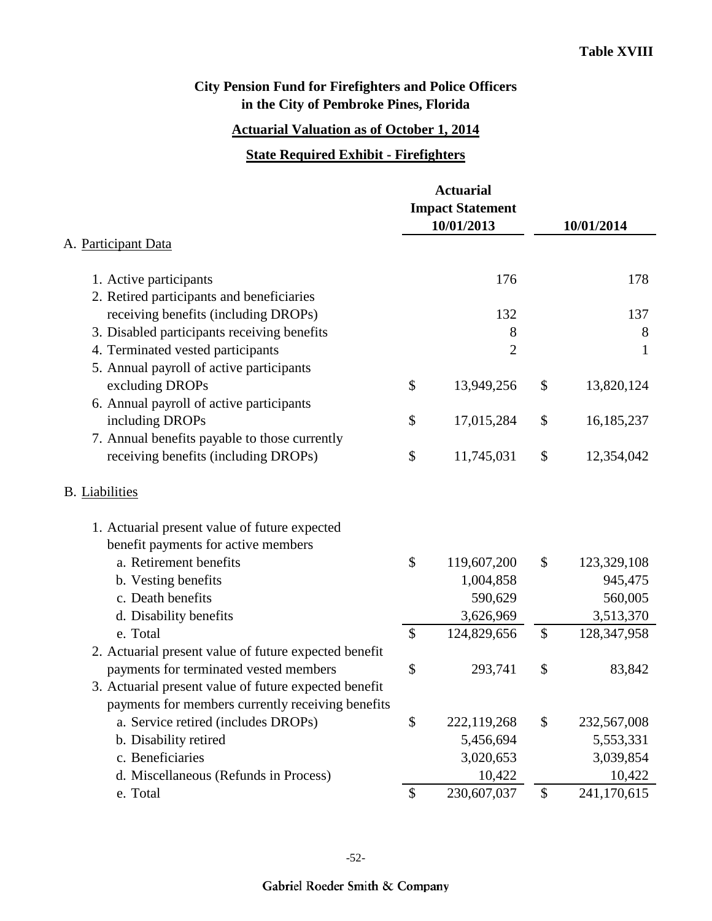**Table XVIII**

## City Pension Fund for Firefighters and Police Officers in the City of Pembroke Pines, Florida

### Actuarial Valuation as of October 1, 2014

### State Required Exhibit - Firefighters

| | Actuarial Impact Statement 10/01/2013 | 10/01/2014 |
|---|---|---|
| **A. Participant Data** | | |
| 1. Active participants | 176 | 178 |
| 2. Retired participants and beneficiaries receiving benefits (including DROPs) | 132 | 137 |
| 3. Disabled participants receiving benefits | 8 | 8 |
| 4. Terminated vested participants | 2 | 1 |
| 5. Annual payroll of active participants excluding DROPs | $ 13,949,256 | $ 13,820,124 |
| 6. Annual payroll of active participants including DROPs | $ 17,015,284 | $ 16,185,237 |
| 7. Annual benefits payable to those currently receiving benefits (including DROPs) | $ 11,745,031 | $ 12,354,042 |
| **B. Liabilities** | | |
| 1. Actuarial present value of future expected benefit payments for active members | | |
| a. Retirement benefits | $ 119,607,200 | $ 123,329,108 |
| b. Vesting benefits | 1,004,858 | 945,475 |
| c. Death benefits | 590,629 | 560,005 |
| d. Disability benefits | 3,626,969 | 3,513,370 |
| e. Total | $ 124,829,656 | $ 128,347,958 |
| 2. Actuarial present value of future expected benefit payments for terminated vested members | $ 293,741 | $ 83,842 |
| 3. Actuarial present value of future expected benefit payments for members currently receiving benefits | | |
| a. Service retired (includes DROPs) | $ 222,119,268 | $ 232,567,008 |
| b. Disability retired | 5,456,694 | 5,553,331 |
| c. Beneficiaries | 3,020,653 | 3,039,854 |
| d. Miscellaneous (Refunds in Process) | 10,422 | 10,422 |
| e. Total | $ 230,607,037 | $ 241,170,615 |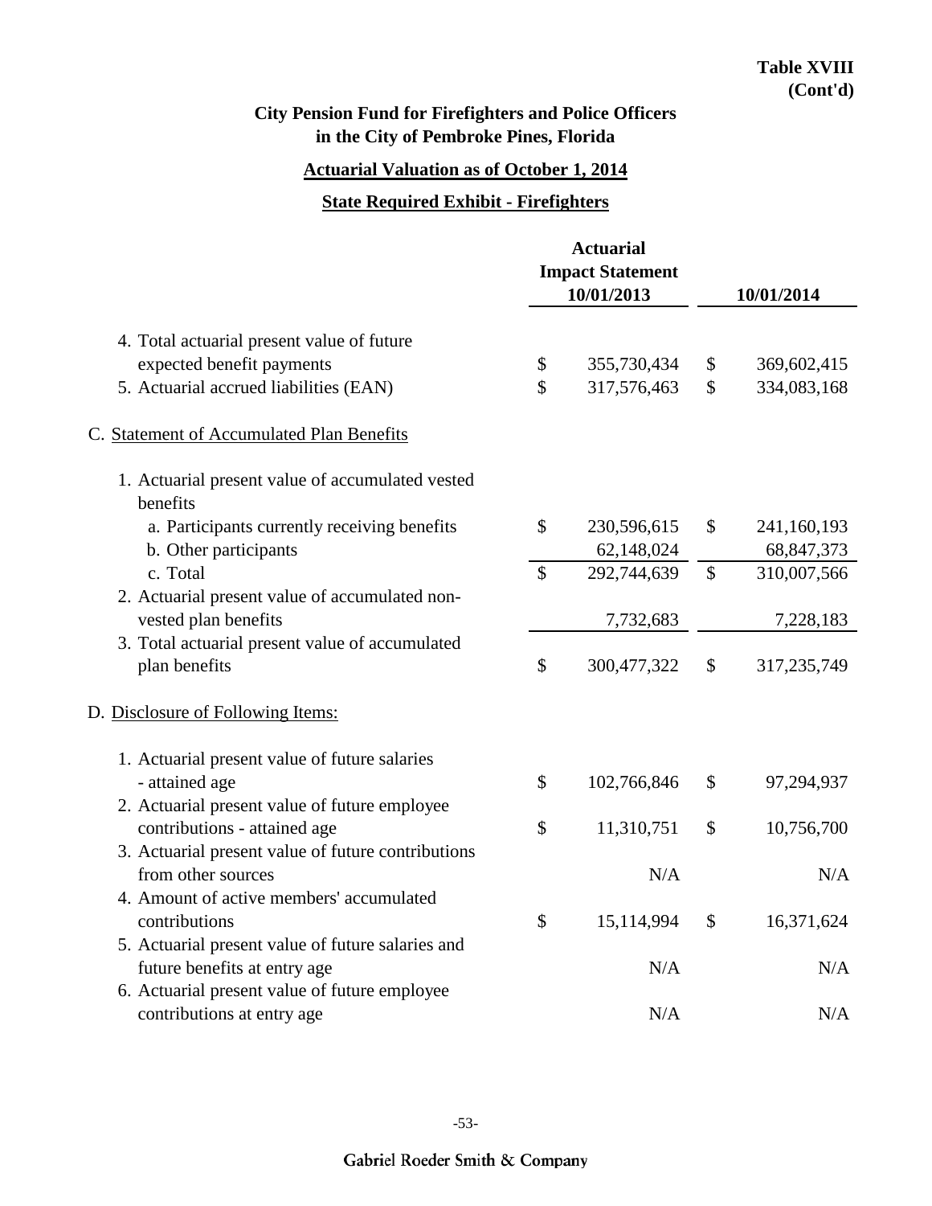**Table XVIII (Cont'd)**

## City Pension Fund for Firefighters and Police Officers in the City of Pembroke Pines, Florida

### Actuarial Valuation as of October 1, 2014

### State Required Exhibit - Firefighters

| | Actuarial Impact Statement 10/01/2013 | 10/01/2014 |
|---|---|---|
| 4. Total actuarial present value of future expected benefit payments | $ 355,730,434 | $ 369,602,415 |
| 5. Actuarial accrued liabilities (EAN) | $ 317,576,463 | $ 334,083,168 |
| C. Statement of Accumulated Plan Benefits | | |
| 1. Actuarial present value of accumulated vested benefits | | |
| a. Participants currently receiving benefits | $ 230,596,615 | $ 241,160,193 |
| b. Other participants | 62,148,024 | 68,847,373 |
| c. Total | $ 292,744,639 | $ 310,007,566 |
| 2. Actuarial present value of accumulated non-vested plan benefits | 7,732,683 | 7,228,183 |
| 3. Total actuarial present value of accumulated plan benefits | $ 300,477,322 | $ 317,235,749 |
| D. Disclosure of Following Items: | | |
| 1. Actuarial present value of future salaries - attained age | $ 102,766,846 | $ 97,294,937 |
| 2. Actuarial present value of future employee contributions - attained age | $ 11,310,751 | $ 10,756,700 |
| 3. Actuarial present value of future contributions from other sources | N/A | N/A |
| 4. Amount of active members' accumulated contributions | $ 15,114,994 | $ 16,371,624 |
| 5. Actuarial present value of future salaries and future benefits at entry age | N/A | N/A |
| 6. Actuarial present value of future employee contributions at entry age | N/A | N/A |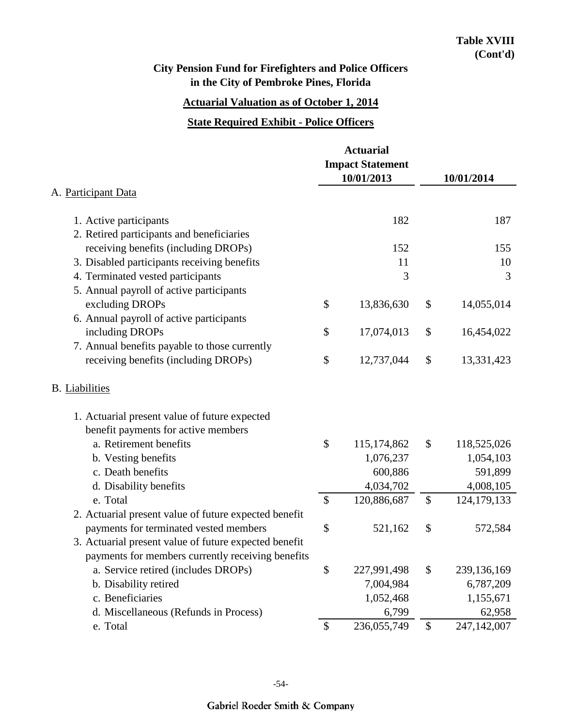**Table XVIII**
**(Cont'd)**

## City Pension Fund for Firefighters and Police Officers in the City of Pembroke Pines, Florida

### Actuarial Valuation as of October 1, 2014

### State Required Exhibit - Police Officers

| | Actuarial Impact Statement 10/01/2013 | 10/01/2014 |
|---|---|---|
| **A. Participant Data** | | |
| 1. Active participants | 182 | 187 |
| 2. Retired participants and beneficiaries receiving benefits (including DROPs) | 152 | 155 |
| 3. Disabled participants receiving benefits | 11 | 10 |
| 4. Terminated vested participants | 3 | 3 |
| 5. Annual payroll of active participants excluding DROPs | $ 13,836,630 | $ 14,055,014 |
| 6. Annual payroll of active participants including DROPs | $ 17,074,013 | $ 16,454,022 |
| 7. Annual benefits payable to those currently receiving benefits (including DROPs) | $ 12,737,044 | $ 13,331,423 |
| **B. Liabilities** | | |
| 1. Actuarial present value of future expected benefit payments for active members | | |
| a. Retirement benefits | $ 115,174,862 | $ 118,525,026 |
| b. Vesting benefits | 1,076,237 | 1,054,103 |
| c. Death benefits | 600,886 | 591,899 |
| d. Disability benefits | 4,034,702 | 4,008,105 |
| e. Total | $ 120,886,687 | $ 124,179,133 |
| 2. Actuarial present value of future expected benefit payments for terminated vested members | $ 521,162 | $ 572,584 |
| 3. Actuarial present value of future expected benefit payments for members currently receiving benefits | | |
| a. Service retired (includes DROPs) | $ 227,991,498 | $ 239,136,169 |
| b. Disability retired | 7,004,984 | 6,787,209 |
| c. Beneficiaries | 1,052,468 | 1,155,671 |
| d. Miscellaneous (Refunds in Process) | 6,799 | 62,958 |
| e. Total | $ 236,055,749 | $ 247,142,007 |

Gabriel Roeder Smith & Company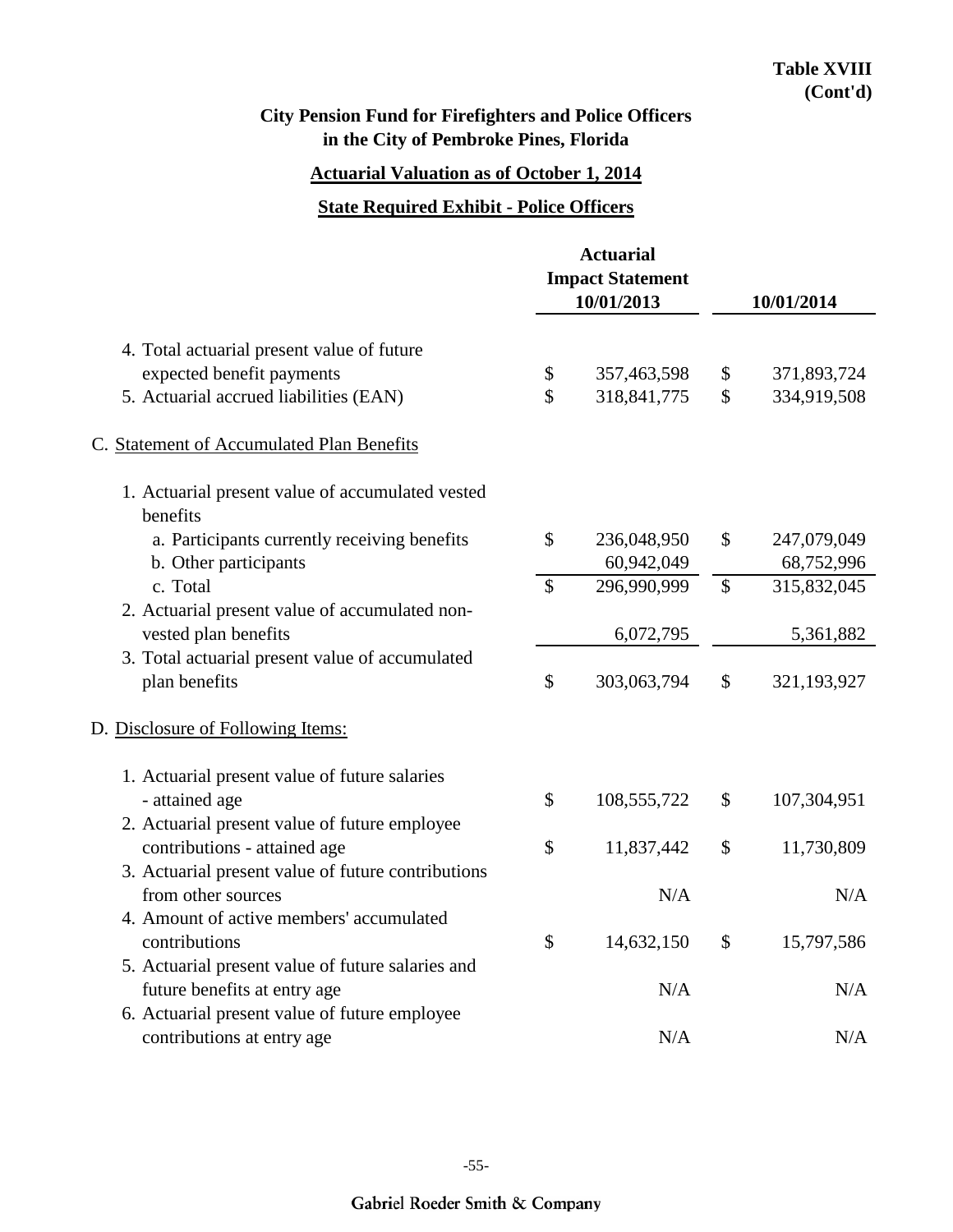**Table XVIII (Cont'd)**

## City Pension Fund for Firefighters and Police Officers in the City of Pembroke Pines, Florida

### Actuarial Valuation as of October 1, 2014

### State Required Exhibit - Police Officers

| | Actuarial Impact Statement 10/01/2013 | 10/01/2014 |
|---|---|---|
| 4. Total actuarial present value of future expected benefit payments | $ 357,463,598 | $ 371,893,724 |
| 5. Actuarial accrued liabilities (EAN) | $ 318,841,775 | $ 334,919,508 |
| C. Statement of Accumulated Plan Benefits | | |
| 1. Actuarial present value of accumulated vested benefits | | |
| a. Participants currently receiving benefits | $ 236,048,950 | $ 247,079,049 |
| b. Other participants | 60,942,049 | 68,752,996 |
| c. Total | $ 296,990,999 | $ 315,832,045 |
| 2. Actuarial present value of accumulated non-vested plan benefits | 6,072,795 | 5,361,882 |
| 3. Total actuarial present value of accumulated plan benefits | $ 303,063,794 | $ 321,193,927 |
| D. Disclosure of Following Items: | | |
| 1. Actuarial present value of future salaries - attained age | $ 108,555,722 | $ 107,304,951 |
| 2. Actuarial present value of future employee contributions - attained age | $ 11,837,442 | $ 11,730,809 |
| 3. Actuarial present value of future contributions from other sources | N/A | N/A |
| 4. Amount of active members' accumulated contributions | $ 14,632,150 | $ 15,797,586 |
| 5. Actuarial present value of future salaries and future benefits at entry age | N/A | N/A |
| 6. Actuarial present value of future employee contributions at entry age | N/A | N/A |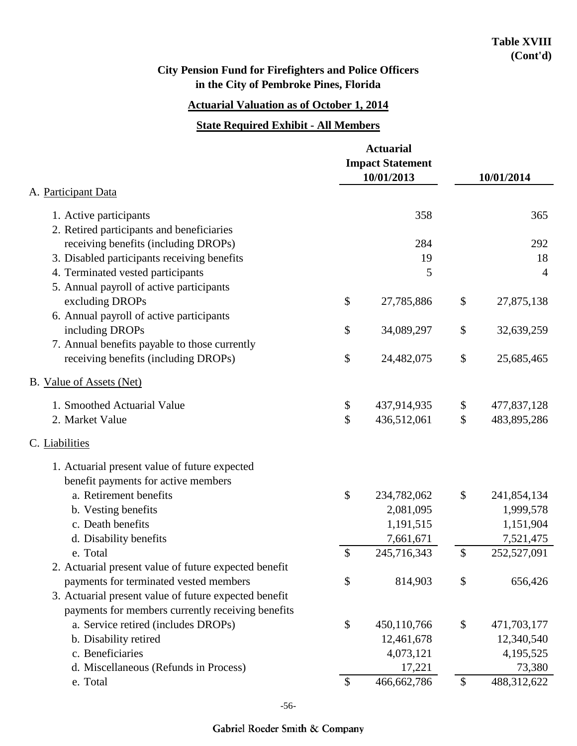**Table XVIII (Cont'd)**

# City Pension Fund for Firefighters and Police Officers in the City of Pembroke Pines, Florida

## Actuarial Valuation as of October 1, 2014

## State Required Exhibit - All Members

| | Actuarial Impact Statement 10/01/2013 | 10/01/2014 |
|---|---|---|
| A. Participant Data | | |
| 1. Active participants | 358 | 365 |
| 2. Retired participants and beneficiaries receiving benefits (including DROPs) | 284 | 292 |
| 3. Disabled participants receiving benefits | 19 | 18 |
| 4. Terminated vested participants | 5 | 4 |
| 5. Annual payroll of active participants excluding DROPs | $ 27,785,886 | $ 27,875,138 |
| 6. Annual payroll of active participants including DROPs | $ 34,089,297 | $ 32,639,259 |
| 7. Annual benefits payable to those currently receiving benefits (including DROPs) | $ 24,482,075 | $ 25,685,465 |
| B. Value of Assets (Net) | | |
| 1. Smoothed Actuarial Value | $ 437,914,935 | $ 477,837,128 |
| 2. Market Value | $ 436,512,061 | $ 483,895,286 |
| C. Liabilities | | |
| 1. Actuarial present value of future expected benefit payments for active members | | |
| a. Retirement benefits | $ 234,782,062 | $ 241,854,134 |
| b. Vesting benefits | 2,081,095 | 1,999,578 |
| c. Death benefits | 1,191,515 | 1,151,904 |
| d. Disability benefits | 7,661,671 | 7,521,475 |
| e. Total | $ 245,716,343 | $ 252,527,091 |
| 2. Actuarial present value of future expected benefit payments for terminated vested members | $ 814,903 | $ 656,426 |
| 3. Actuarial present value of future expected benefit payments for members currently receiving benefits | | |
| a. Service retired (includes DROPs) | $ 450,110,766 | $ 471,703,177 |
| b. Disability retired | 12,461,678 | 12,340,540 |
| c. Beneficiaries | 4,073,121 | 4,195,525 |
| d. Miscellaneous (Refunds in Process) | 17,221 | 73,380 |
| e. Total | $ 466,662,786 | $ 488,312,622 |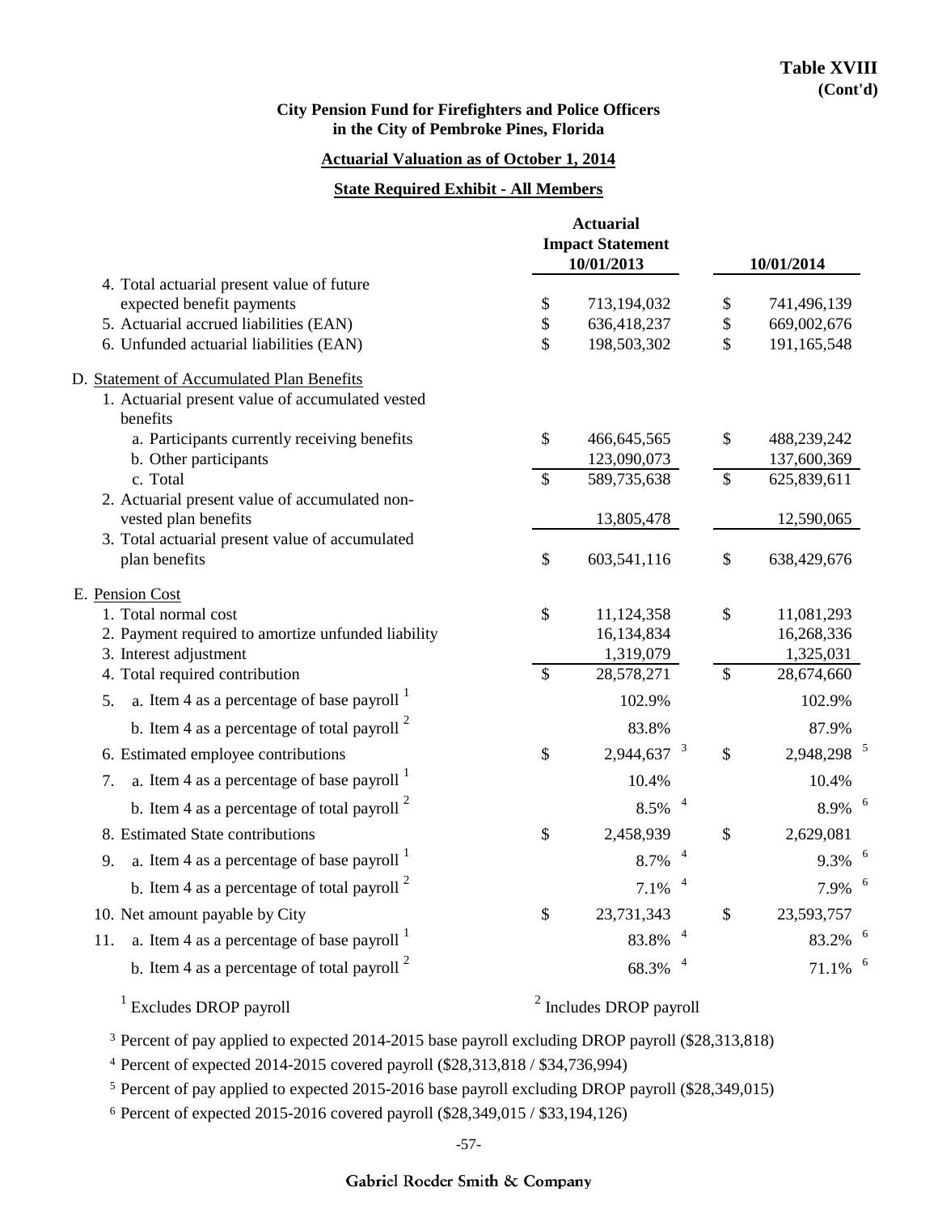**Table XVIII**
**(Cont'd)**

**City Pension Fund for Firefighters and Police Officers in the City of Pembroke Pines, Florida**

**Actuarial Valuation as of October 1, 2014**

**State Required Exhibit - All Members**

| | Actuarial Impact Statement 10/01/2013 | 10/01/2014 |
|---|---|---|
| 4. Total actuarial present value of future expected benefit payments | $ 713,194,032 | $ 741,496,139 |
| 5. Actuarial accrued liabilities (EAN) | $ 636,418,237 | $ 669,002,676 |
| 6. Unfunded actuarial liabilities (EAN) | $ 198,503,302 | $ 191,165,548 |
| D. Statement of Accumulated Plan Benefits | | |
| 1. Actuarial present value of accumulated vested benefits | | |
| a. Participants currently receiving benefits | $ 466,645,565 | $ 488,239,242 |
| b. Other participants | 123,090,073 | 137,600,369 |
| c. Total | $ 589,735,638 | $ 625,839,611 |
| 2. Actuarial present value of accumulated non-vested plan benefits | 13,805,478 | 12,590,065 |
| 3. Total actuarial present value of accumulated plan benefits | $ 603,541,116 | $ 638,429,676 |
| E. Pension Cost | | |
| 1. Total normal cost | $ 11,124,358 | $ 11,081,293 |
| 2. Payment required to amortize unfunded liability | 16,134,834 | 16,268,336 |
| 3. Interest adjustment | 1,319,079 | 1,325,031 |
| 4. Total required contribution | $ 28,578,271 | $ 28,674,660 |
| 5. a. Item 4 as a percentage of base payroll [1] | 102.9% | 102.9% |
| b. Item 4 as a percentage of total payroll [2] | 83.8% | 87.9% |
| 6. Estimated employee contributions | $ 2,944,637 [3] | $ 2,948,298 [5] |
| 7. a. Item 4 as a percentage of base payroll [1] | 10.4% | 10.4% |
| b. Item 4 as a percentage of total payroll [2] | 8.5% [4] | 8.9% [6] |
| 8. Estimated State contributions | $ 2,458,939 | $ 2,629,081 |
| 9. a. Item 4 as a percentage of base payroll [1] | 8.7% [4] | 9.3% [6] |
| b. Item 4 as a percentage of total payroll [2] | 7.1% [4] | 7.9% [6] |
| 10. Net amount payable by City | $ 23,731,343 | $ 23,593,757 |
| 11. a. Item 4 as a percentage of base payroll [1] | 83.8% [4] | 83.2% [6] |
| b. Item 4 as a percentage of total payroll [2] | 68.3% [4] | 71.1% [6] |

[1] Excludes DROP payroll

[2] Includes DROP payroll

[3] Percent of pay applied to expected 2014-2015 base payroll excluding DROP payroll ($28,313,818)

[4] Percent of expected 2014-2015 covered payroll ($28,313,818 / $34,736,994)

[5] Percent of pay applied to expected 2015-2016 base payroll excluding DROP payroll ($28,349,015)

[6] Percent of expected 2015-2016 covered payroll ($28,349,015 / $33,194,126)

Gabriel Roeder Smith & Company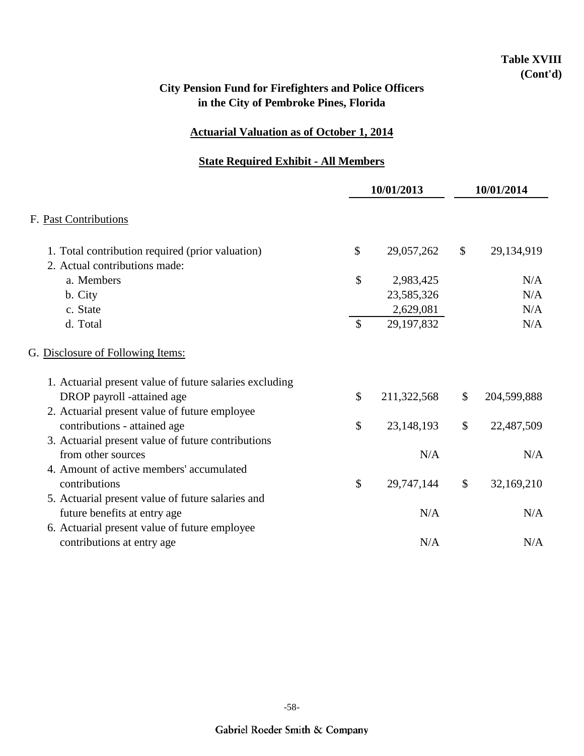**Table XVIII**
**(Cont'd)**

**City Pension Fund for Firefighters and Police Officers**
**in the City of Pembroke Pines, Florida**

**Actuarial Valuation as of October 1, 2014**

**State Required Exhibit - All Members**

| | 10/01/2013 | 10/01/2014 |
|---|---|---|
| F. Past Contributions | | |
| 1. Total contribution required (prior valuation) | $ 29,057,262 | $ 29,134,919 |
| 2. Actual contributions made: | | |
| a. Members | $ 2,983,425 | N/A |
| b. City | 23,585,326 | N/A |
| c. State | 2,629,081 | N/A |
| d. Total | $ 29,197,832 | N/A |
| G. Disclosure of Following Items: | | |
| 1. Actuarial present value of future salaries excluding DROP payroll -attained age | $ 211,322,568 | $ 204,599,888 |
| 2. Actuarial present value of future employee contributions - attained age | $ 23,148,193 | $ 22,487,509 |
| 3. Actuarial present value of future contributions from other sources | N/A | N/A |
| 4. Amount of active members' accumulated contributions | $ 29,747,144 | $ 32,169,210 |
| 5. Actuarial present value of future salaries and future benefits at entry age | N/A | N/A |
| 6. Actuarial present value of future employee contributions at entry age | N/A | N/A |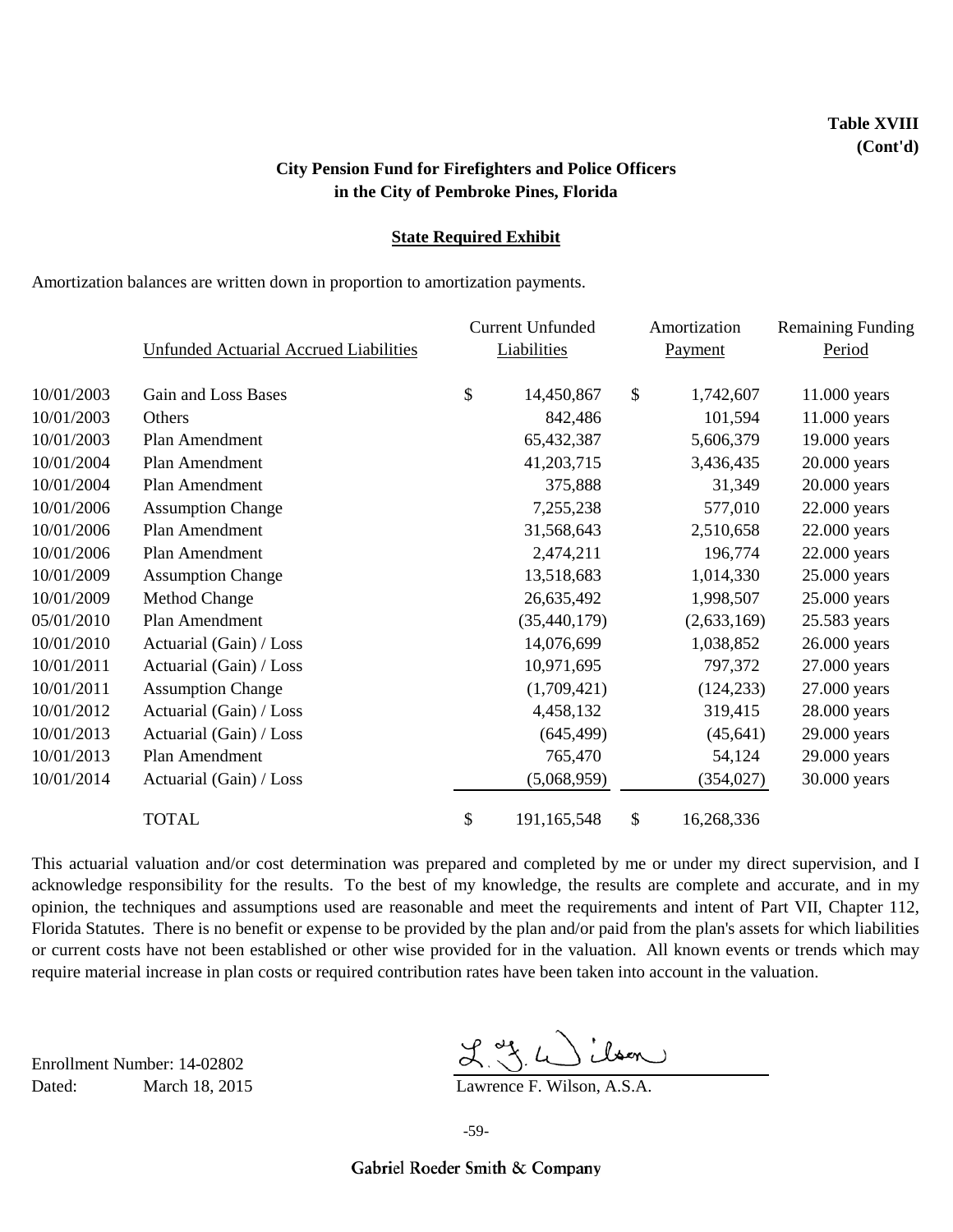**Table XVIII**
**(Cont'd)**

**City Pension Fund for Firefighters and Police Officers**
**in the City of Pembroke Pines, Florida**

**State Required Exhibit**

Amortization balances are written down in proportion to amortization payments.

| | Unfunded Actuarial Accrued Liabilities | Current Unfunded Liabilities | Amortization Payment | Remaining Funding Period |
|---|---|---|---|---|
| 10/01/2003 | Gain and Loss Bases | $ 14,450,867 | $ 1,742,607 | 11.000 years |
| 10/01/2003 | Others | 842,486 | 101,594 | 11.000 years |
| 10/01/2003 | Plan Amendment | 65,432,387 | 5,606,379 | 19.000 years |
| 10/01/2004 | Plan Amendment | 41,203,715 | 3,436,435 | 20.000 years |
| 10/01/2004 | Plan Amendment | 375,888 | 31,349 | 20.000 years |
| 10/01/2006 | Assumption Change | 7,255,238 | 577,010 | 22.000 years |
| 10/01/2006 | Plan Amendment | 31,568,643 | 2,510,658 | 22.000 years |
| 10/01/2006 | Plan Amendment | 2,474,211 | 196,774 | 22.000 years |
| 10/01/2009 | Assumption Change | 13,518,683 | 1,014,330 | 25.000 years |
| 10/01/2009 | Method Change | 26,635,492 | 1,998,507 | 25.000 years |
| 05/01/2010 | Plan Amendment | (35,440,179) | (2,633,169) | 25.583 years |
| 10/01/2010 | Actuarial (Gain) / Loss | 14,076,699 | 1,038,852 | 26.000 years |
| 10/01/2011 | Actuarial (Gain) / Loss | 10,971,695 | 797,372 | 27.000 years |
| 10/01/2011 | Assumption Change | (1,709,421) | (124,233) | 27.000 years |
| 10/01/2012 | Actuarial (Gain) / Loss | 4,458,132 | 319,415 | 28.000 years |
| 10/01/2013 | Actuarial (Gain) / Loss | (645,499) | (45,641) | 29.000 years |
| 10/01/2013 | Plan Amendment | 765,470 | 54,124 | 29.000 years |
| 10/01/2014 | Actuarial (Gain) / Loss | (5,068,959) | (354,027) | 30.000 years |
| | TOTAL | $ 191,165,548 | $ 16,268,336 | |

This actuarial valuation and/or cost determination was prepared and completed by me or under my direct supervision, and I acknowledge responsibility for the results. To the best of my knowledge, the results are complete and accurate, and in my opinion, the techniques and assumptions used are reasonable and meet the requirements and intent of Part VII, Chapter 112, Florida Statutes. There is no benefit or expense to be provided by the plan and/or paid from the plan's assets for which liabilities or current costs have not been established or other wise provided for in the valuation. All known events or trends which may require material increase in plan costs or required contribution rates have been taken into account in the valuation.

Enrollment Number: 14-02802
Dated: March 18, 2015

Lawrence F. Wilson, A.S.A.

Gabriel Roeder Smith & Company